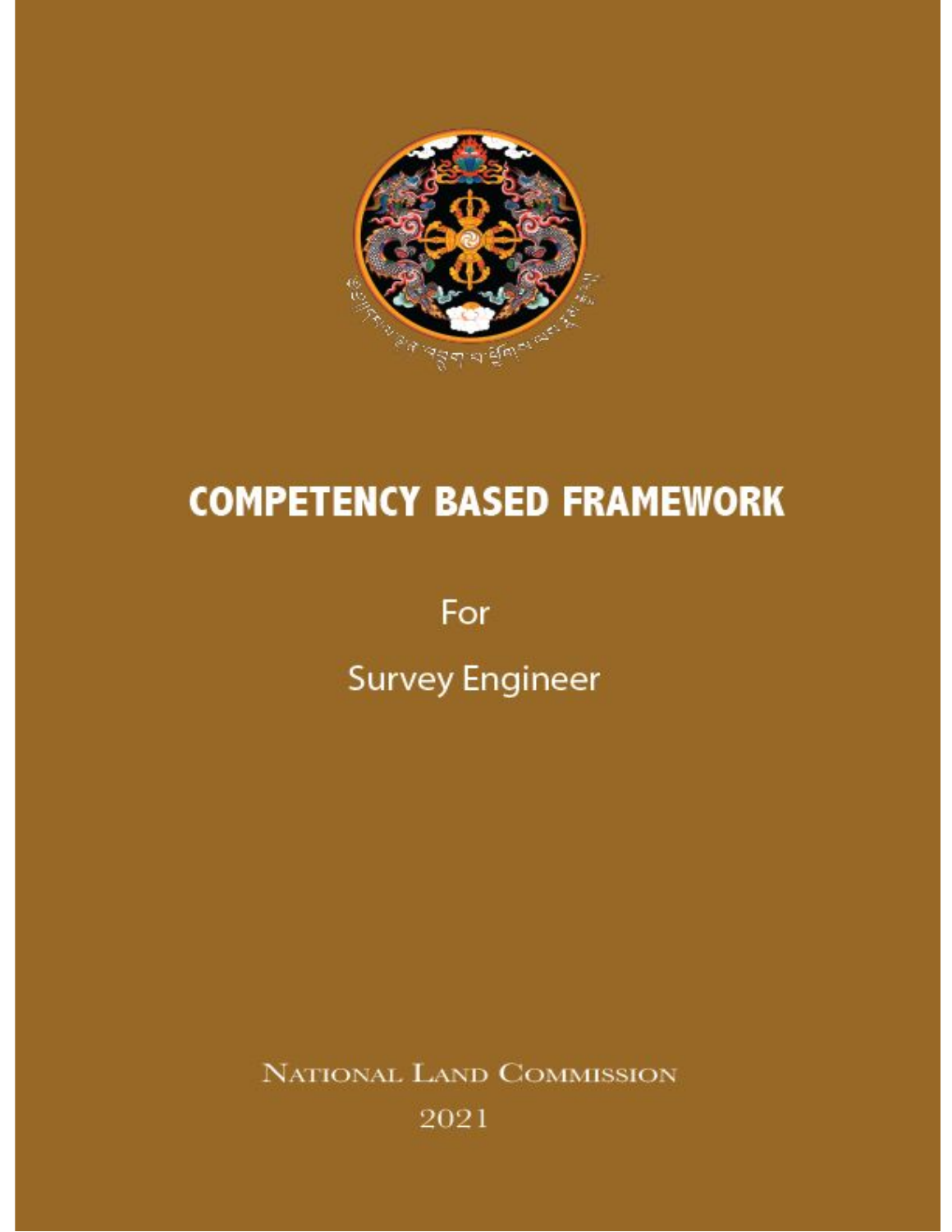# COMPETENCY BASED FRAMEWORK

For

Survey Engineer

NATIONAL LAND COMMISSION

2021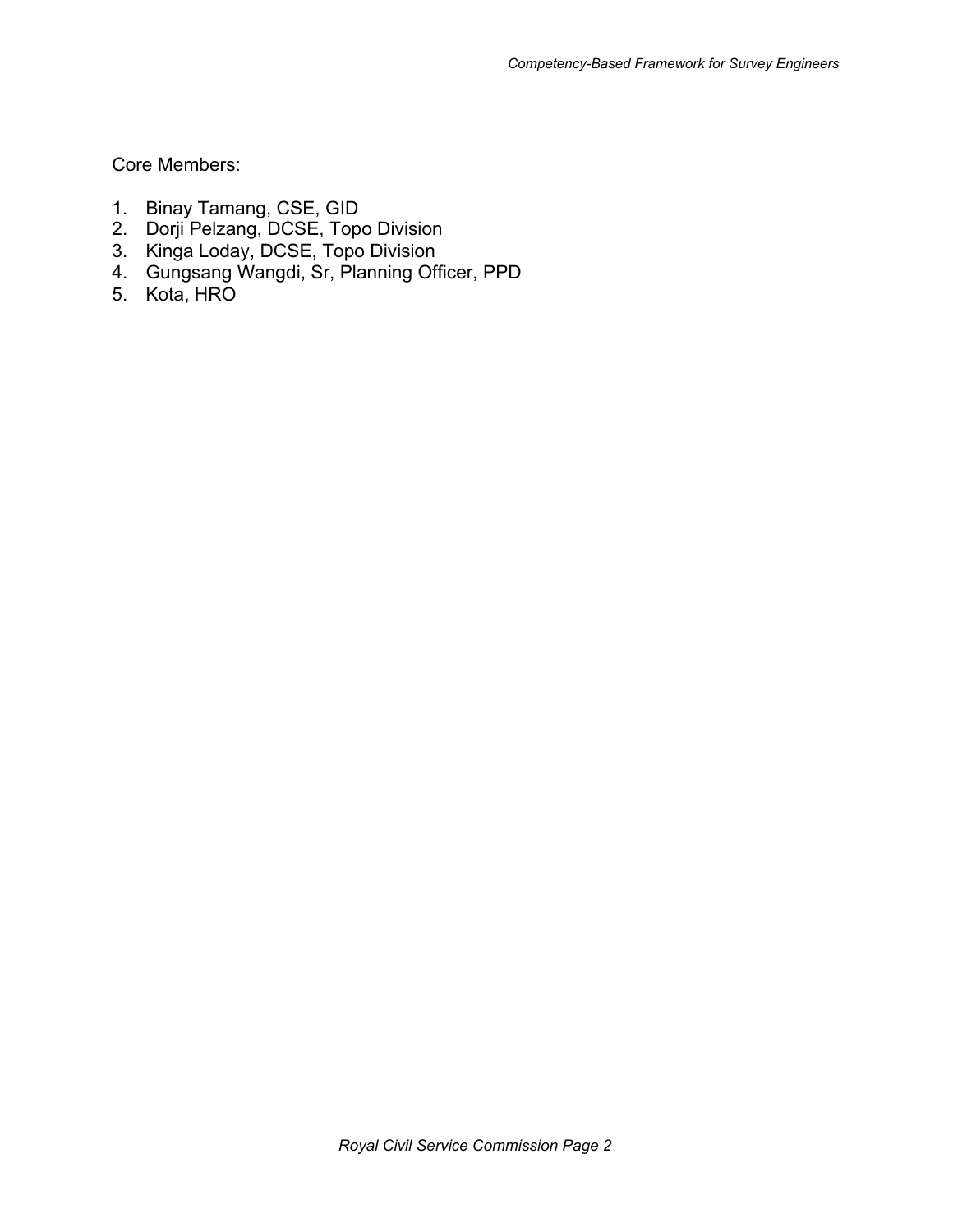Core Members:

1. Binay Tamang, CSE, GID
2. Dorji Pelzang, DCSE, Topo Division
3. Kinga Loday, DCSE, Topo Division
4. Gungsang Wangdi, Sr, Planning Officer, PPD
5. Kota, HRO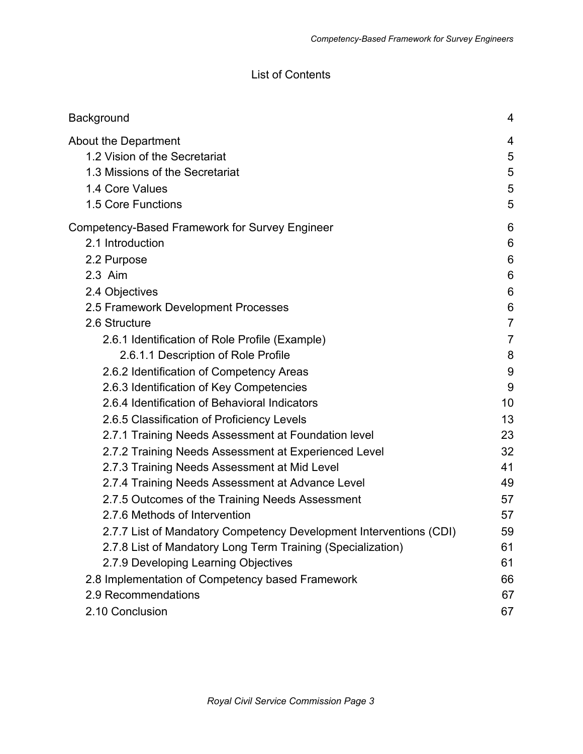# List of Contents

| | |
|---|---|
| Background | 4 |
| About the Department | 4 |
| 1.2 Vision of the Secretariat | 5 |
| 1.3 Missions of the Secretariat | 5 |
| 1.4 Core Values | 5 |
| 1.5 Core Functions | 5 |
| Competency-Based Framework for Survey Engineer | 6 |
| 2.1 Introduction | 6 |
| 2.2 Purpose | 6 |
| 2.3 Aim | 6 |
| 2.4 Objectives | 6 |
| 2.5 Framework Development Processes | 6 |
| 2.6 Structure | 7 |
| 2.6.1 Identification of Role Profile (Example) | 7 |
| 2.6.1.1 Description of Role Profile | 8 |
| 2.6.2 Identification of Competency Areas | 9 |
| 2.6.3 Identification of Key Competencies | 9 |
| 2.6.4 Identification of Behavioral Indicators | 10 |
| 2.6.5 Classification of Proficiency Levels | 13 |
| 2.7.1 Training Needs Assessment at Foundation level | 23 |
| 2.7.2 Training Needs Assessment at Experienced Level | 32 |
| 2.7.3 Training Needs Assessment at Mid Level | 41 |
| 2.7.4 Training Needs Assessment at Advance Level | 49 |
| 2.7.5 Outcomes of the Training Needs Assessment | 57 |
| 2.7.6 Methods of Intervention | 57 |
| 2.7.7 List of Mandatory Competency Development Interventions (CDI) | 59 |
| 2.7.8 List of Mandatory Long Term Training (Specialization) | 61 |
| 2.7.9 Developing Learning Objectives | 61 |
| 2.8 Implementation of Competency based Framework | 66 |
| 2.9 Recommendations | 67 |
| 2.10 Conclusion | 67 |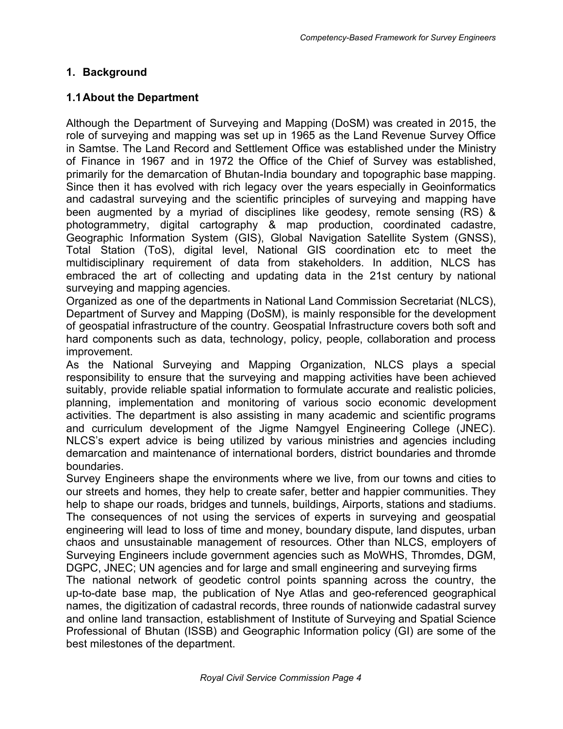# 1. Background

## 1.1 About the Department

Although the Department of Surveying and Mapping (DoSM) was created in 2015, the role of surveying and mapping was set up in 1965 as the Land Revenue Survey Office in Samtse. The Land Record and Settlement Office was established under the Ministry of Finance in 1967 and in 1972 the Office of the Chief of Survey was established, primarily for the demarcation of Bhutan-India boundary and topographic base mapping. Since then it has evolved with rich legacy over the years especially in Geoinformatics and cadastral surveying and the scientific principles of surveying and mapping have been augmented by a myriad of disciplines like geodesy, remote sensing (RS) & photogrammetry, digital cartography & map production, coordinated cadastre, Geographic Information System (GIS), Global Navigation Satellite System (GNSS), Total Station (ToS), digital level, National GIS coordination etc to meet the multidisciplinary requirement of data from stakeholders. In addition, NLCS has embraced the art of collecting and updating data in the 21st century by national surveying and mapping agencies.

Organized as one of the departments in National Land Commission Secretariat (NLCS), Department of Survey and Mapping (DoSM), is mainly responsible for the development of geospatial infrastructure of the country. Geospatial Infrastructure covers both soft and hard components such as data, technology, policy, people, collaboration and process improvement.

As the National Surveying and Mapping Organization, NLCS plays a special responsibility to ensure that the surveying and mapping activities have been achieved suitably, provide reliable spatial information to formulate accurate and realistic policies, planning, implementation and monitoring of various socio economic development activities. The department is also assisting in many academic and scientific programs and curriculum development of the Jigme Namgyel Engineering College (JNEC). NLCS's expert advice is being utilized by various ministries and agencies including demarcation and maintenance of international borders, district boundaries and thromde boundaries.

Survey Engineers shape the environments where we live, from our towns and cities to our streets and homes, they help to create safer, better and happier communities. They help to shape our roads, bridges and tunnels, buildings, Airports, stations and stadiums. The consequences of not using the services of experts in surveying and geospatial engineering will lead to loss of time and money, boundary dispute, land disputes, urban chaos and unsustainable management of resources. Other than NLCS, employers of Surveying Engineers include government agencies such as MoWHS, Thromdes, DGM, DGPC, JNEC; UN agencies and for large and small engineering and surveying firms

The national network of geodetic control points spanning across the country, the up-to-date base map, the publication of Nye Atlas and geo-referenced geographical names, the digitization of cadastral records, three rounds of nationwide cadastral survey and online land transaction, establishment of Institute of Surveying and Spatial Science Professional of Bhutan (ISSB) and Geographic Information policy (GI) are some of the best milestones of the department.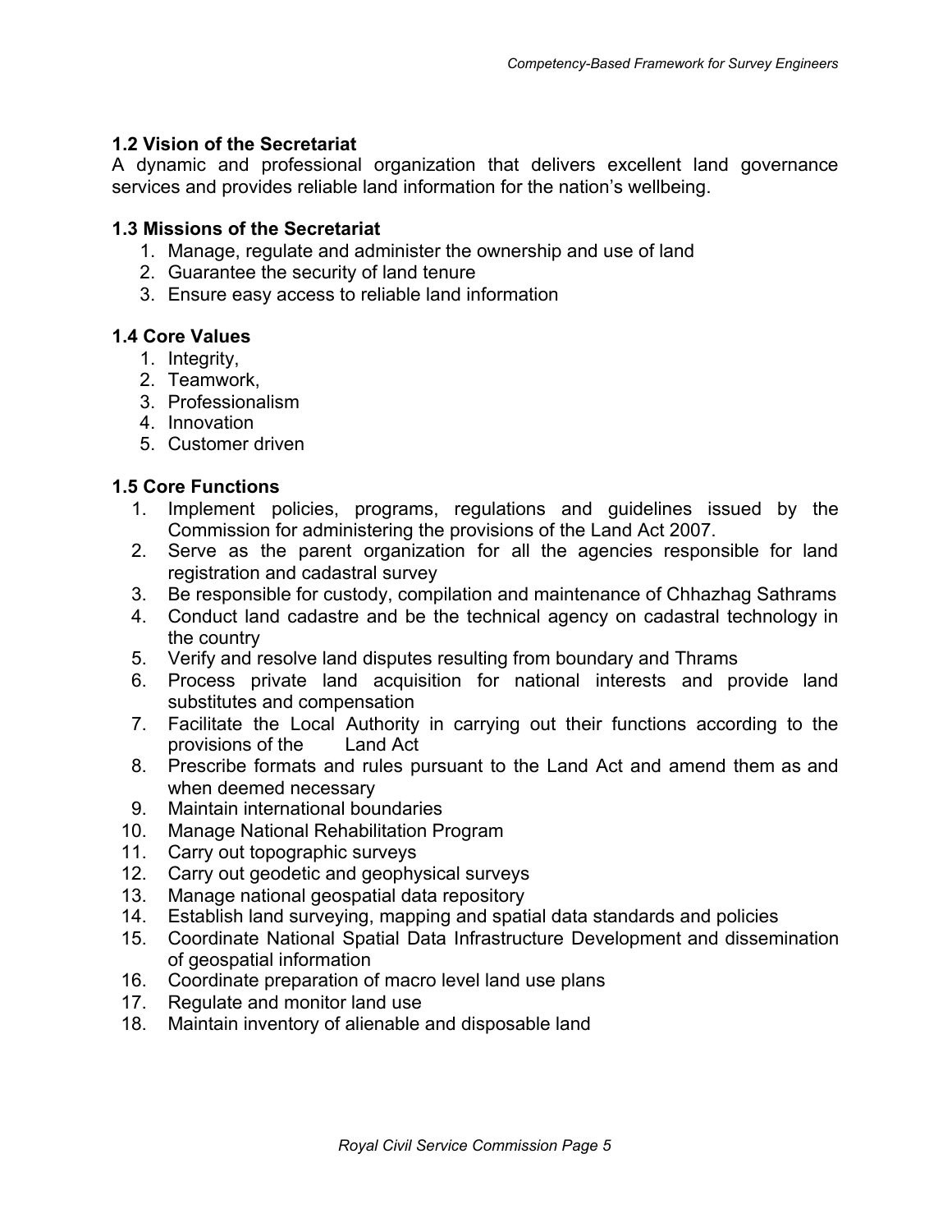### 1.2 Vision of the Secretariat

A dynamic and professional organization that delivers excellent land governance services and provides reliable land information for the nation's wellbeing.

### 1.3 Missions of the Secretariat

1. Manage, regulate and administer the ownership and use of land
2. Guarantee the security of land tenure
3. Ensure easy access to reliable land information

### 1.4 Core Values

1. Integrity,
2. Teamwork,
3. Professionalism
4. Innovation
5. Customer driven

### 1.5 Core Functions

1. Implement policies, programs, regulations and guidelines issued by the Commission for administering the provisions of the Land Act 2007.
2. Serve as the parent organization for all the agencies responsible for land registration and cadastral survey
3. Be responsible for custody, compilation and maintenance of Chhazhag Sathrams
4. Conduct land cadastre and be the technical agency on cadastral technology in the country
5. Verify and resolve land disputes resulting from boundary and Thrams
6. Process private land acquisition for national interests and provide land substitutes and compensation
7. Facilitate the Local Authority in carrying out their functions according to the provisions of the Land Act
8. Prescribe formats and rules pursuant to the Land Act and amend them as and when deemed necessary
9. Maintain international boundaries
10. Manage National Rehabilitation Program
11. Carry out topographic surveys
12. Carry out geodetic and geophysical surveys
13. Manage national geospatial data repository
14. Establish land surveying, mapping and spatial data standards and policies
15. Coordinate National Spatial Data Infrastructure Development and dissemination of geospatial information
16. Coordinate preparation of macro level land use plans
17. Regulate and monitor land use
18. Maintain inventory of alienable and disposable land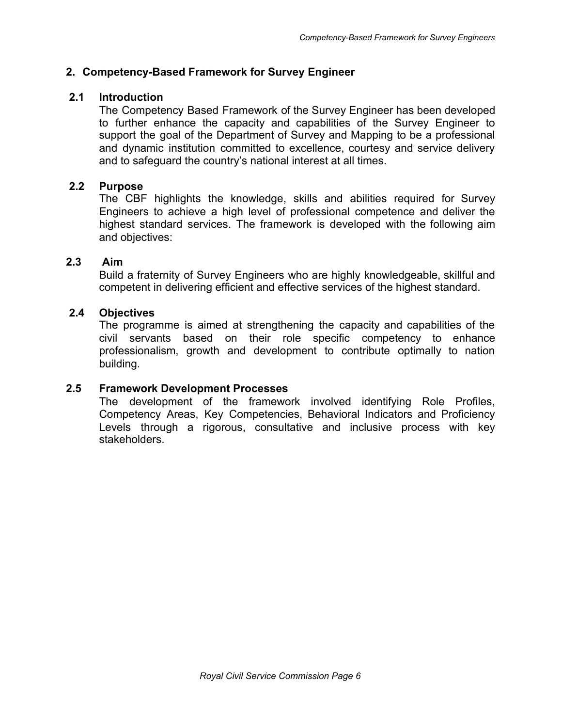## 2. Competency-Based Framework for Survey Engineer

### 2.1 Introduction

The Competency Based Framework of the Survey Engineer has been developed to further enhance the capacity and capabilities of the Survey Engineer to support the goal of the Department of Survey and Mapping to be a professional and dynamic institution committed to excellence, courtesy and service delivery and to safeguard the country's national interest at all times.

### 2.2 Purpose

The CBF highlights the knowledge, skills and abilities required for Survey Engineers to achieve a high level of professional competence and deliver the highest standard services. The framework is developed with the following aim and objectives:

### 2.3 Aim

Build a fraternity of Survey Engineers who are highly knowledgeable, skillful and competent in delivering efficient and effective services of the highest standard.

### 2.4 Objectives

The programme is aimed at strengthening the capacity and capabilities of the civil servants based on their role specific competency to enhance professionalism, growth and development to contribute optimally to nation building.

### 2.5 Framework Development Processes

The development of the framework involved identifying Role Profiles, Competency Areas, Key Competencies, Behavioral Indicators and Proficiency Levels through a rigorous, consultative and inclusive process with key stakeholders.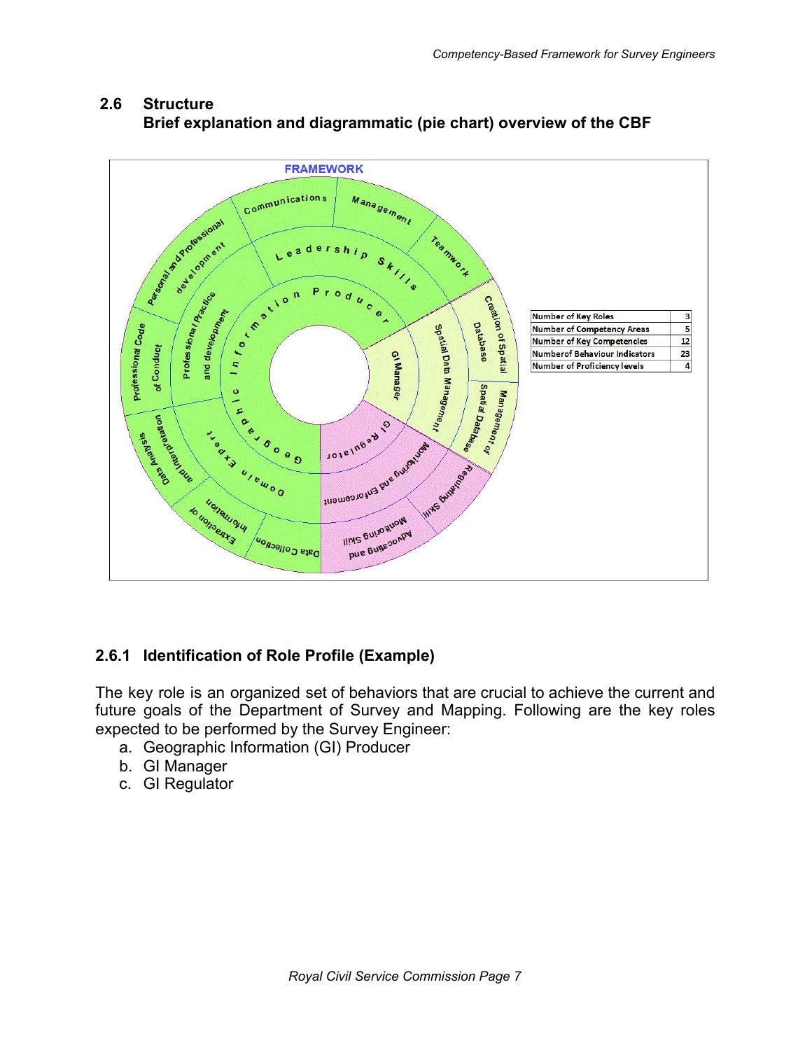## 2.6 Structure

**Brief explanation and diagrammatic (pie chart) overview of the CBF**

| Number of Key Roles | 3 |
|---|---|
| Number of Competency Areas | 5 |
| Number of Key Competencies | 12 |
| Numberof Behaviour Indicators | 23 |
| Number of Proficiency levels | 4 |

### 2.6.1 Identification of Role Profile (Example)

The key role is an organized set of behaviors that are crucial to achieve the current and future goals of the Department of Survey and Mapping. Following are the key roles expected to be performed by the Survey Engineer:

a. Geographic Information (GI) Producer
b. GI Manager
c. GI Regulator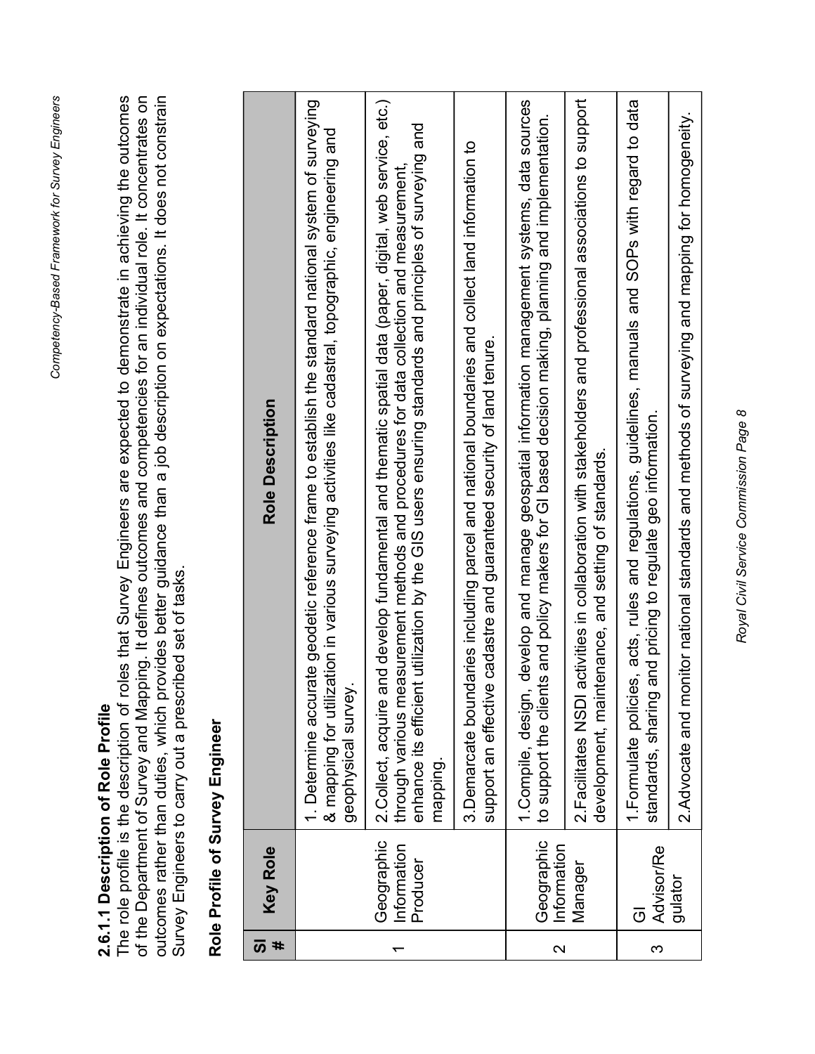### 2.6.1.1 Description of Role Profile

The role profile is the description of roles that Survey Engineers are expected to demonstrate in achieving the outcomes of the Department of Survey and Mapping. It defines outcomes and competencies for an individual role. It concentrates on outcomes rather than duties, which provides better guidance than a job description on expectations. It does not constrain Survey Engineers to carry out a prescribed set of tasks.

**Role Profile of Survey Engineer**

| Sl # | Key Role | Role Description |
|---|---|---|
| 1 | Geographic Information Producer | 1. Determine accurate geodetic reference frame to establish the standard national system of surveying & mapping for utilization in various surveying activities like cadastral, topographic, engineering and geophysical survey. |
| | | 2.Collect, acquire and develop fundamental and thematic spatial data (paper, digital, web service, etc.) through various measurement methods and procedures for data collection and measurement, enhance its efficient utilization by the GIS users ensuring standards and principles of surveying and mapping. |
| | | 3.Demarcate boundaries including parcel and national boundaries and collect land information to support an effective cadastre and guaranteed security of land tenure. |
| 2 | Geographic Information Manager | 1.Compile, design, develop and manage geospatial information management systems, data sources to support the clients and policy makers for GI based decision making, planning and implementation. |
| | | 2.Facilitates NSDI activities in collaboration with stakeholders and professional associations to support development, maintenance, and setting of standards. |
| 3 | GI Advisor/Regulator | 1.Formulate policies, acts, rules and regulations, guidelines, manuals and SOPs with regard to data standards, sharing and pricing to regulate geo information. |
| | | 2.Advocate and monitor national standards and methods of surveying and mapping for homogeneity. |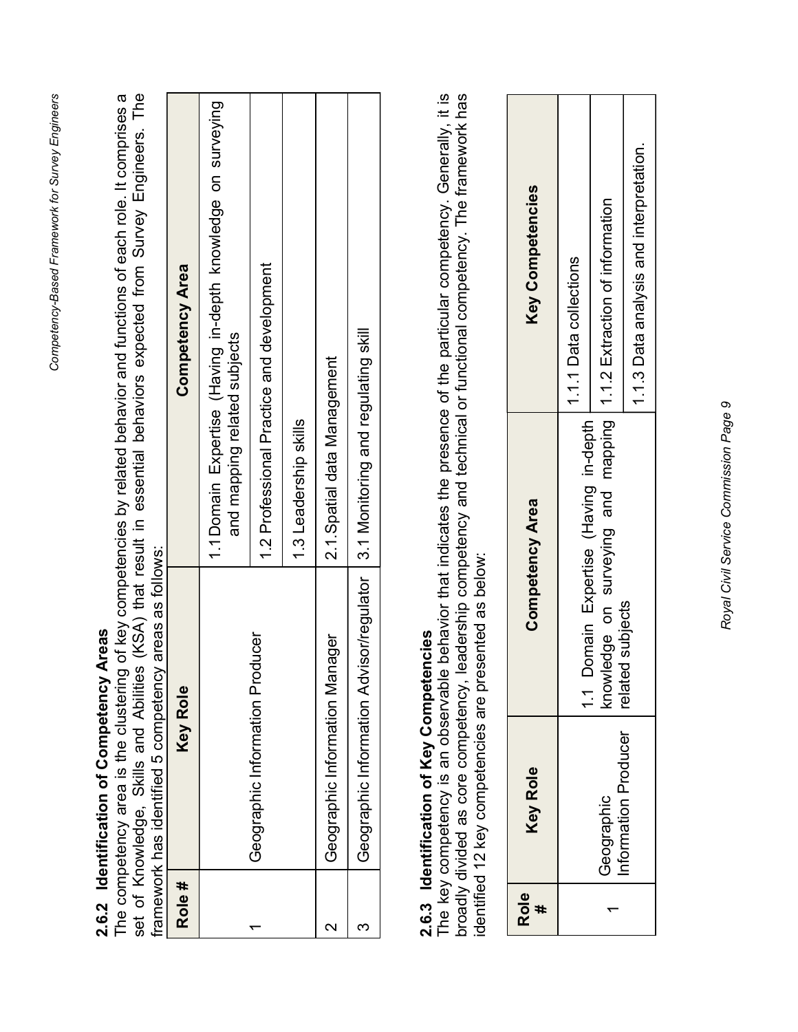### 2.6.2 Identification of Competency Areas

The competency area is the clustering of key competencies by related behavior and functions of each role. It comprises a set of Knowledge, Skills and Abilities (KSA) that result in essential behaviors expected from Survey Engineers. The framework has identified 5 competency areas as follows:

| Role # | Key Role | Competency Area |
|---|---|---|
| 1 | Geographic Information Producer | 1.1 Domain Expertise (Having in-depth knowledge on surveying and mapping related subjects |
| | | 1.2 Professional Practice and development |
| | | 1.3 Leadership skills |
| 2 | Geographic Information Manager | 2.1.Spatial data Management |
| 3 | Geographic Information Advisor/regulator | 3.1 Monitoring and regulating skill |

### 2.6.3 Identification of Key Competencies

The key competency is an observable behavior that indicates the presence of the particular competency. Generally, it is broadly divided as core competency, leadership competency and technical or functional competency. The framework has identified 12 key competencies are presented as below:

| Role # | Key Role | Competency Area | Key Competencies |
|---|---|---|---|
| 1 | Geographic Information Producer | 1.1 Domain Expertise (Having in-depth knowledge on surveying and mapping related subjects | 1.1.1 Data collections |
| | | | 1.1.2 Extraction of information |
| | | | 1.1.3 Data analysis and interpretation. |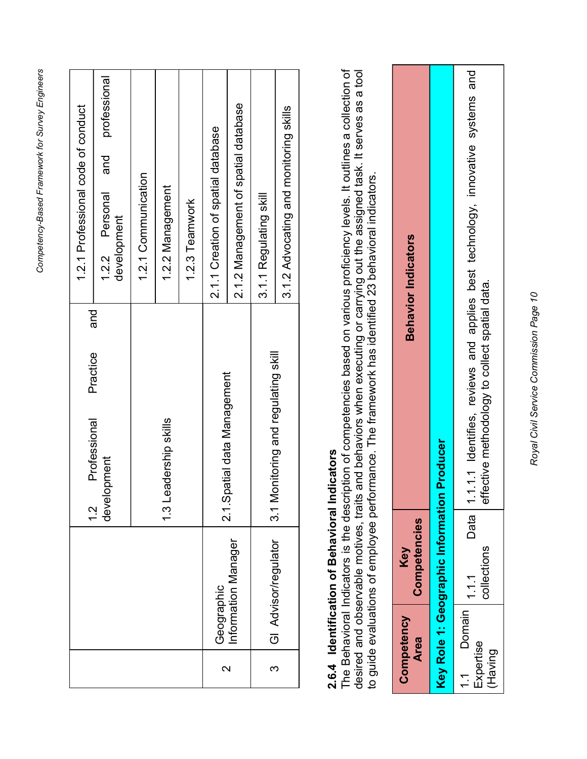| | | | |
|---|---|---|---|
| | | 1.2 Professional Practice and development | 1.2.1 Professional code of conduct |
| | | | 1.2.2 Personal and professional development |
| | | 1.3 Leadership skills | 1.2.1 Communication |
| | | | 1.2.2 Management |
| | | | 1.2.3 Teamwork |
| 2 | Geographic Information Manager | 2.1.Spatial data Management | 2.1.1 Creation of spatial database |
| | | | 2.1.2 Management of spatial database |
| 3 | GI Advisor/regulator | 3.1 Monitoring and regulating skill | 3.1.1 Regulating skill |
| | | | 3.1.2 Advocating and monitoring skills |

### 2.6.4 Identification of Behavioral Indicators

The Behavioral Indicators is the description of competencies based on various proficiency levels. It outlines a collection of desired and observable motives, traits and behaviors when executing or carrying out the assigned task. It serves as a tool to guide evaluations of employee performance. The framework has identified 23 behavioral indicators.

| Competency Area | Key Competencies | Behavior Indicators |
|---|---|---|
| **Key Role 1: Geographic Information Producer** | | |
| 1.1 Domain Expertise (Having | 1.1.1 Data collections | 1.1.1.1 Identifies, reviews and applies best technology, innovative systems and effective methodology to collect spatial data. |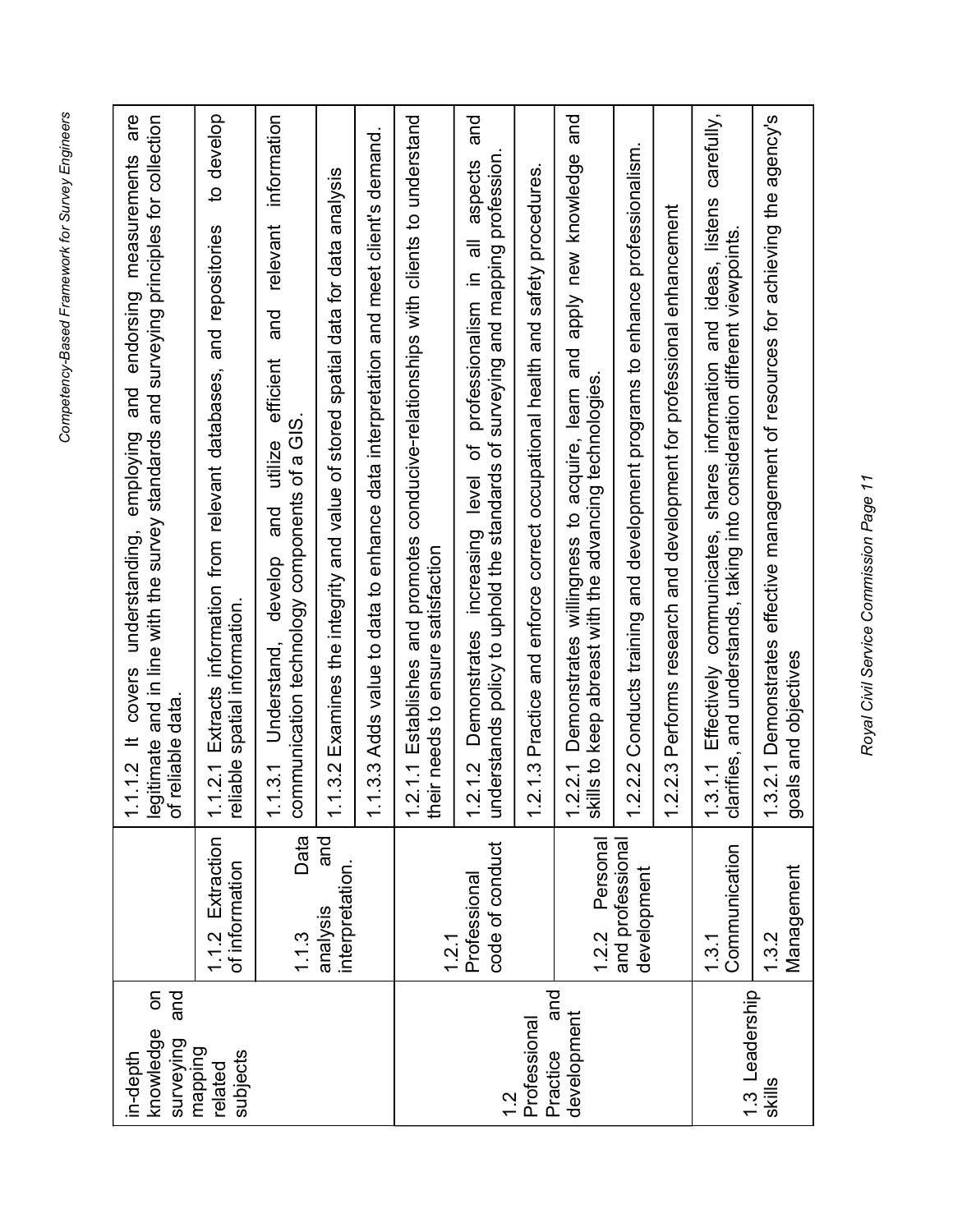| | | |
|---|---|---|
| in-depth knowledge on surveying and mapping related subjects | | 1.1.1.2 It covers understanding, employing and endorsing measurements are legitimate and in line with the survey standards and surveying principles for collection of reliable data. |
| | 1.1.2 Extraction of information | 1.1.2.1 Extracts information from relevant databases, and repositories to develop reliable spatial information. |
| | 1.1.3 Data analysis and interpretation. | 1.1.3.1 Understand, develop and utilize efficient and relevant information communication technology components of a GIS. |
| | | 1.1.3.2 Examines the integrity and value of stored spatial data for data analysis |
| | | 1.1.3.3 Adds value to data to enhance data interpretation and meet client's demand. |
| 1.2 Professional Practice and development | 1.2.1 Professional code of conduct | 1.2.1.1 Establishes and promotes conducive-relationships with clients to understand their needs to ensure satisfaction |
| | | 1.2.1.2 Demonstrates increasing level of professionalism in all aspects and understands policy to uphold the standards of surveying and mapping profession. |
| | | 1.2.1.3 Practice and enforce correct occupational health and safety procedures. |
| | 1.2.2 Personal and professional development | 1.2.2.1 Demonstrates willingness to acquire, learn and apply new knowledge and skills to keep abreast with the advancing technologies. |
| | | 1.2.2.2 Conducts training and development programs to enhance professionalism. |
| | | 1.2.2.3 Performs research and development for professional enhancement |
| 1.3 Leadership skills | 1.3.1 Communication | 1.3.1.1 Effectively communicates, shares information and ideas, listens carefully, clarifies, and understands, taking into consideration different viewpoints. |
| | 1.3.2 Management | 1.3.2.1 Demonstrates effective management of resources for achieving the agency's goals and objectives |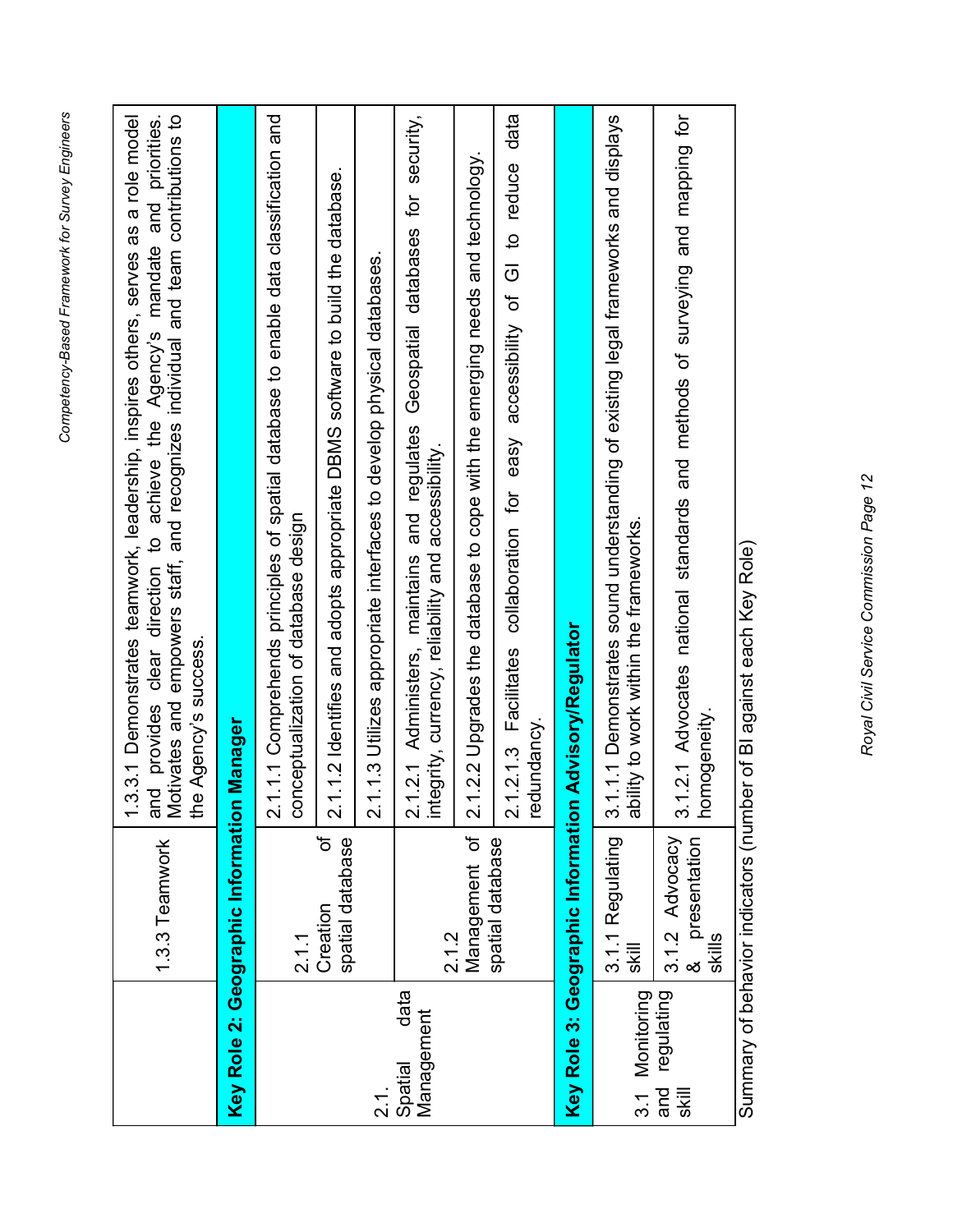| | | |
|---|---|---|
| | 1.3.3 Teamwork | 1.3.3.1 Demonstrates teamwork, leadership, inspires others, serves as a role model and provides clear direction to achieve the Agency's mandate and priorities. Motivates and empowers staff, and recognizes individual and team contributions to the Agency's success. |
| **Key Role 2: Geographic Information Manager** | | |
| 2.1. Spatial data Management | 2.1.1 Creation of spatial database | 2.1.1.1 Comprehends principles of spatial database to enable data classification and conceptualization of database design |
| | | 2.1.1.2 Identifies and adopts appropriate DBMS software to build the database. |
| | | 2.1.1.3 Utilizes appropriate interfaces to develop physical databases. |
| | 2.1.2 Management of spatial database | 2.1.2.1 Administers, maintains and regulates Geospatial databases for security, integrity, currency, reliability and accessibility. |
| | | 2.1.2.2 Upgrades the database to cope with the emerging needs and technology. |
| | | 2.1.2.1.3 Facilitates collaboration for easy accessibility of GI to reduce data redundancy. |
| **Key Role 3: Geographic Information Advisory/Regulator** | | |
| 3.1 Monitoring and regulating skill | 3.1.1 Regulating skill | 3.1.1.1 Demonstrates sound understanding of existing legal frameworks and displays ability to work within the frameworks. |
| | 3.1.2 Advocacy & presentation skills | 3.1.2.1 Advocates national standards and methods of surveying and mapping for homogeneity. |

Summary of behavior indicators (number of BI against each Key Role)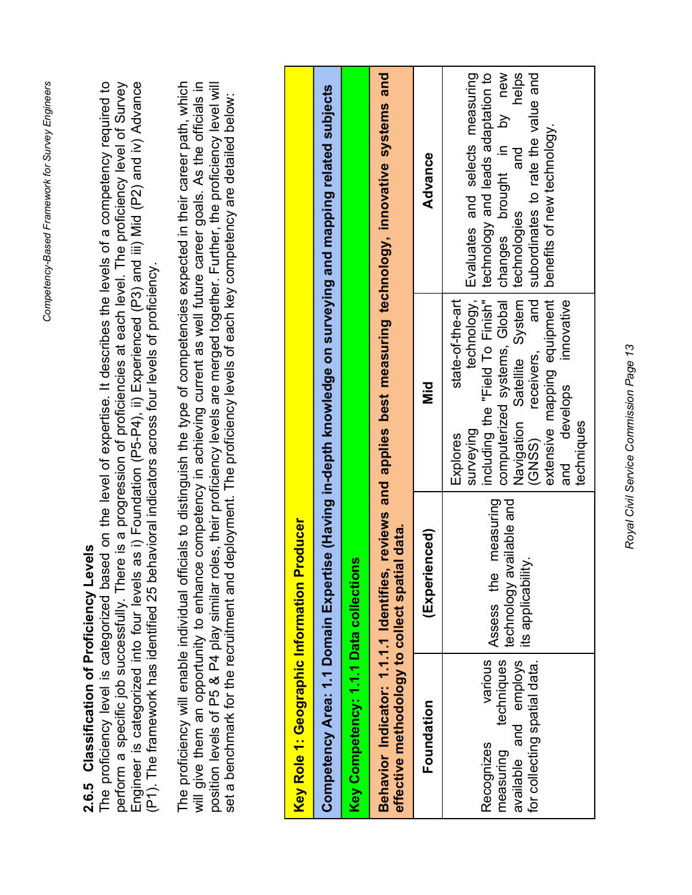### 2.6.5 Classification of Proficiency Levels

The proficiency level is categorized based on the level of expertise. It describes the levels of a competency required to perform a specific job successfully. There is a progression of proficiencies at each level. The proficiency level of Survey Engineer is categorized into four levels as i) Foundation (P5-P4), ii) Experienced (P3) and iii) Mid (P2) and iv) Advance (P1). The framework has identified 25 behavioral indicators across four levels of proficiency.

The proficiency will enable individual officials to distinguish the type of competencies expected in their career path, which will give them an opportunity to enhance competency in achieving current as well future career goals. As the officials in position levels of P5 & P4 play similar roles, their proficiency levels are merged together. Further, the proficiency level will set a benchmark for the recruitment and deployment. The proficiency levels of each key competency are detailed below:

| **Key Role 1: Geographic Information Producer** | | | |
|---|---|---|---|
| **Competency Area: 1.1 Domain Expertise (Having in-depth knowledge on surveying and mapping related subjects** | | | |
| **Key Competency: 1.1.1 Data collections** | | | |
| **Behavior Indicator: 1.1.1.1 Identifies, reviews and applies best measuring technology, innovative systems and effective methodology to collect spatial data.** | | | |
| **Foundation** | **(Experienced)** | **Mid** | **Advance** |
| Recognizes various measuring techniques available and employs for collecting spatial data. | Assess the measuring technology available and its applicability. | Explores state-of-the-art surveying technology, including the "Field To Finish" computerized systems, Global Navigation Satellite System (GNSS) receivers, and extensive mapping equipment and develops innovative techniques | Evaluates and selects measuring technology and leads adaptation to changes brought in by new technologies and helps subordinates to rate the value and benefits of new technology. |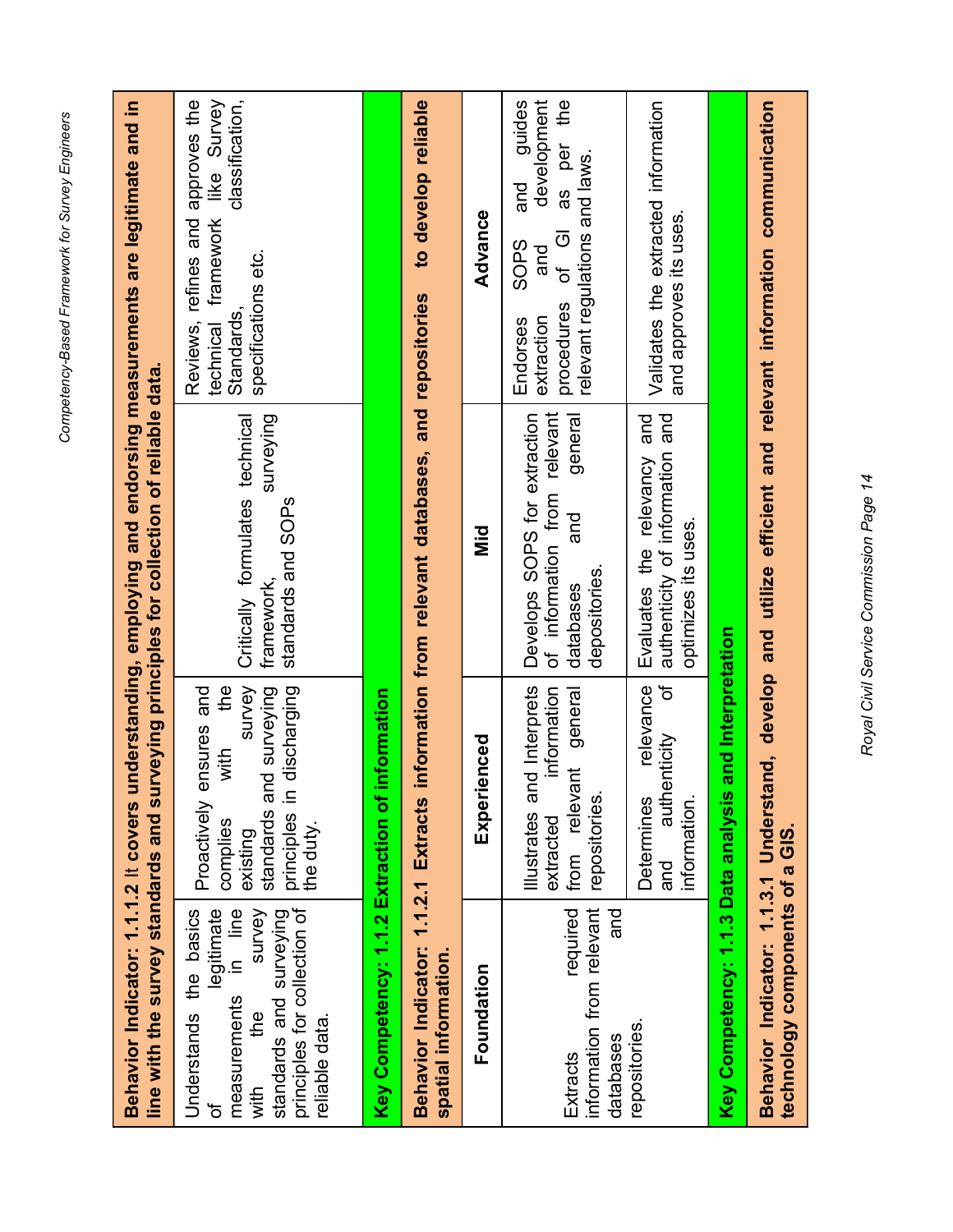| **Behavior Indicator: 1.1.1.2** It **covers understanding, employing and endorsing measurements are legitimate and in line with the survey standards and surveying principles for collection of reliable data.** | | | |
|---|---|---|---|
| Understands the basics of legitimate measurements in line with the survey standards and surveying principles for collection of reliable data. | Proactively ensures and complies with the existing survey standards and surveying principles in discharging the duty. | Critically formulates technical framework, surveying standards and SOPs | Reviews, refines and approves the technical framework like Survey Standards, classification, specifications etc. |
| **Key Competency: 1.1.2 Extraction of information** | | | |
| **Behavior Indicator: 1.1.2.1 Extracts information from relevant databases, and repositories to develop reliable spatial information.** | | | |
| **Foundation** | **Experienced** | **Mid** | **Advance** |
| Extracts required information from relevant databases and repositories. | Illustrates and Interprets extracted information from relevant general repositories. | Develops SOPS for extraction of information from relevant databases and general depositories. | Endorses SOPS and guides extraction and development procedures of GI as per the relevant regulations and laws. |
| | Determines relevance and authenticity of information. | Evaluates the relevancy and authenticity of information and optimizes its uses. | Validates the extracted information and approves its uses. |
| **Key Competency: 1.1.3 Data analysis and Interpretation** | | | |
| **Behavior Indicator: 1.1.3.1 Understand, develop and utilize efficient and relevant information communication technology components of a GIS.** | | | |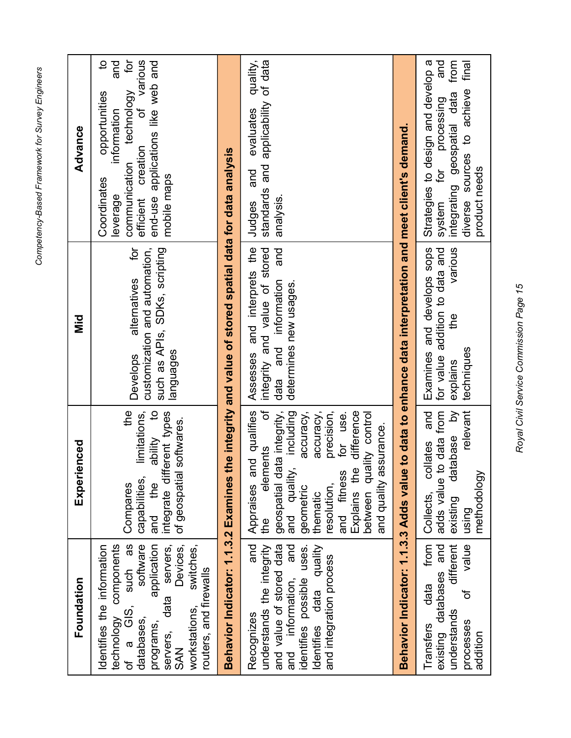| Foundation | Experienced | Mid | Advance |
|---|---|---|---|
| Identifies the information technology components of a GIS, such as databases, software programs, application servers, data servers, SAN Devices, workstations, switches, routers, and firewalls | Compares the capabilities, limitations, and the ability to integrate different types of geospatial softwares. | Develops alternatives for customization and automation, such as APIs, SDKs, scripting languages | Coordinates opportunities to leverage information and communication technology for efficient creation of various end-use applications like web and mobile maps |
| **Behavior Indicator: 1.1.3.2 Examines the integrity and value of stored spatial data for data analysis** | | | |
| Recognizes and understands the integrity and value of stored data and information, and identifies possible uses. Identifies data quality and integration process | Appraises and qualifies the elements of geospatial data integrity, and quality, including geometric accuracy, thematic accuracy, resolution, precision, and fitness for use. Explains the difference between quality control and quality assurance. | Assesses and interprets the integrity and value of stored data and information and determines new usages. | Judges and evaluates quality, standards and applicability of data analysis. |
| **Behavior Indicator: 1.1.3.3 Adds value to data to enhance data interpretation and meet client's demand.** | | | |
| Transfers data from existing databases and understands different processes of value addition | Collects, collates and adds value to data from existing database by using relevant methodology | Examines and develops sops for value addition to data and explains the various techniques | Strategies to design and develop a system for processing and integrating geospatial data from diverse sources to achieve final product needs |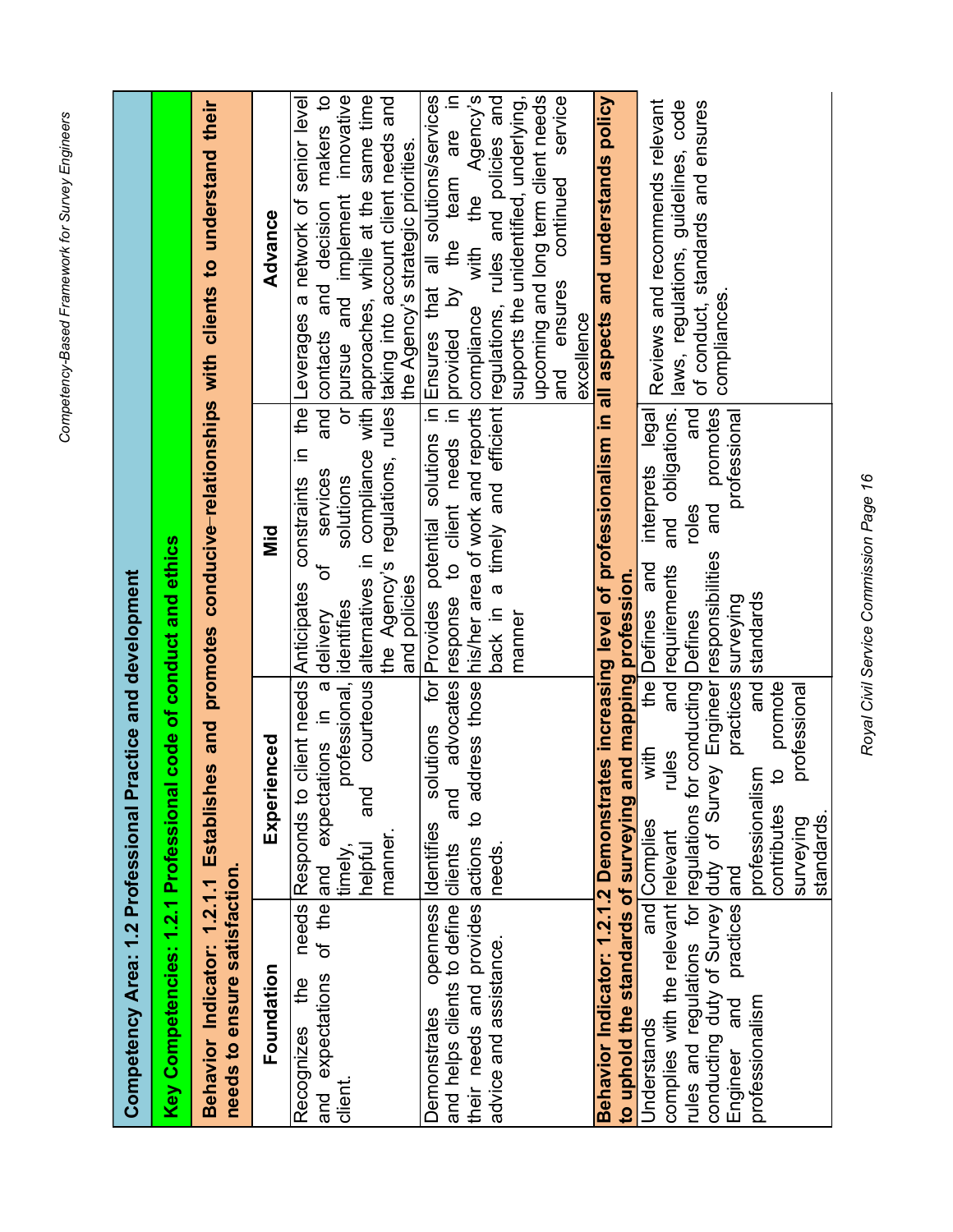| Competency Area: 1.2 Professional Practice and development | | | |
|---|---|---|---|
| **Key Competencies: 1.2.1 Professional code of conduct and ethics** | | | |
| **Behavior Indicator: 1.2.1.1 Establishes and promotes conducive-relationships with clients to understand their needs to ensure satisfaction.** | | | |
| **Foundation** | **Experienced** | **Mid** | **Advance** |
| Recognizes the needs and expectations of the client. | Responds to client needs and expectations in a timely, professional, helpful and courteous manner. | Anticipates constraints in the delivery of services and identifies solutions or alternatives in compliance with the Agency's regulations, rules and policies | Leverages a network of senior level contacts and decision makers to pursue and implement innovative approaches, while at the same time taking into account client needs and the Agency's strategic priorities. |
| Demonstrates openness and helps clients to define their needs and provides advice and assistance. | Identifies solutions for clients and advocates actions to address those needs. | Provides potential solutions in response to client needs in his/her area of work and reports back in a timely and efficient manner | Ensures that all solutions/services provided by the team are in compliance with the Agency's regulations, rules and policies and supports the unidentified, underlying, upcoming and long term client needs and ensures continued service excellence |
| **Behavior Indicator: 1.2.1.2 Demonstrates increasing level of professionalism in all aspects and understands policy to uphold the standards of surveying and mapping profession.** | | | |
| Understands and complies with the relevant rules and regulations for conducting duty of Survey Engineer and practices professionalism | Complies with the relevant rules and regulations for conducting duty of Survey Engineer and practices professionalism and contributes to promote surveying professional standards. | Defines and interprets legal requirements and obligations. Defines roles and responsibilities and promotes surveying professional standards | Reviews and recommends relevant laws, regulations, guidelines, code of conduct, standards and ensures compliances. |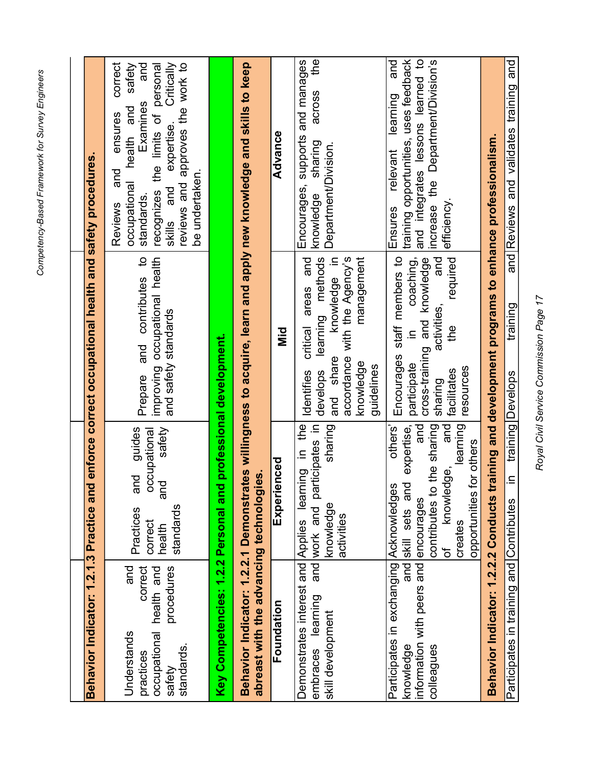| | | | |
|---|---|---|---|
| **Behavior Indicator: 1.2.1.3 Practice and enforce correct occupational health and safety procedures.** | | | |
| Understands and practices correct occupational health and safety procedures standards. | Practices and guides correct occupational health and safety standards | Prepare and contributes to improving occupational health and safety standards | Reviews and ensures correct occupational health and safety standards. Examines and recognizes the limits of personal skills and expertise. Critically reviews and approves the work to be undertaken. |
| **Key Competencies: 1.2.2 Personal and professional development.** | | | |
| **Behavior Indicator: 1.2.2.1 Demonstrates willingness to acquire, learn and apply new knowledge and skills to keep abreast with the advancing technologies.** | | | |
| **Foundation** | **Experienced** | **Mid** | **Advance** |
| Demonstrates interest and embraces learning and skill development | Applies learning in the work and participates in knowledge sharing activities | Identifies critical areas and develops learning methods and share knowledge in accordance with the Agency's knowledge management guidelines | Encourages, supports and manages knowledge sharing across the Department/Division. |
| Participates in exchanging knowledge and information with peers and colleagues | Acknowledges others' skill sets and expertise, encourages and contributes to the sharing of knowledge, and creates learning opportunities for others | Encourages staff members to participate in coaching, cross-training and knowledge sharing activities, and facilitates the required resources | Ensures relevant learning and training opportunities, uses feedback and integrates lessons learned to increase the Department/Division's efficiency. |
| **Behavior Indicator: 1.2.2.2 Conducts training and development programs to enhance professionalism.** | | | |
| Participates in training and | Contributes in training | Develops training and | Reviews and validates training and |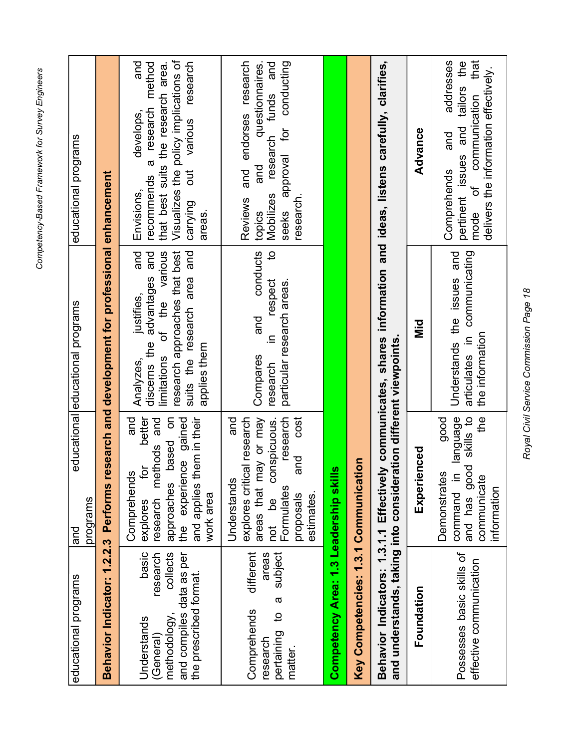| Foundation | Experienced | Mid | Advance |
|---|---|---|---|
| educational programs | and educational programs | educational programs | educational programs |
| **Behavior Indicator: 1.2.2.3 Performs research and development for professional enhancement** | | | |
| Understands basic (General) research methodology, collects and compiles data as per the prescribed format. | Comprehends and explores for better research methods and approaches based on the experience gained and applies them in their work area | Analyzes, justifies, and discerns the advantages and limitations of the various research approaches that best suits the research area and applies them | Envisions, develops, and recommends a research method that best suits the research area. Visualizes the policy implications of carrying out various research areas. |
| Comprehends different research areas pertaining to a subject matter. | Understands and explores critical research areas that may or may not be conspicuous. Formulates research proposals and cost estimates. | Compares and conducts research in respect to particular research areas. | Reviews and endorses research topics and questionnaires. Mobilizes research funds and seeks approval for conducting research. |
| **Competency Area: 1.3 Leadership skills** | | | |
| **Key Competencies: 1.3.1 Communication** | | | |
| **Behavior Indicators: 1.3.1.1 Effectively communicates, shares information and ideas, listens carefully, clarifies, and understands, taking into consideration different viewpoints.** | | | |
| **Foundation** | **Experienced** | **Mid** | **Advance** |
| Possesses basic skills of effective communication | Demonstrates good command in language and has good skills to communicate the information | Understands the issues and articulates in communicating the information | Comprehends and addresses pertinent issues and tailors the mode of communication that delivers the information effectively. |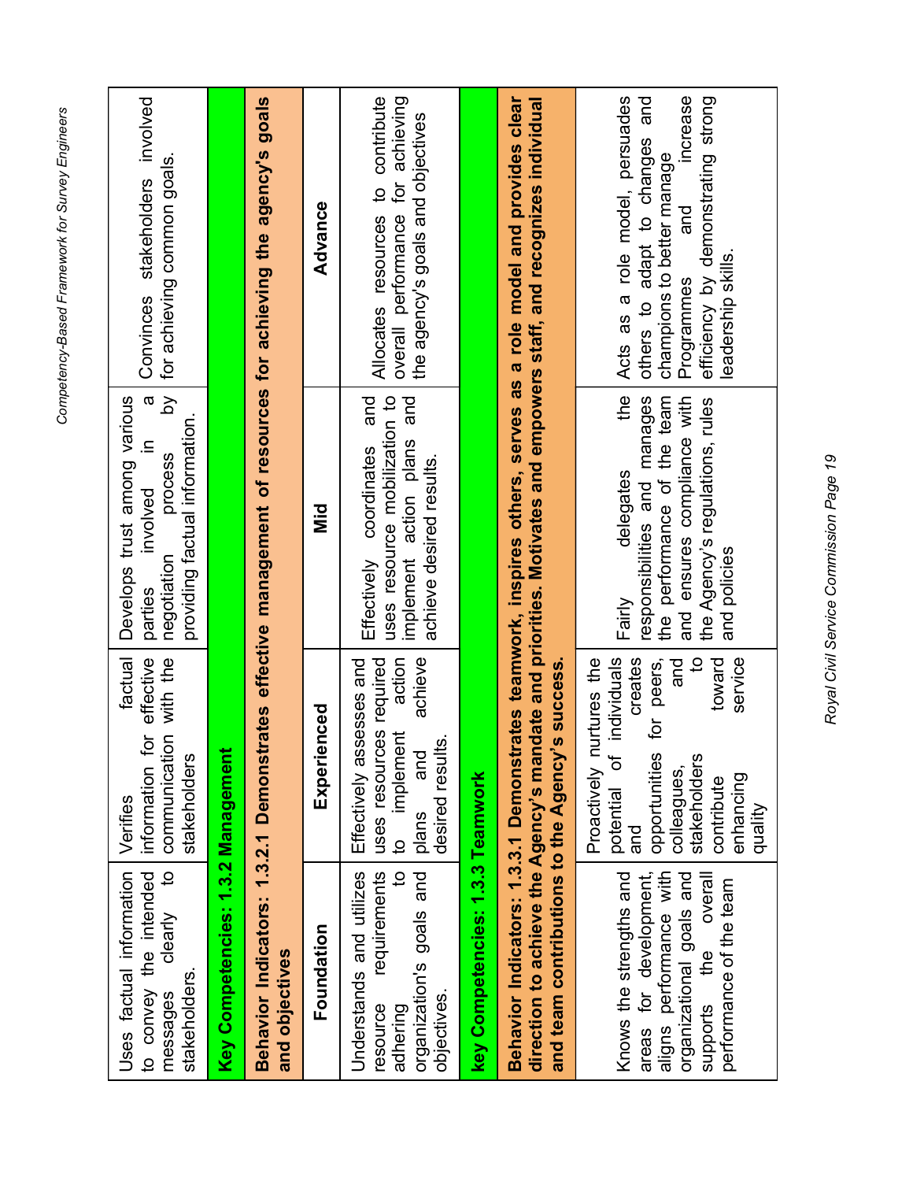| Uses factual information to convey the intended messages clearly to stakeholders. | Verifies factual information for effective communication with the stakeholders | Develops trust among various parties involved in a negotiation process by providing factual information. | Convinces stakeholders involved for achieving common goals. |
|---|---|---|---|
| **Key Competencies: 1.3.2 Management** | | | |
| **Behavior Indicators: 1.3.2.1 Demonstrates effective management of resources for achieving the agency's goals and objectives** | | | |
| **Foundation** | **Experienced** | **Mid** | **Advance** |
| Understands and utilizes resource requirements adhering to organization's goals and objectives. | Effectively assesses and uses resources required to implement action plans and achieve desired results. | Effectively coordinates and uses resource mobilization to implement action plans and achieve desired results. | Allocates resources to contribute overall performance for achieving the agency's goals and objectives |
| **key Competencies: 1.3.3 Teamwork** | | | |
| **Behavior Indicators: 1.3.3.1 Demonstrates teamwork, inspires others, serves as a role model and provides clear direction to achieve the Agency's mandate and priorities. Motivates and empowers staff, and recognizes individual and team contributions to the Agency's success.** | | | |
| Knows the strengths and areas for development, aligns performance with organizational goals and supports the overall performance of the team | Proactively nurtures the potential of individuals and creates opportunities for peers, colleagues, and stakeholders to contribute toward enhancing service quality | Fairly delegates the responsibilities and manages the performance of the team and ensures compliance with the Agency's regulations, rules and policies | Acts as a role model, persuades others to adapt to changes and champions to better manage Programmes and increase efficiency by demonstrating strong leadership skills. |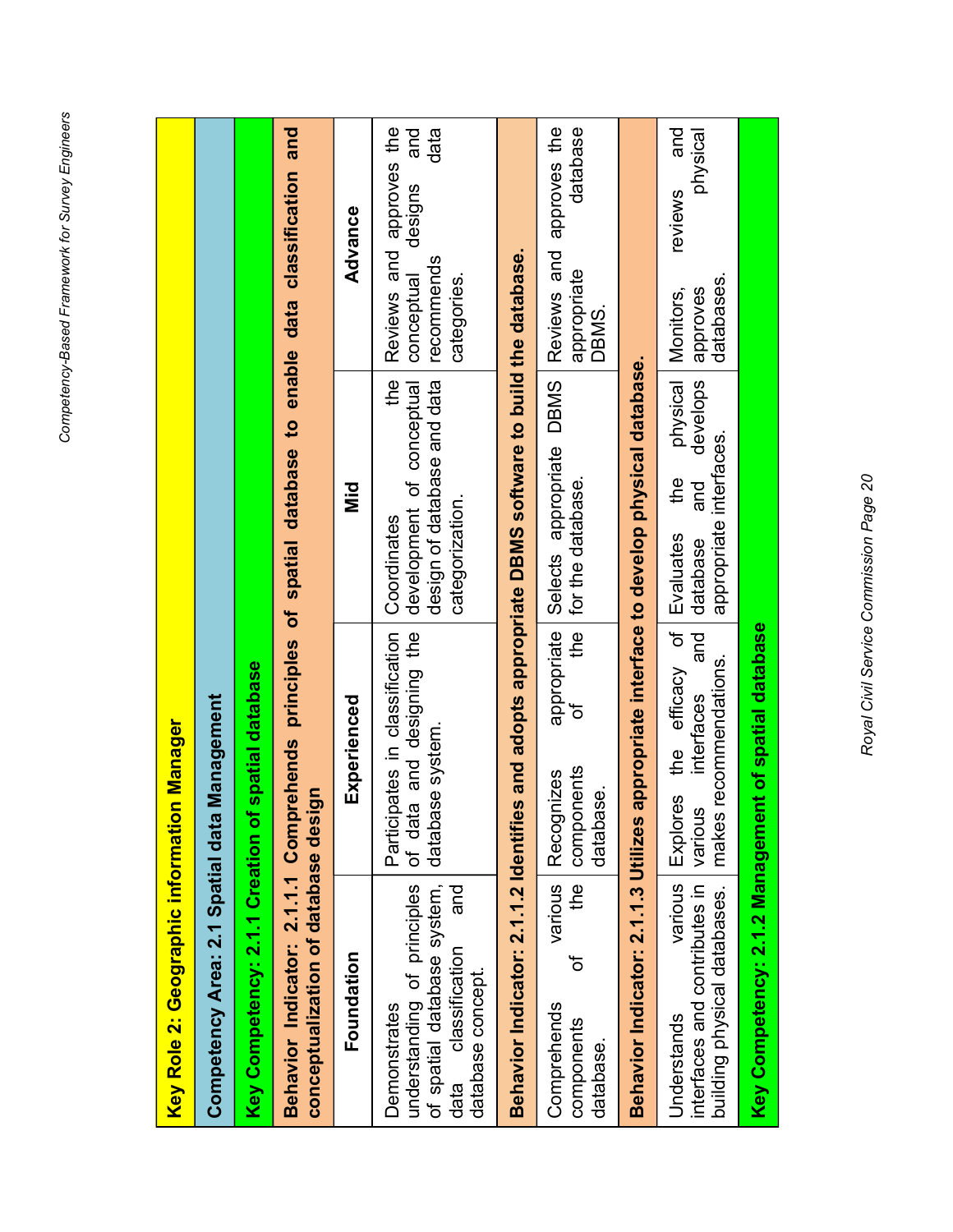| Key Role 2: Geographic information Manager | | | |
|---|---|---|---|
| **Competency Area: 2.1 Spatial data Management** | | | |
| **Key Competency: 2.1.1 Creation of spatial database** | | | |
| **Behavior Indicator: 2.1.1.1 Comprehends principles of spatial database to enable data classification and conceptualization of database design** | | | |
| **Foundation** | **Experienced** | **Mid** | **Advance** |
| Demonstrates understanding of principles of spatial database system, data classification and database concept. | Participates in classification of data and designing the database system. | Coordinates the development of conceptual design of database and data categorization. | Reviews and approves the conceptual designs and recommends data categories. |
| **Behavior Indicator: 2.1.1.2 Identifies and adopts appropriate DBMS software to build the database.** | | | |
| Comprehends various components of the database. | Recognizes appropriate components of the database. | Selects appropriate DBMS for the database. | Reviews and approves the appropriate database DBMS. |
| **Behavior Indicator: 2.1.1.3 Utilizes appropriate interface to develop physical database.** | | | |
| Understands various interfaces and contributes in building physical databases. | Explores the efficacy of various interfaces and makes recommendations. | Evaluates the physical database and develops appropriate interfaces. | Monitors, reviews and approves physical databases. |
| **Key Competency: 2.1.2 Management of spatial database** | | | |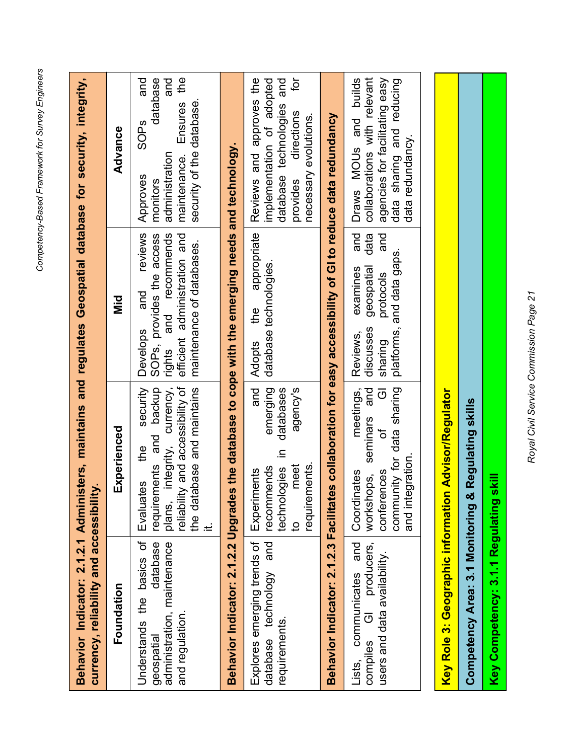| Foundation | Experienced | Mid | Advance |
|---|---|---|---|
| **Behavior Indicator: 2.1.2.1 Administers, maintains and regulates Geospatial database for security, integrity, currency, reliability and accessibility.** | | | |
| Understands the basics of geospatial database administration, maintenance and regulation. | Evaluates the security requirements and backup plans, integrity, currency, reliability and accessibility of the database and maintains it. | Develops and reviews SOPs, provides the access rights and recommends efficient administration and maintenance of databases. | Approves SOPs and monitors database administration and maintenance. Ensures the security of the database. |
| **Behavior Indicator: 2.1.2.2 Upgrades the database to cope with the emerging needs and technology.** | | | |
| Explores emerging trends of database technology and requirements. | Experiments and recommends emerging technologies in databases to meet agency's requirements. | Adopts the appropriate database technologies. | Reviews and approves the implementation of adopted database technologies and provides directions for necessary evolutions. |
| **Behavior Indicator: 2.1.2.3 Facilitates collaboration for easy accessibility of GI to reduce data redundancy** | | | |
| Lists, communicates and compiles GI producers, users and data availability. | Coordinates meetings, workshops, seminars and conferences of GI community for data sharing and integration. | Reviews, examines and discusses geospatial data sharing protocols and platforms, and data gaps. | Draws MOUs and builds collaborations with relevant agencies for facilitating easy data sharing and reducing data redundancy. |

**Key Role 3: Geographic information Advisor/Regulator**

**Competency Area: 3.1 Monitoring & Regulating skills**

**Key Competency: 3.1.1 Regulating skill**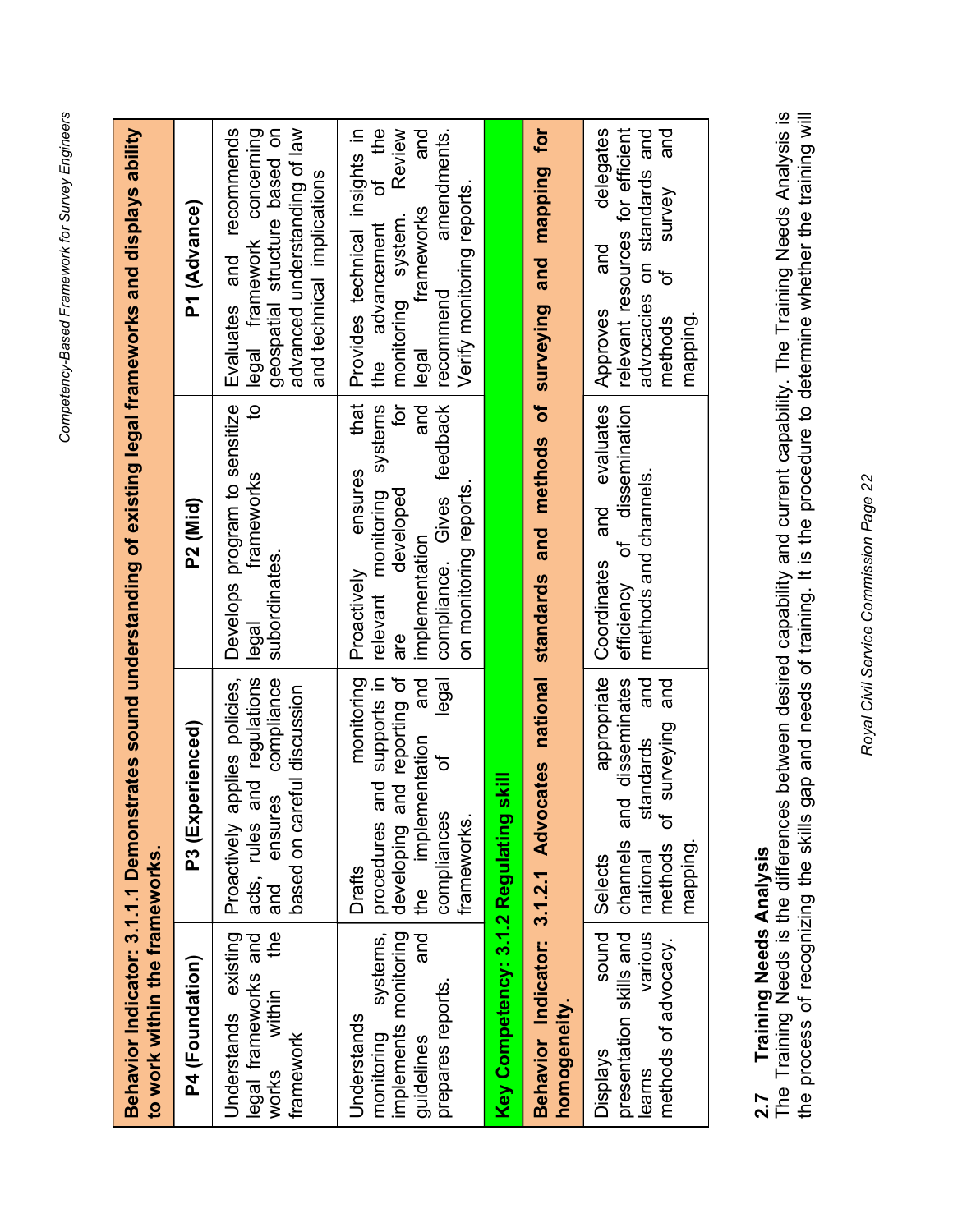| **Behavior Indicator: 3.1.1.1 Demonstrates sound understanding of existing legal frameworks and displays ability to work within the frameworks.** | | | |
|---|---|---|---|
| **P4 (Foundation)** | **P3 (Experienced)** | **P2 (Mid)** | **P1 (Advance)** |
| Understands existing legal frameworks and works within the framework | Proactively applies policies, acts, rules and regulations and ensures compliance based on careful discussion | Develops program to sensitize legal frameworks to subordinates. | Evaluates and recommends legal framework concerning geospatial structure based on advanced understanding of law and technical implications |
| Understands monitoring systems, implements monitoring guidelines and prepares reports. | Drafts monitoring procedures and supports in developing and reporting of the implementation and compliances of legal frameworks. | Proactively ensures that relevant monitoring systems are developed for implementation and compliance. Gives feedback on monitoring reports. | Provides technical insights in the advancement of the monitoring system. Review legal frameworks and recommend amendments. Verify monitoring reports. |
| **Key Competency: 3.1.2 Regulating skill** | | | |
| **Behavior Indicator: 3.1.2.1 Advocates national standards and methods of surveying and mapping for homogeneity.** | | | |
| Displays sound presentation skills and learns various methods of advocacy. | Selects appropriate channels and disseminates national standards and methods of surveying and mapping. | Coordinates and evaluates efficiency of dissemination methods and channels. | Approves and delegates relevant resources for efficient advocacies on standards and methods of survey and mapping. |

## 2.7 Training Needs Analysis

The Training Needs is the differences between desired capability and current capability. The Training Needs Analysis is the process of recognizing the skills gap and needs of training. It is the procedure to determine whether the training will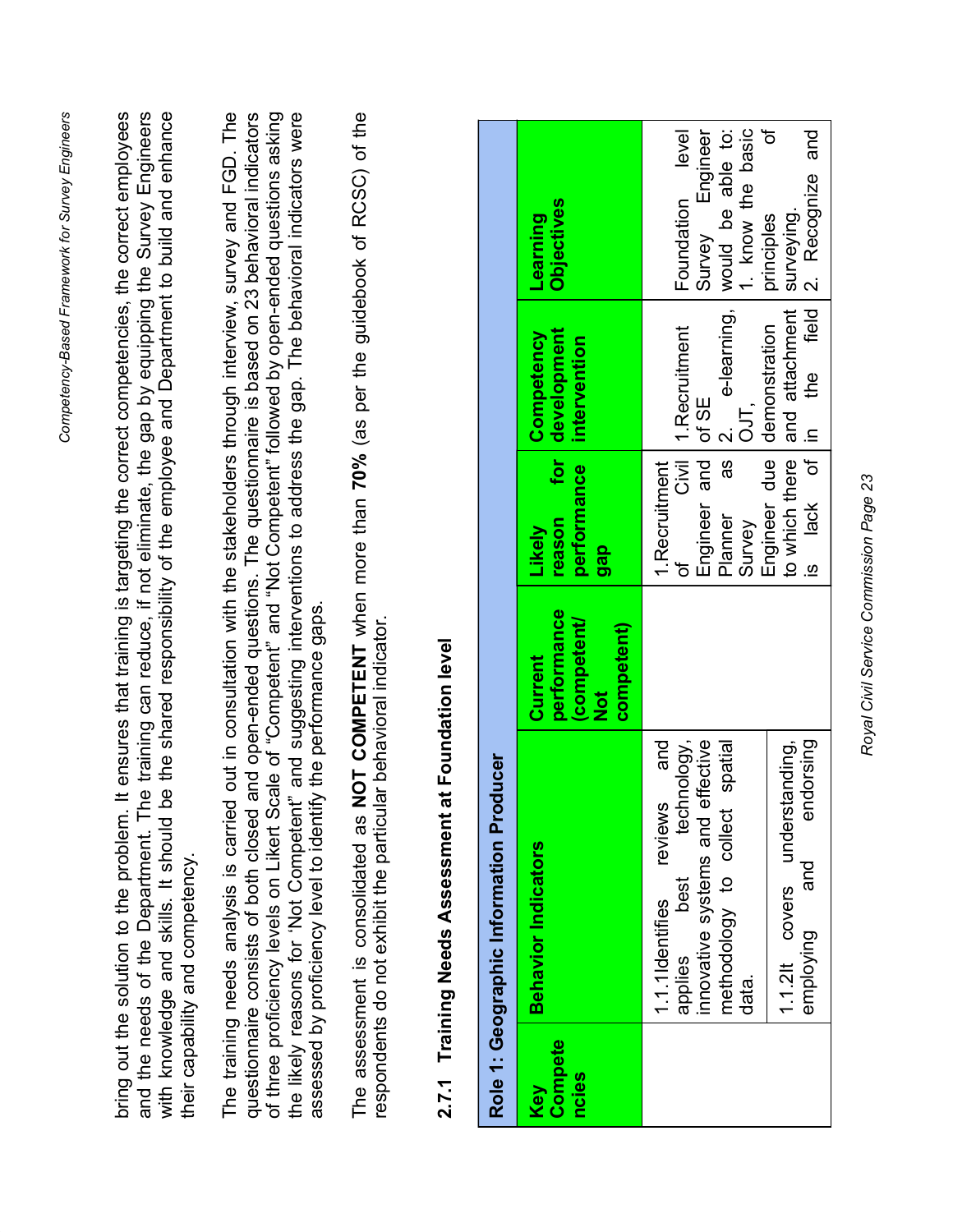bring out the solution to the problem. It ensures that training is targeting the correct competencies, the correct employees and the needs of the Department. The training can reduce, if not eliminate, the gap by equipping the Survey Engineers with knowledge and skills. It should be the shared responsibility of the employee and Department to build and enhance their capability and competency.

The training needs analysis is carried out in consultation with the stakeholders through interview, survey and FGD. The questionnaire consists of both closed and open-ended questions. The questionnaire is based on 23 behavioral indicators of three proficiency levels on Likert Scale of "Competent" and "Not Competent" followed by open-ended questions asking the likely reasons for 'Not Competent" and suggesting interventions to address the gap. The behavioral indicators were assessed by proficiency level to identify the performance gaps.

The assessment is consolidated as **NOT COMPETENT** when more than **70%** (as per the guidebook of RCSC) of the respondents do not exhibit the particular behavioral indicator.

### 2.7.1 Training Needs Assessment at Foundation level

| Role 1: Geographic Information Producer | | | | | |
|---|---|---|---|---|---|
| **Key Competencies** | **Behavior Indicators** | **Current performance (competent/ Not competent)** | **Likely reason for performance gap** | **Competency development intervention** | **Learning Objectives** |
| | 1.1.1Identifies reviews and applies best technology, innovative systems and effective methodology to collect spatial data. | | 1.Recruitment of Civil Engineer and Planner as Survey Engineer due to which there is lack of | 1.Recruitment of SE<br>2. e-learning, OJT, demonstration and attachment in the field | Foundation level Survey Engineer would be able to:<br>1. know the basic principles of surveying.<br>2. Recognize and |
| | 1.1.2It covers understanding, employing and endorsing | | | | |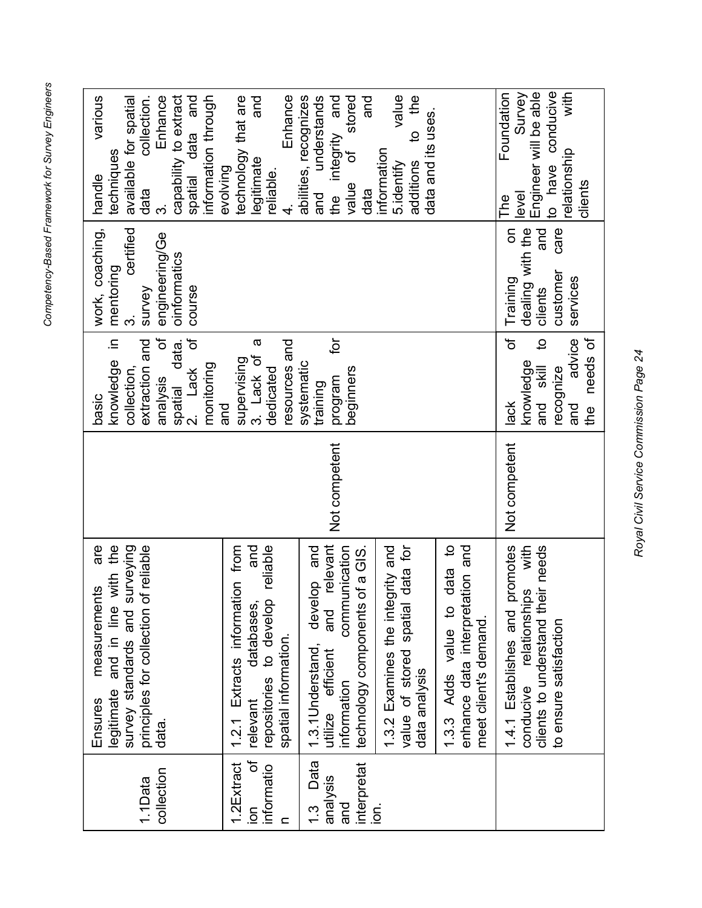| | | | | | |
|---|---|---|---|---|---|
| 1.1Data collection | Ensures measurements are legitimate and in line with the survey standards and surveying principles for collection of reliable data. | | basic knowledge in collection, extraction and analysis of spatial data. 2. Lack of monitoring and supervising 3. Lack of a dedicated resources and systematic training program for beginners | work, coaching, mentoring 3. certified survey engineering/Geoinformatics course | handle various techniques available for spatial data collection. 3. Enhance capability to extract spatial data and information through evolving technology that are legitimate and reliable. 4. Enhance abilities, recognizes and understands the integrity and value of stored data and information 5.identify value additions to the data and its uses. |
| 1.2Extraction of information | 1.2.1 Extracts information from relevant databases, and repositories to develop reliable spatial information. | | | | |
| 1.3 Data analysis and interpretation. | 1.3.1Understand, develop and utilize efficient and relevant information communication technology components of a GIS. | Not competent | | | |
| | 1.3.2 Examines the integrity and value of stored spatial data for data analysis | | | | |
| | 1.3.3 Adds value to data to enhance data interpretation and meet client's demand. | | | | |
| | 1.4.1 Establishes and promotes conducive relationships with clients to understand their needs to ensure satisfaction | Not competent | lack of knowledge and skill to recognize and advice the needs of | Training on dealing with the clients and customer care services | The Foundation level Survey Engineer will be able to have conducive relationship with clients |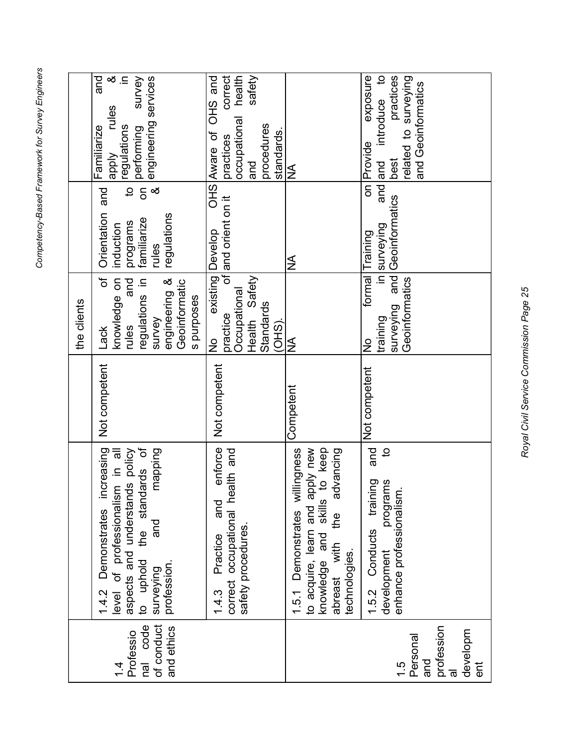| | | | the clients | | |
|---|---|---|---|---|---|
| 1.4 Professional code of conduct and ethics | 1.4.2 Demonstrates increasing level of professionalism in all aspects and understands policy to uphold the standards of surveying and mapping profession. | Not competent | Lack of knowledge on rules and regulations in survey engineering & Geoinformatics purposes | Orientation and induction programs to familiarize on rules & regulations | Familiarize and apply rules & regulations in performing survey engineering services |
| | 1.4.3 Practice and enforce correct occupational health and safety procedures. | Not competent | No existing practice of Occupational Health Safety Standards (OHS). | Develop OHS and orient on it | Aware of OHS and practices correct occupational health and safety procedures standards. |
| 1.5 Personal and professional development | 1.5.1 Demonstrates willingness to acquire, learn and apply new knowledge and skills to keep abreast with the advancing technologies. | Competent | NA | NA | NA |
| | 1.5.2 Conducts training and development programs to enhance professionalism. | Not competent | No formal training in surveying and Geoinformatics | Training on surveying and Geoinformatics | Provide exposure and introduce to best practices related to surveying and Geoinformatics |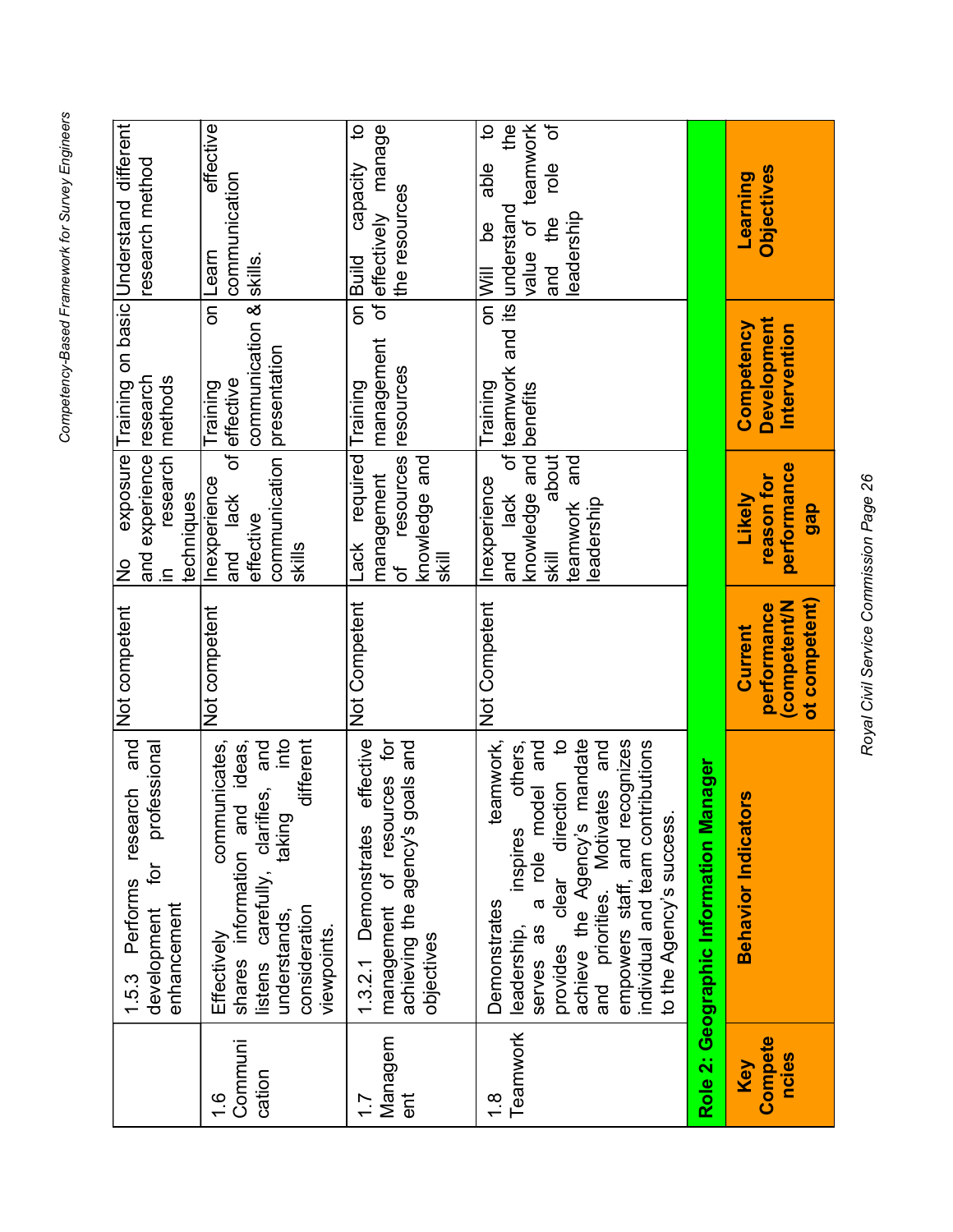| | 1.5.3 Performs research and development for professional enhancement | Not competent | No exposure and experience in research techniques | Training on basic research methods | Understand different research method |
|---|---|---|---|---|---|
| 1.6 Communication | Effectively communicates, shares information and ideas, listens carefully, clarifies, and understands, taking into consideration different viewpoints. | Not competent | Inexperience and lack of effective communication skills | Training on effective communication & presentation | Learn effective communication skills. |
| 1.7 Management | 1.3.2.1 Demonstrates effective management of resources for achieving the agency's goals and objectives | Not Competent | Lack required management of resources knowledge and skill | Training on management of resources | Build capacity to effectively manage the resources |
| 1.8 Teamwork | Demonstrates teamwork, leadership, inspires others, serves as a role model and provides clear direction to achieve the Agency's mandate and priorities. Motivates and empowers staff, and recognizes individual and team contributions to the Agency's success. | Not Competent | Inexperience and lack of knowledge and skill about teamwork and leadership | Training on teamwork and its benefits | Will be able to understand the value of teamwork and the role of leadership |

**Role 2: Geographic Information Manager**

| Key Competencies | Behavior Indicators | Current performance (competent/Not competent) | Likely reason for performance gap | Competency Development Intervention | Learning Objectives |
|---|---|---|---|---|---|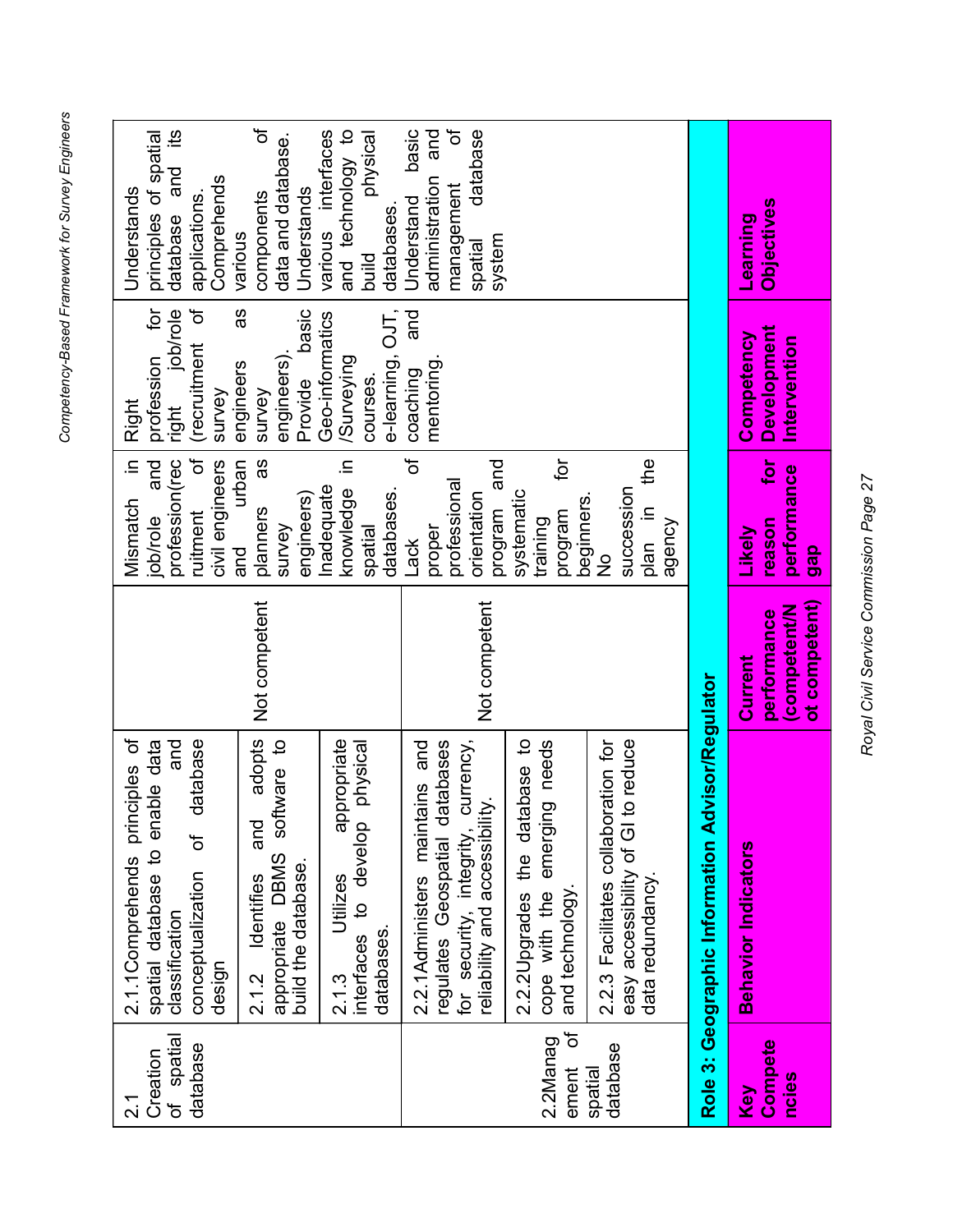## Role 3: Geographic Information Advisor/Regulator

| Key Competencies | Behavior Indicators | Current performance (competent/Not competent) | Likely reason for performance gap | Competency Development Intervention | Learning Objectives |
|---|---|---|---|---|---|
| 2.1 Creation of spatial database | 2.1.1Comprehends principles of spatial database to enable data classification and conceptualization of database design | Not competent | Mismatch in job/role and profession(recruitment of civil engineers and urban planners as survey engineers) Inadequate knowledge in spatial databases. | Right profession for right job/role (recruitment of survey engineers as survey engineers). Provide basic Geo-informatics /Surveying courses. e-learning, OJT, coaching and mentoring. | Understands principles of spatial database and its applications. Comprehends various components of data and database. Understands various interfaces and technology to build physical databases. Understand basic administration and management of spatial database system |
| | 2.1.2 Identifies and adopts appropriate DBMS software to build the database. | | | | |
| | 2.1.3 Utilizes appropriate interfaces to develop physical databases. | | | | |
| 2.2Management of spatial database | 2.2.1Administers maintains and regulates Geospatial databases for security, integrity, currency, reliability and accessibility. | Not competent | Lack of proper professional orientation program and systematic training program for beginners. No succession plan in the agency | | |
| | 2.2.2Upgrades the database to cope with the emerging needs and technology. | | | | |
| | 2.2.3 Facilitates collaboration for easy accessibility of GI to reduce data redundancy. | | | | |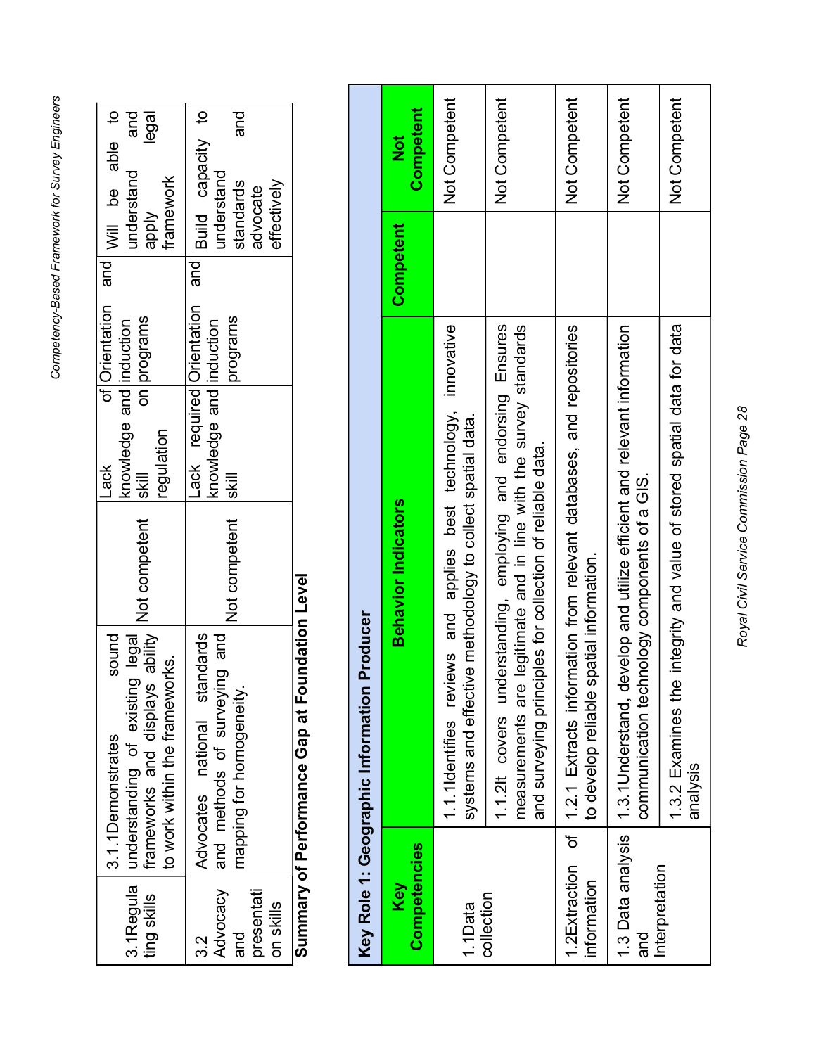| 3.1Regulating skills | 3.1.1Demonstrates sound understanding of existing legal frameworks and displays ability to work within the frameworks. | Not competent | Lack of knowledge and skill on regulation | Orientation and induction programs | Will be able to understand and apply legal framework |
|---|---|---|---|---|---|
| 3.2 Advocacy and presentation skills | Advocates national standards and methods of surveying and mapping for homogeneity. | Not competent | Lack required knowledge and skill | Orientation and induction programs | Build capacity to understand standards and advocate effectively |

**Summary of Performance Gap at Foundation Level**

| **Key Role 1: Geographic Information Producer** | | | |
|---|---|---|---|
| **Key Competencies** | **Behavior Indicators** | **Competent** | **Not Competent** |
| 1.1Data collection | 1.1.1Identifies reviews and applies best technology, innovative systems and effective methodology to collect spatial data. | | Not Competent |
| | 1.1.2It covers understanding, employing and endorsing Ensures measurements are legitimate and in line with the survey standards and surveying principles for collection of reliable data. | | Not Competent |
| 1.2Extraction of information | 1.2.1 Extracts information from relevant databases, and repositories to develop reliable spatial information. | | Not Competent |
| 1.3 Data analysis and Interpretation | 1.3.1Understand, develop and utilize efficient and relevant information communication technology components of a GIS. | | Not Competent |
| | 1.3.2 Examines the integrity and value of stored spatial data for data analysis | | Not Competent |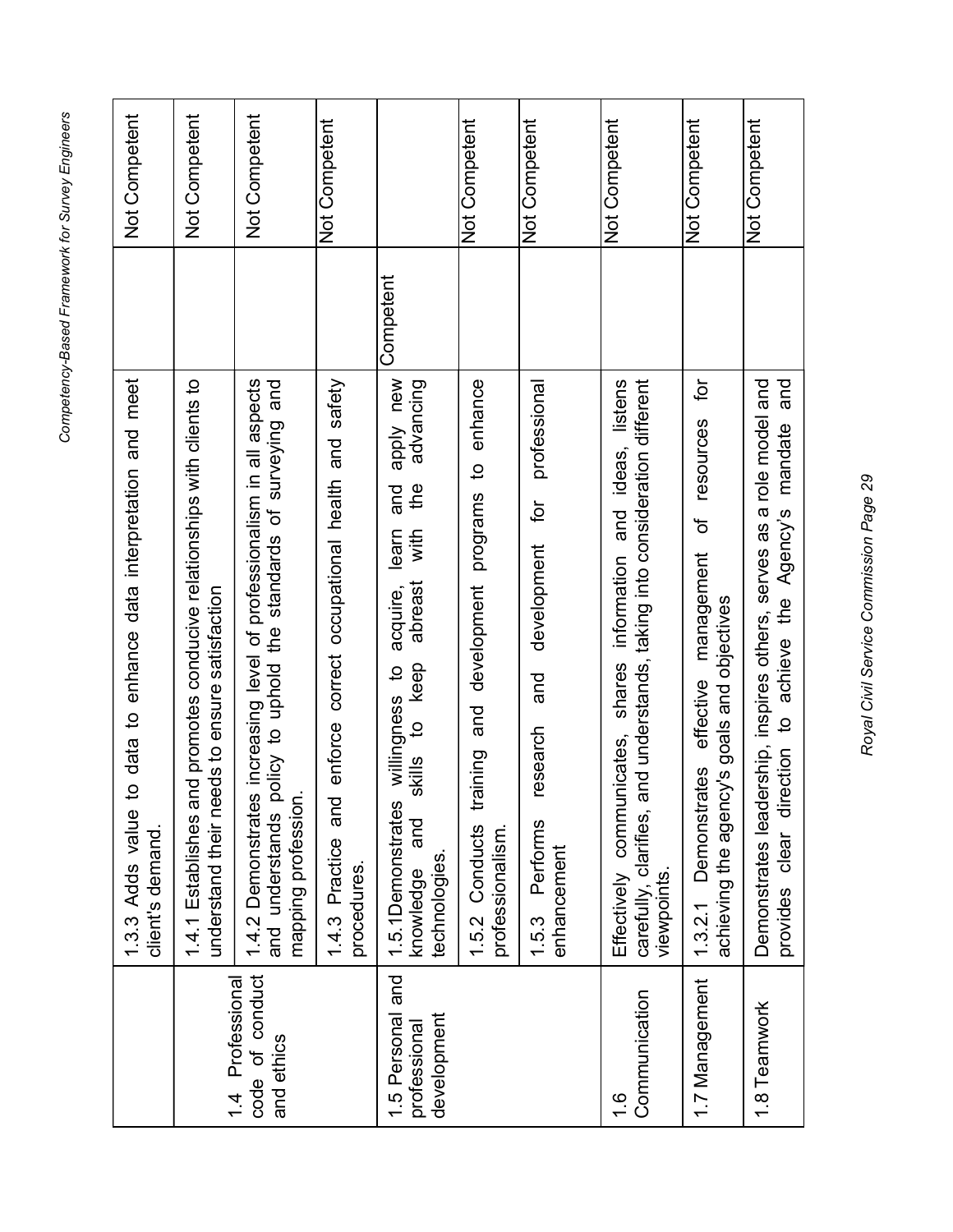| | | | |
|---|---|---|---|
| | 1.3.3 Adds value to data to enhance data interpretation and meet client's demand. | | Not Competent |
| 1.4 Professional code of conduct and ethics | 1.4.1 Establishes and promotes conducive relationships with clients to understand their needs to ensure satisfaction | | Not Competent |
| | 1.4.2 Demonstrates increasing level of professionalism in all aspects and understands policy to uphold the standards of surveying and mapping profession. | | Not Competent |
| | 1.4.3 Practice and enforce correct occupational health and safety procedures. | | Not Competent |
| 1.5 Personal and professional development | 1.5.1Demonstrates willingness to acquire, learn and apply new knowledge and skills to keep abreast with the advancing technologies. | Competent | |
| | 1.5.2 Conducts training and development programs to enhance professionalism. | | Not Competent |
| | 1.5.3 Performs research and development for professional enhancement | | Not Competent |
| 1.6 Communication | Effectively communicates, shares information and ideas, listens carefully, clarifies, and understands, taking into consideration different viewpoints. | | Not Competent |
| 1.7 Management | 1.3.2.1 Demonstrates effective management of resources for achieving the agency's goals and objectives | | Not Competent |
| 1.8 Teamwork | Demonstrates leadership, inspires others, serves as a role model and provides clear direction to achieve the Agency's mandate and | | Not Competent |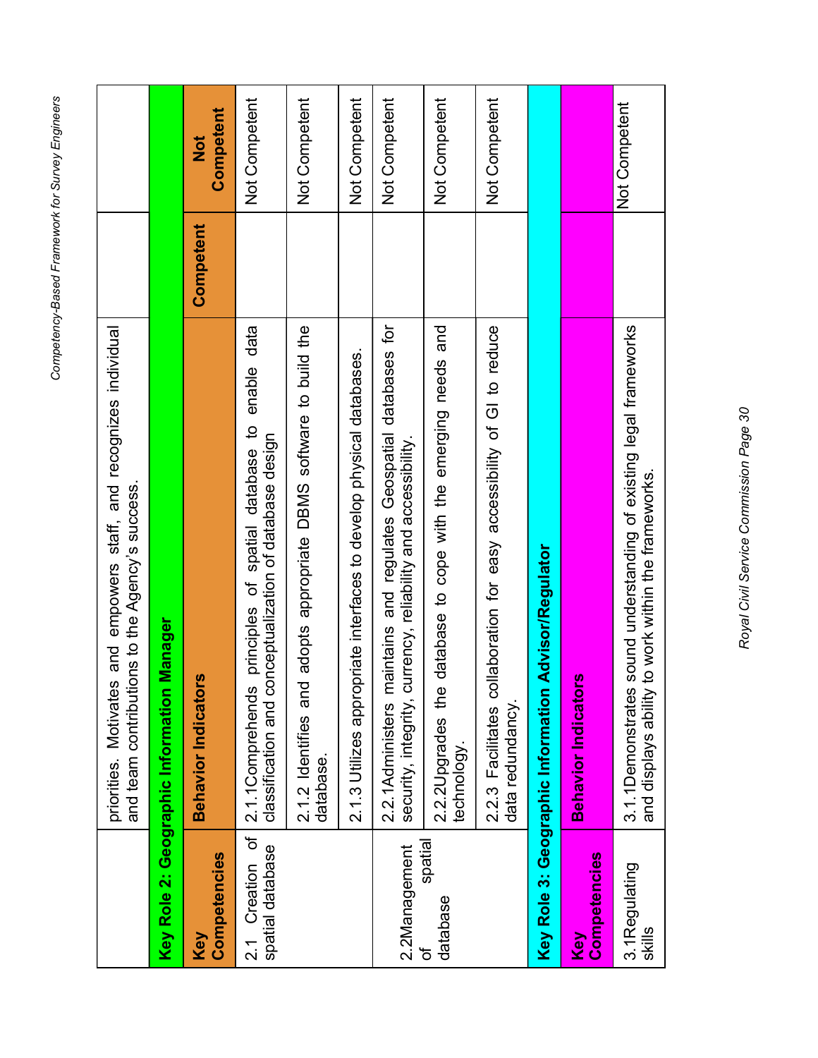| | | | |
|---|---|---|---|
| | priorities. Motivates and empowers staff, and recognizes individual and team contributions to the Agency's success. | | |
| **Key Role 2: Geographic Information Manager** | | | |
| **Key Competencies** | **Behavior Indicators** | **Competent** | **Not Competent** |
| 2.1 Creation of spatial database | 2.1.1Comprehends principles of spatial database to enable data classification and conceptualization of database design | | Not Competent |
| | 2.1.2 Identifies and adopts appropriate DBMS software to build the database. | | Not Competent |
| | 2.1.3 Utilizes appropriate interfaces to develop physical databases. | | Not Competent |
| 2.2Management of spatial database | 2.2.1Administers maintains and regulates Geospatial databases for security, integrity, currency, reliability and accessibility. | | Not Competent |
| | 2.2.2Upgrades the database to cope with the emerging needs and technology. | | Not Competent |
| | 2.2.3 Facilitates collaboration for easy accessibility of GI to reduce data redundancy. | | Not Competent |
| **Key Role 3: Geographic Information Advisor/Regulator** | | | |
| **Key Competencies** | **Behavior Indicators** | | |
| 3.1Regulating skills | 3.1.1Demonstrates sound understanding of existing legal frameworks and displays ability to work within the frameworks. | | Not Competent |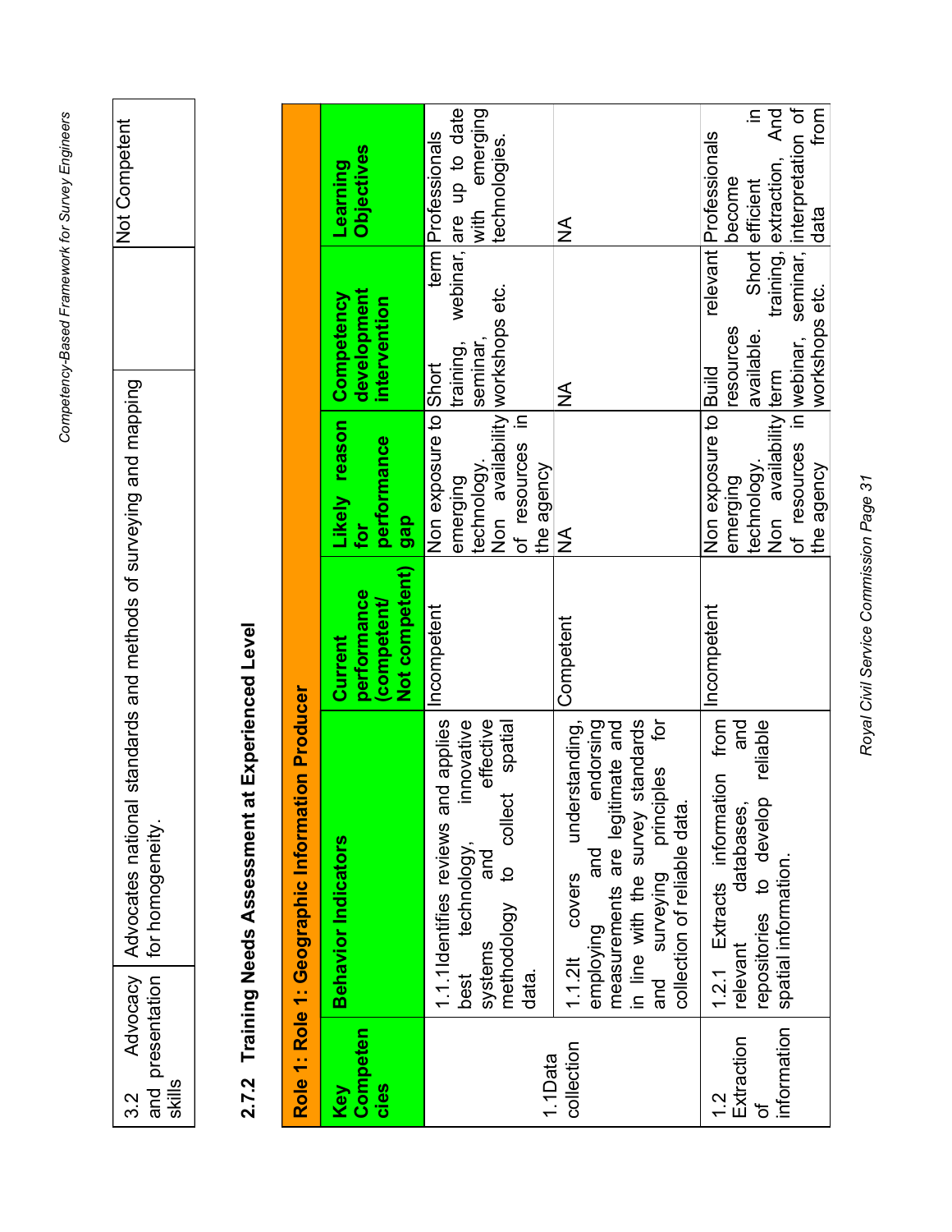| 3.2 Advocacy and presentation skills | Advocates national standards and methods of surveying and mapping for homogeneity. | | Not Competent |
|---|---|---|---|

### 2.7.2 Training Needs Assessment at Experienced Level

| Role 1: Role 1: Geographic Information Producer | | | | | |
|---|---|---|---|---|---|
| **Key Competencies** | **Behavior Indicators** | **Current performance (competent/ Not competent)** | **Likely reason for performance gap** | **Competency development intervention** | **Learning Objectives** |
| 1.1Data collection | 1.1.1Identifies reviews and applies best technology, innovative systems and effective methodology to collect spatial data. | Incompetent | Non exposure to emerging technology. Non availability of resources in the agency | Short term training, webinar, seminar, workshops etc. | Professionals are up to date with emerging technologies. |
| | 1.1.2It covers understanding, employing and endorsing measurements are legitimate and in line with the survey standards and surveying principles for collection of reliable data. | Competent | NA | NA | NA |
| 1.2 Extraction of information | 1.2.1 Extracts information from relevant databases, and repositories to develop reliable spatial information. | Incompetent | Non exposure to emerging technology. Non availability of resources in the agency | Build relevant resources available. Short term training, webinar, seminar, workshops etc. | Professionals become efficient in extraction, And interpretation of data from |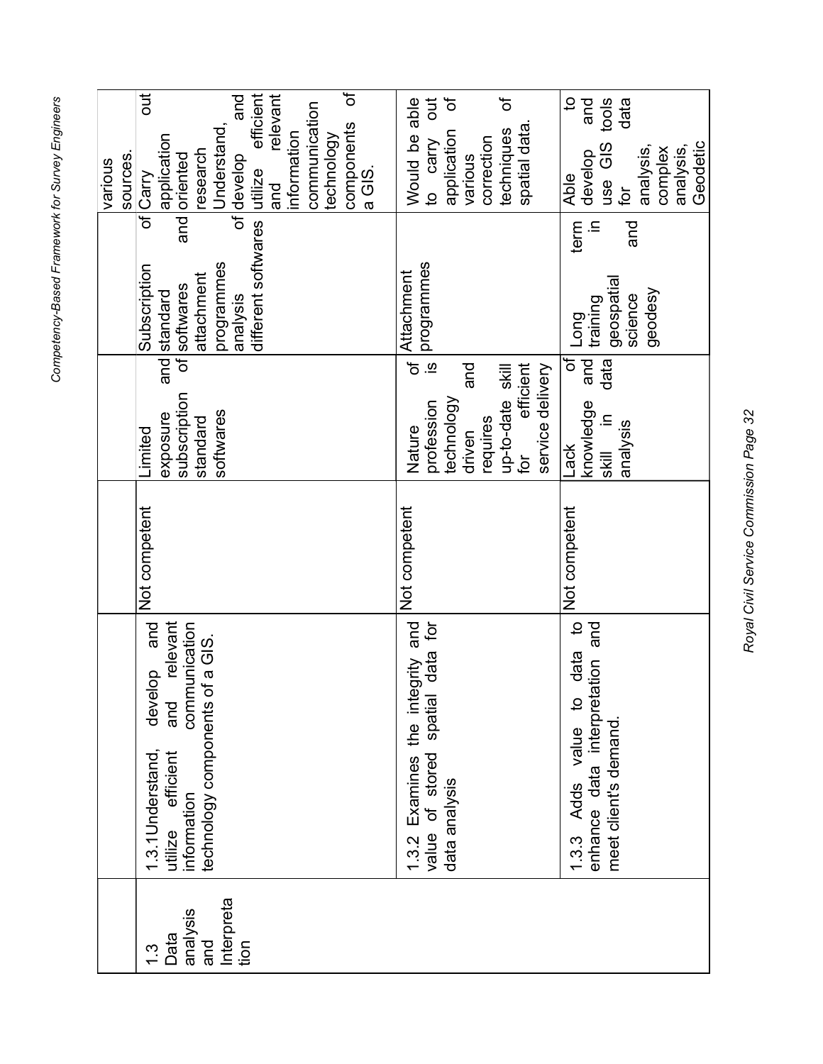| | | | | | |
|---|---|---|---|---|---|
| | | | | | various sources. |
| 1.3 Data analysis and Interpretation | 1.3.1Understand, develop and utilize efficient and relevant information communication technology components of a GIS. | Not competent | Limited exposure and subscription of standard softwares | Subscription of standard softwares and attachment programmes of analysis different softwares | Carry out application oriented research Understand, develop and utilize efficient and relevant information communication technology components of a GIS. |
| | 1.3.2 Examines the integrity and value of stored spatial data for data analysis | Not competent | Nature of profession is technology driven and requires up-to-date skill for efficient service delivery | Attachment programmes | Would be able to carry out application of various correction techniques of spatial data. |
| | 1.3.3 Adds value to data to enhance data interpretation and meet client's demand. | Not competent | Lack of knowledge and skill in data analysis | Long term training in geospatial science and geodesy | Able to develop and use GIS tools for data analysis, complex analysis, Geodetic |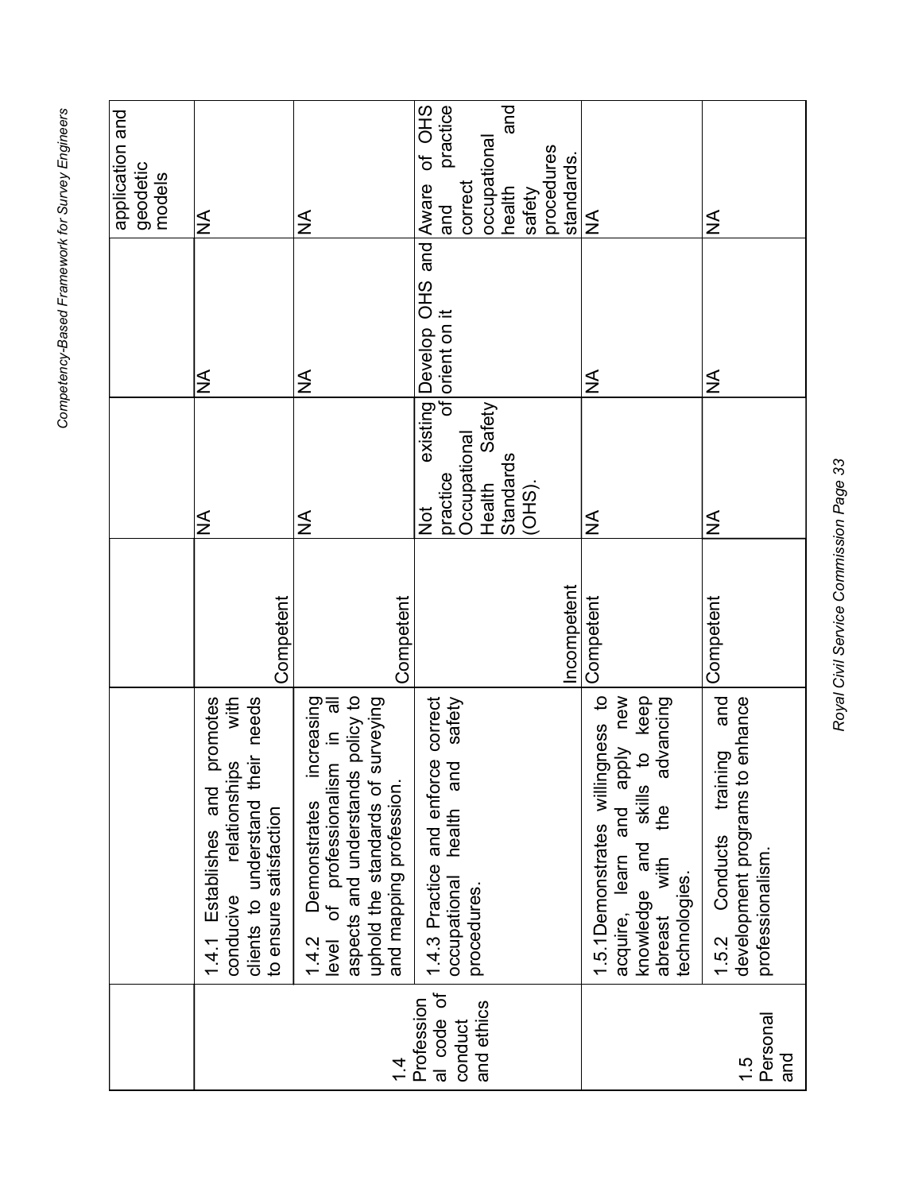| | | | | | |
|---|---|---|---|---|---|
| | | | | | application and geodetic models |
| | 1.4.1 Establishes and promotes conducive relationships with clients to understand their needs to ensure satisfaction | Competent | NA | NA | NA |
| | 1.4.2 Demonstrates increasing level of professionalism in all aspects and understands policy to uphold the standards of surveying and mapping profession. | Competent | NA | NA | NA |
| 1.4 Professional code of conduct and ethics | 1.4.3 Practice and enforce correct occupational health and safety procedures. | Incompetent | Not existing practice of Occupational Health Safety Standards (OHS). | Develop OHS and orient on it | Aware of OHS and practice correct occupational health and safety procedures standards. |
| | 1.5.1Demonstrates willingness to acquire, learn and apply new knowledge and skills to keep abreast with the advancing technologies. | Competent | NA | NA | NA |
| 1.5 Personal and | 1.5.2 Conducts training and development programs to enhance professionalism. | Competent | NA | NA | NA |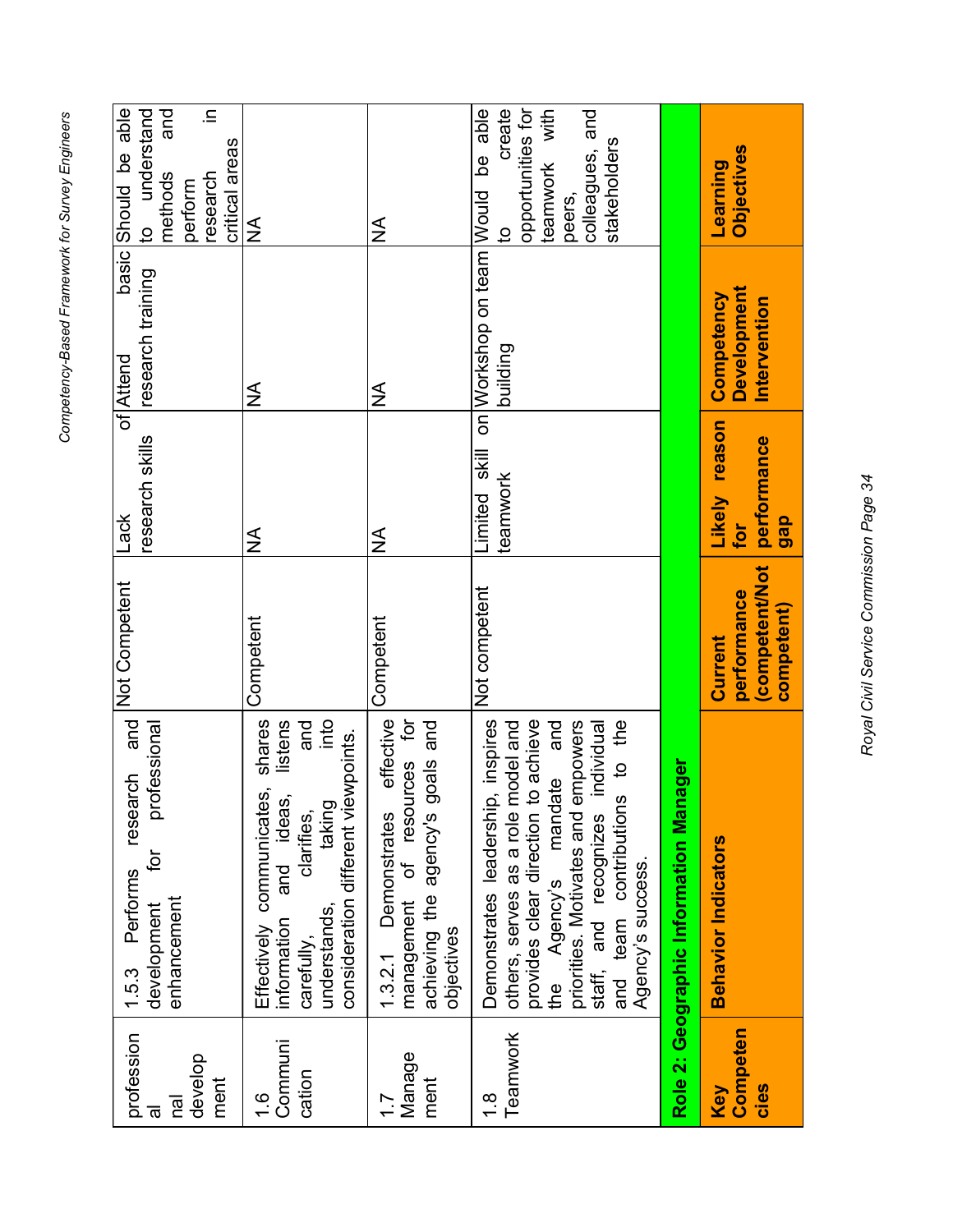| Key Competencies | Behavior Indicators | Current performance (competent/Not competent) | Likely reason for performance gap | Competency Development Intervention | Learning Objectives |
|---|---|---|---|---|---|
| professional development | 1.5.3 Performs research and development for professional enhancement | Not Competent | Lack of research skills | Attend basic research training | Should be able to understand methods and perform research in critical areas |
| 1.6 Communication | Effectively communicates, shares information and ideas, listens carefully, clarifies, and understands, taking into consideration different viewpoints. | Competent | NA | NA | NA |
| 1.7 Management | 1.3.2.1 Demonstrates effective management of resources for achieving the agency's goals and objectives | Competent | NA | NA | NA |
| 1.8 Teamwork | Demonstrates leadership, inspires others, serves as a role model and provides clear direction to achieve the Agency's mandate and priorities. Motivates and empowers staff, and recognizes individual and team contributions to the Agency's success. | Not competent | Limited skill on teamwork | Workshop on team building | Would be able to create opportunities for teamwork with peers, colleagues, and stakeholders |
| **Role 2: Geographic Information Manager** | | | | | |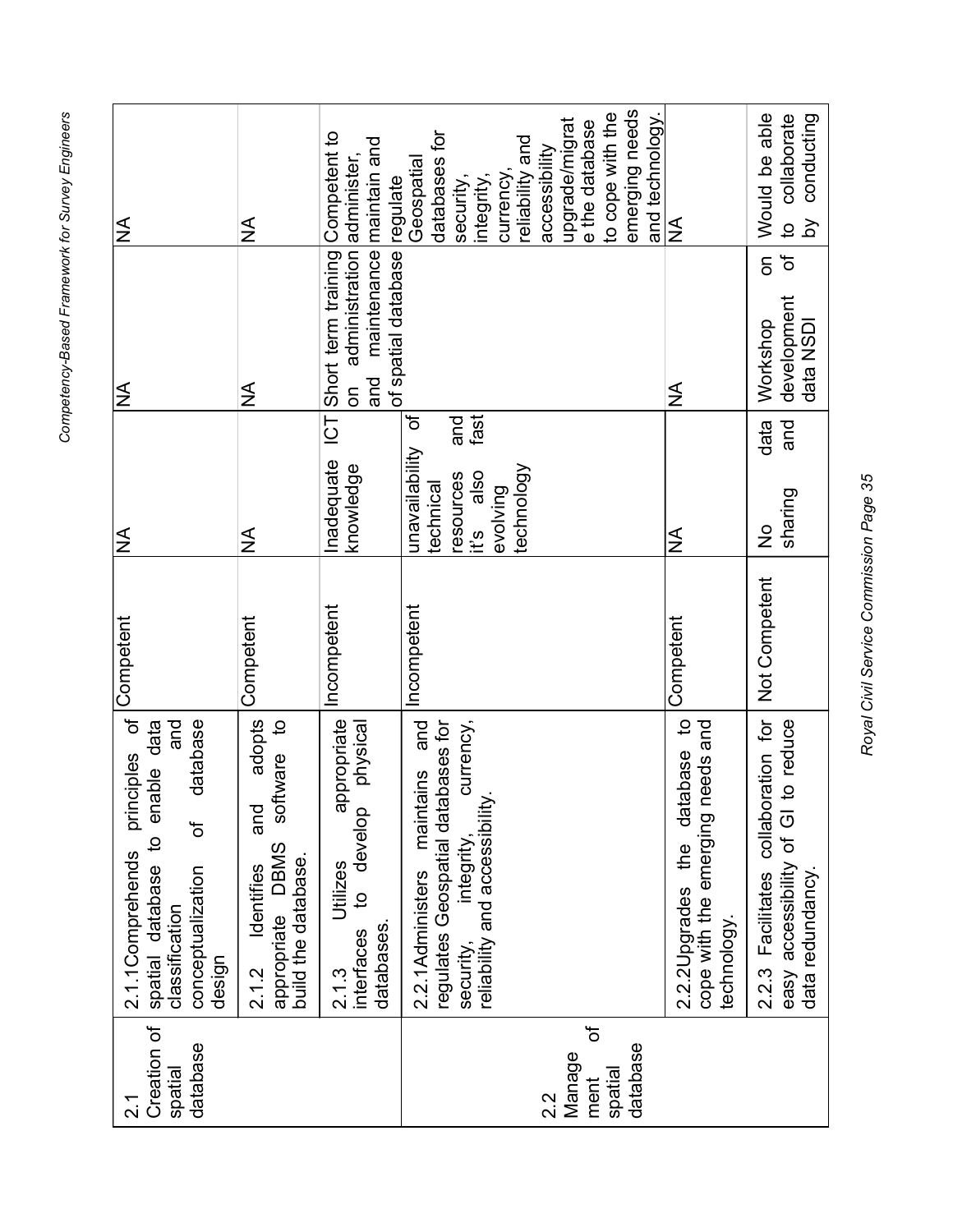| | | | | | |
|---|---|---|---|---|---|
| 2.1 Creation of spatial database | 2.1.1Comprehends principles of spatial database to enable data classification and conceptualization of database design | Competent | NA | NA | NA |
| | 2.1.2 Identifies and adopts appropriate DBMS software to build the database. | Competent | NA | NA | NA |
| | 2.1.3 Utilizes appropriate interfaces to develop physical databases. | Incompetent | Inadequate ICT knowledge | Short term training on administration and maintenance of spatial database | Competent to administer, maintain and regulate Geospatial databases for security, integrity, currency, reliability and accessibility upgrade/migrate the database to cope with the emerging needs and technology. |
| 2.2 Management of spatial database | 2.2.1Administers maintains and regulates Geospatial databases for security, integrity, currency, reliability and accessibility. | Incompetent | unavailability of technical resources and it's also fast evolving technology | | |
| | 2.2.2Upgrades the database to cope with the emerging needs and technology. | Competent | NA | NA | NA |
| | 2.2.3 Facilitates collaboration for easy accessibility of GI to reduce data redundancy. | Not Competent | No data sharing and | Workshop on development of data NSDI | Would be able to collaborate by conducting |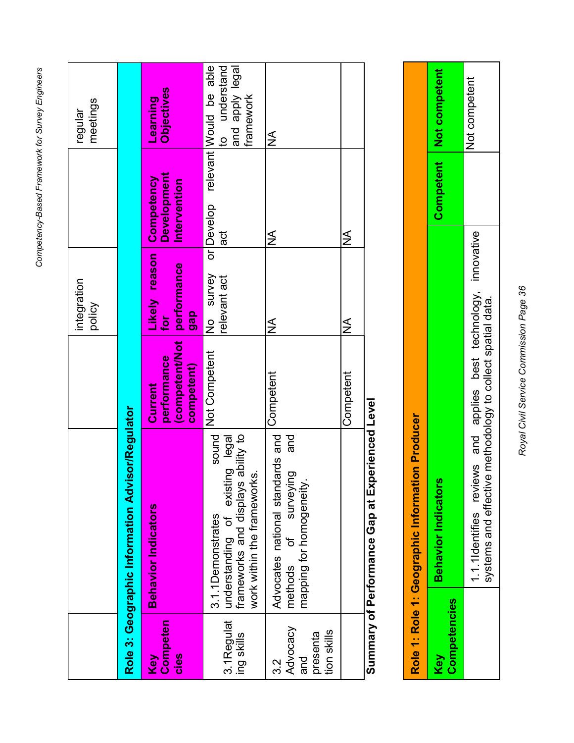| | | integration policy | | regular meetings |
|---|---|---|---|---|

**Role 3: Geographic Information Advisor/Regulator**

| Key Competencies | Behavior Indicators | Current performance (competent/Not competent) | Likely reason for performance gap | Competency Development Intervention | Learning Objectives |
|---|---|---|---|---|---|
| 3.1Regulating skills | 3.1.1Demonstrates sound understanding of existing legal frameworks and displays ability to work within the frameworks. | Not Competent | No survey or relevant act | Develop relevant act | Would be able to understand and apply legal framework |
| 3.2 Advocacy and presentation skills | Advocates national standards and methods of surveying and mapping for homogeneity. | Competent | NA | NA | NA |
| | | Competent | NA | NA | |

**Summary of Performance Gap at Experienced Level**

**Role 1: Role 1: Geographic Information Producer**

| Key Competencies | Behavior Indicators | Competent | Not competent |
|---|---|---|---|
| | 1.1.1Identifies reviews and applies best technology, innovative systems and effective methodology to collect spatial data. | | Not competent |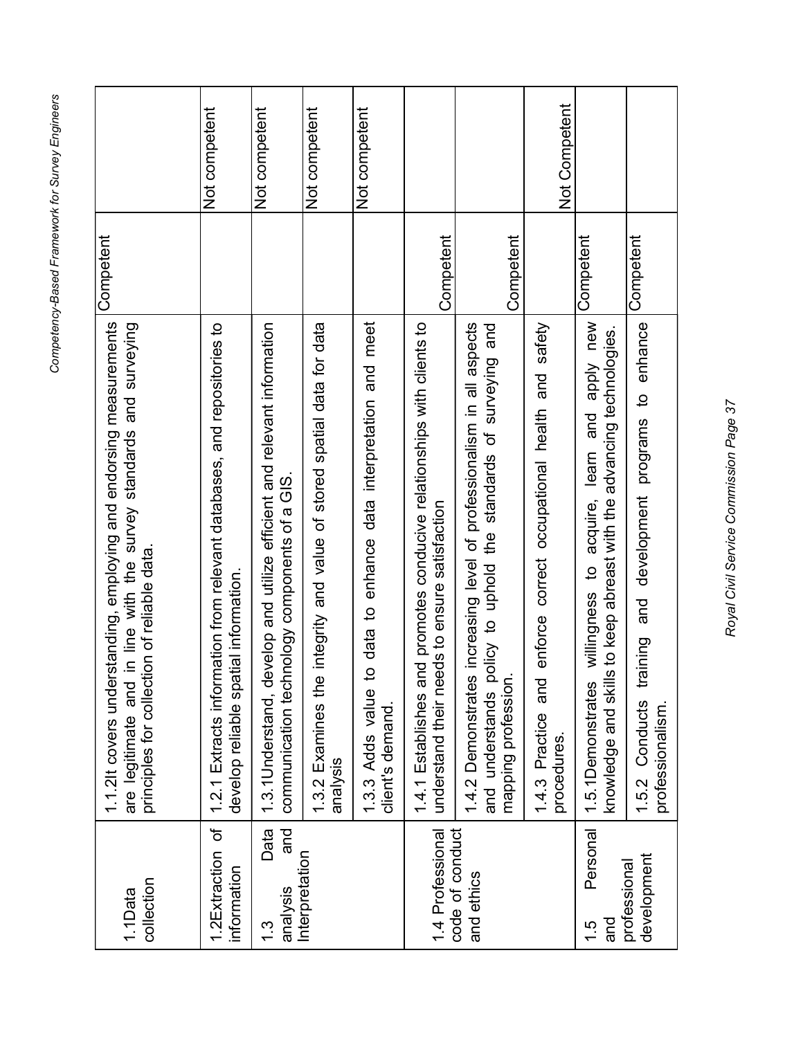| | | | |
|---|---|---|---|
| 1.1Data collection | 1.1.2It covers understanding, employing and endorsing measurements are legitimate and in line with the survey standards and surveying principles for collection of reliable data. | Competent | |
| 1.2Extraction of information | 1.2.1 Extracts information from relevant databases, and repositories to develop reliable spatial information. | | Not competent |
| 1.3 Data analysis and Interpretation | 1.3.1Understand, develop and utilize efficient and relevant information communication technology components of a GIS. | | Not competent |
| | 1.3.2 Examines the integrity and value of stored spatial data for data analysis | | Not competent |
| | 1.3.3 Adds value to data to enhance data interpretation and meet client's demand. | | Not competent |
| 1.4 Professional code of conduct and ethics | 1.4.1 Establishes and promotes conducive relationships with clients to understand their needs to ensure satisfaction | Competent | |
| | 1.4.2 Demonstrates increasing level of professionalism in all aspects and understands policy to uphold the standards of surveying and mapping profession. | Competent | |
| | 1.4.3 Practice and enforce correct occupational health and safety procedures. | | Not Competent |
| 1.5 Personal and professional development | 1.5.1Demonstrates willingness to acquire, learn and apply new knowledge and skills to keep abreast with the advancing technologies. | Competent | |
| | 1.5.2 Conducts training and development programs to enhance professionalism. | Competent | |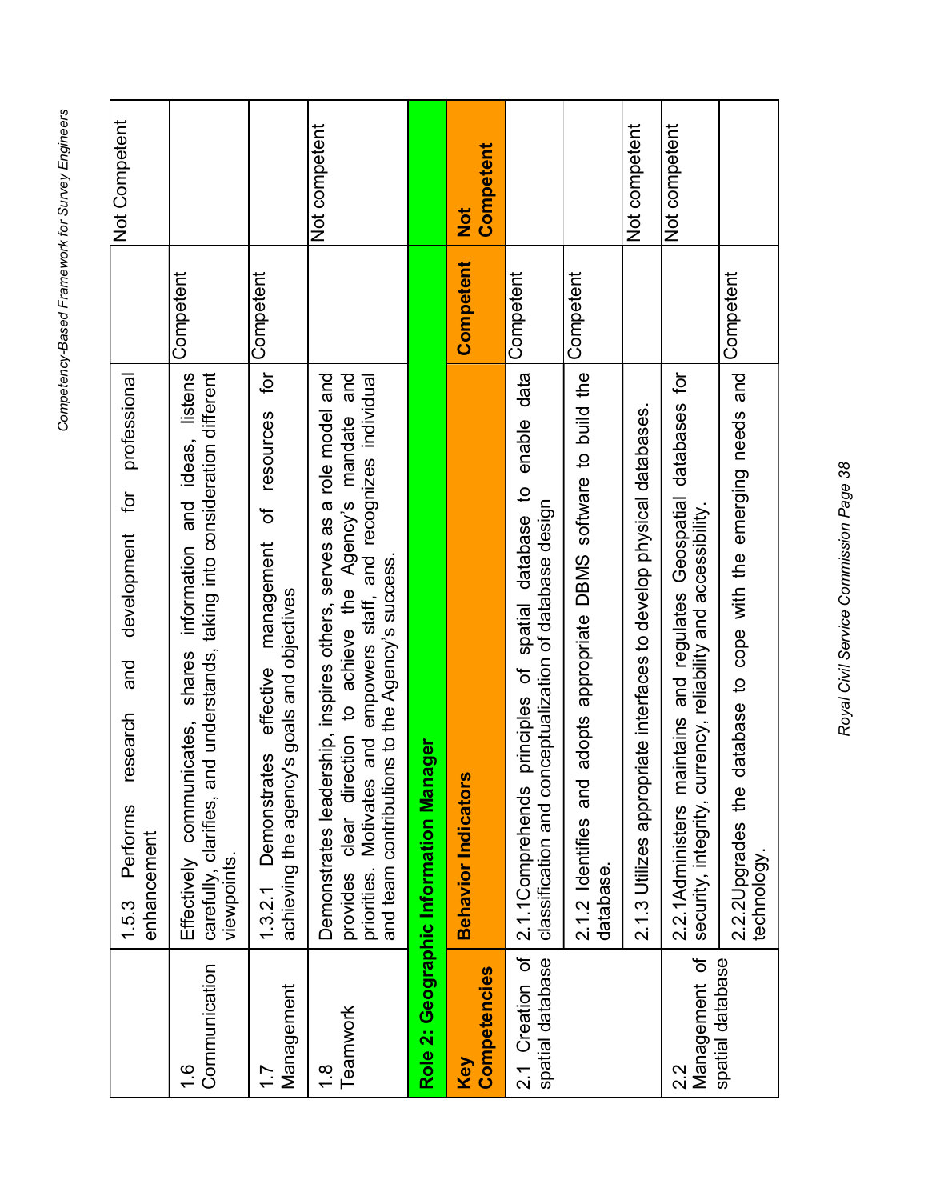| | | | |
|---|---|---|---|
| | 1.5.3 Performs research and development for professional enhancement | | Not Competent |
| 1.6 Communication | Effectively communicates, shares information and ideas, listens carefully, clarifies, and understands, taking into consideration different viewpoints. | Competent | |
| 1.7 Management | 1.3.2.1 Demonstrates effective management of resources for achieving the agency's goals and objectives | Competent | |
| 1.8 Teamwork | Demonstrates leadership, inspires others, serves as a role model and provides clear direction to achieve the Agency's mandate and priorities. Motivates and empowers staff, and recognizes individual and team contributions to the Agency's success. | | Not competent |
| **Role 2: Geographic Information Manager** | | | |
| **Key Competencies** | **Behavior Indicators** | **Competent** | **Not Competent** |
| 2.1 Creation of spatial database | 2.1.1Comprehends principles of spatial database to enable data classification and conceptualization of database design | Competent | |
| | 2.1.2 Identifies and adopts appropriate DBMS software to build the database. | Competent | |
| | 2.1.3 Utilizes appropriate interfaces to develop physical databases. | | Not competent |
| 2.2 Management of spatial database | 2.2.1Administers maintains and regulates Geospatial databases for security, integrity, currency, reliability and accessibility. | | Not competent |
| | 2.2.2Upgrades the database to cope with the emerging needs and technology. | Competent | |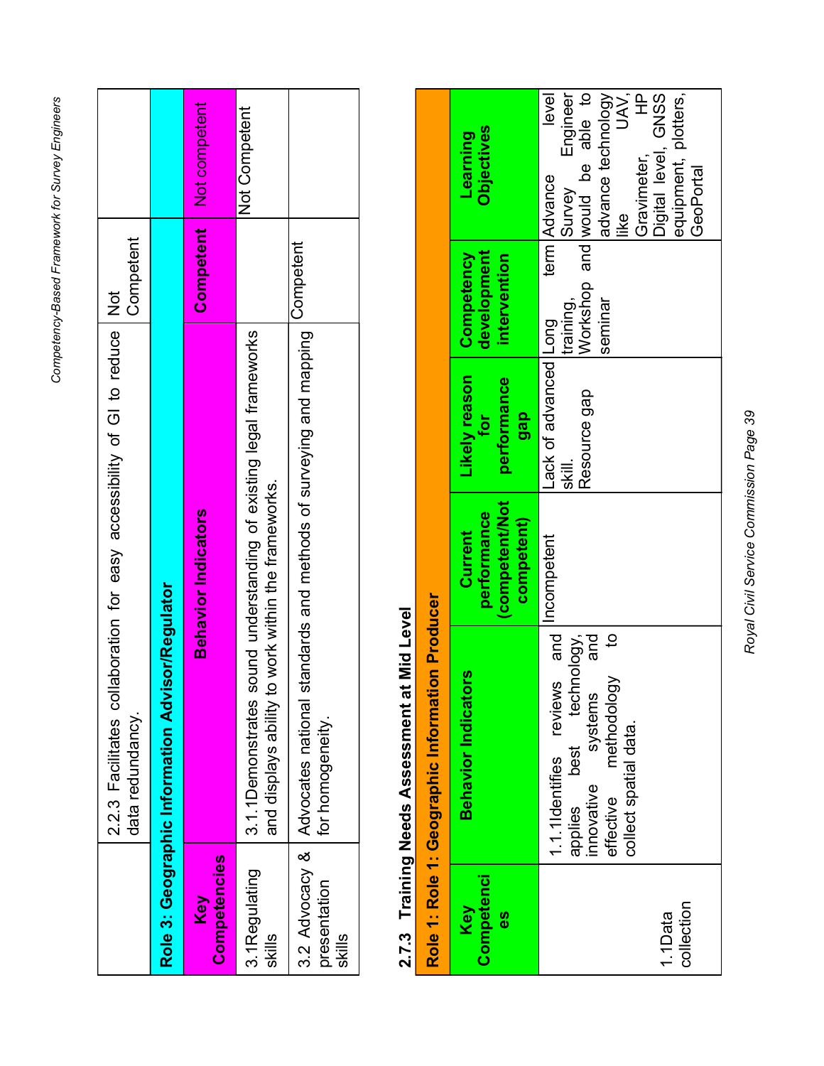| | | | |
|---|---|---|---|
| | 2.2.3 Facilitates collaboration for easy accessibility of GI to reduce data redundancy. | Not Competent | |
| **Role 3: Geographic Information Advisor/Regulator** | | | |
| **Key Competencies** | **Behavior Indicators** | **Competent** | **Not competent** |
| 3.1Regulating skills | 3.1.1Demonstrates sound understanding of existing legal frameworks and displays ability to work within the frameworks. | | Not Competent |
| 3.2 Advocacy & presentation skills | Advocates national standards and methods of surveying and mapping for homogeneity. | Competent | |

### 2.7.3 Training Needs Assessment at Mid Level

| **Role 1: Role 1: Geographic Information Producer** | | | | | |
|---|---|---|---|---|---|
| **Key Competencies** | **Behavior Indicators** | **Current performance (competent/Not competent)** | **Likely reason for performance gap** | **Competency development intervention** | **Learning Objectives** |
| 1.1Data collection | 1.1.1Identifies reviews and applies best technology, innovative systems and effective methodology to collect spatial data. | Incompetent | Lack of advanced skill.<br>Resource gap | Long term training, Workshop and seminar | Advance level Survey Engineer would be able to advance technology like UAV, Gravimeter, HP Digital level, GNSS equipment, plotters, GeoPortal |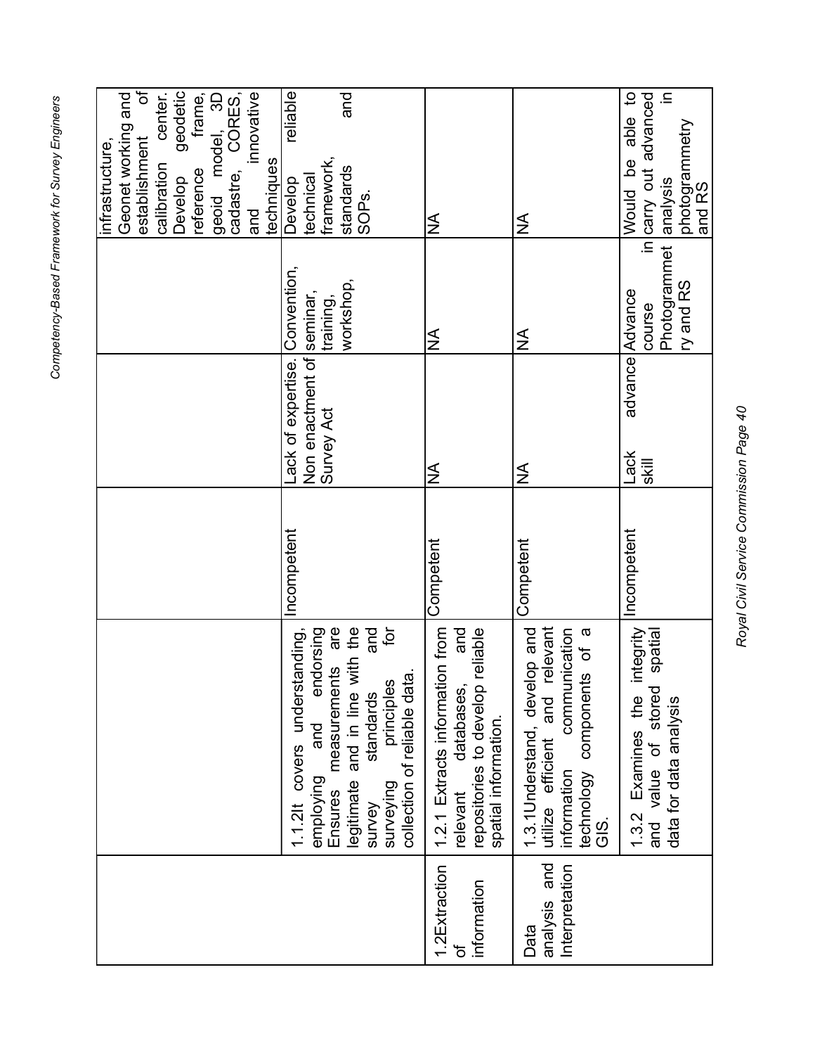| | | | | | |
|---|---|---|---|---|---|
| | | | | | infrastructure, Geonet working and establishment of calibration center. Develop geodetic reference frame, geoid model, 3D cadastre, CORES, and innovative techniques |
| | 1.1.2It covers understanding, employing and endorsing Ensures measurements are legitimate and in line with the survey standards and surveying principles for collection of reliable data. | Incompetent | Lack of expertise. Non enactment of Survey Act | Convention, seminar, training, workshop, | Develop reliable technical framework, standards and SOPs. |
| 1.2Extraction of information | 1.2.1 Extracts information from relevant databases, and repositories to develop reliable spatial information. | Competent | NA | NA | NA |
| Data analysis and Interpretation | 1.3.1Understand, develop and utilize efficient and relevant information communication technology components of a GIS. | Competent | NA | NA | NA |
| | 1.3.2 Examines the integrity and value of stored spatial data for data analysis | Incompetent | Lack advance skill | Advance course in Photogrammetry and RS | Would be able to carry out advanced analysis in photogrammetry and RS |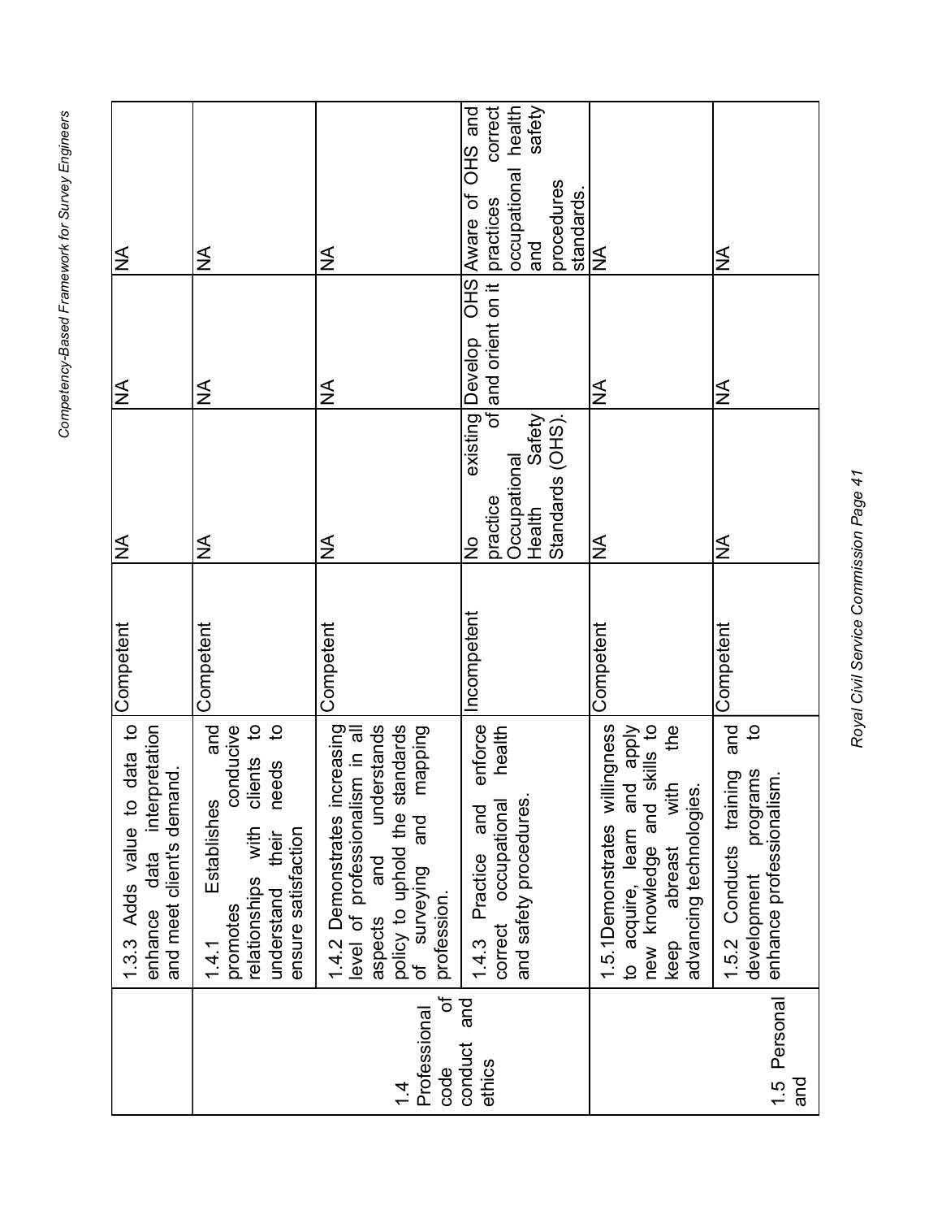| | | | | | |
|---|---|---|---|---|---|
| | 1.3.3 Adds value to data to enhance data interpretation and meet client's demand. | Competent | NA | NA | NA |
| | 1.4.1 Establishes and promotes conducive relationships with clients to understand their needs to ensure satisfaction | Competent | NA | NA | NA |
| 1.4 Professional code of conduct and ethics | 1.4.2 Demonstrates increasing level of professionalism in all aspects and understands policy to uphold the standards of surveying and mapping profession. | Competent | NA | NA | NA |
| | 1.4.3 Practice and enforce correct occupational health and safety procedures. | Incompetent | No existing practice of Occupational Health Safety Standards (OHS). | Develop OHS and orient on it | Aware of OHS and practices correct occupational health and safety procedures standards. |
| | 1.5.1Demonstrates willingness to acquire, learn and apply new knowledge and skills to keep abreast with the advancing technologies. | Competent | NA | NA | NA |
| 1.5 Personal and | 1.5.2 Conducts training and development programs to enhance professionalism. | Competent | NA | NA | NA |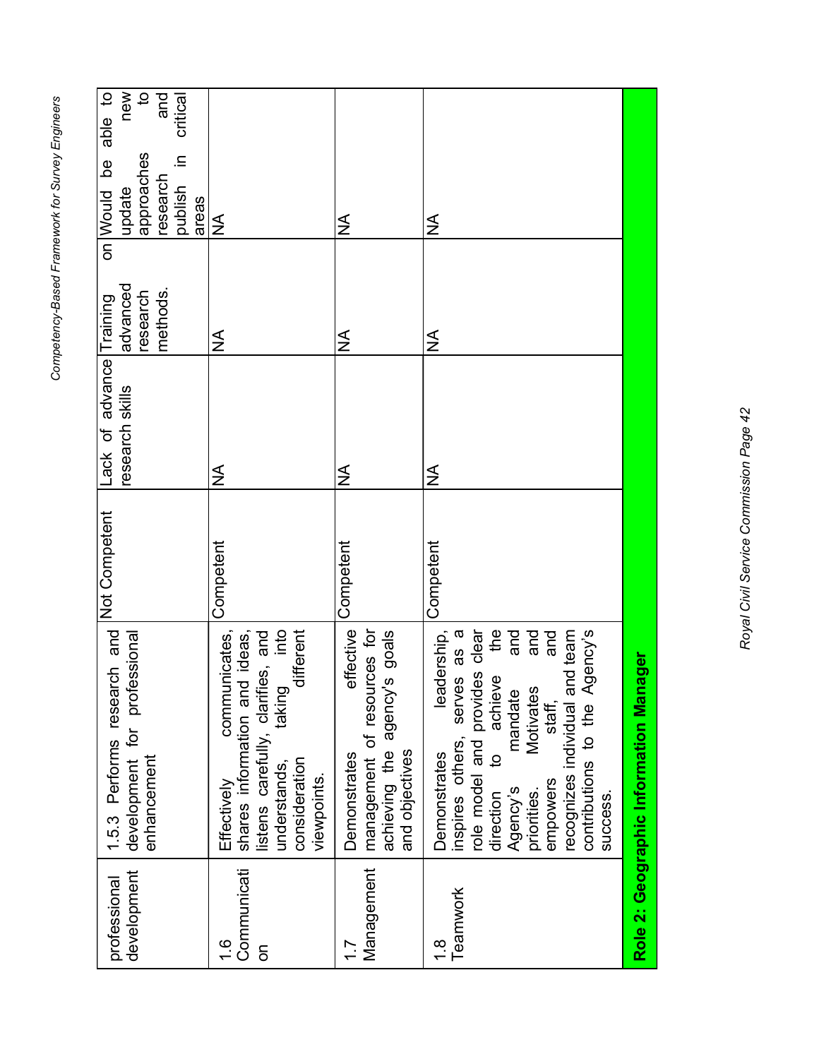| | | | | | |
|---|---|---|---|---|---|
| professional development | 1.5.3 Performs research and development for professional enhancement | Not Competent | Lack of advance research skills | Training on advanced research methods. | Would be able to update new approaches to research and publish in critical areas |
| 1.6 Communication | Effectively communicates, shares information and ideas, listens carefully, clarifies, and understands, taking into consideration different viewpoints. | Competent | NA | NA | NA |
| 1.7 Management | Demonstrates effective management of resources for achieving the agency's goals and objectives | Competent | NA | NA | NA |
| 1.8 Teamwork | Demonstrates leadership, inspires others, serves as a role model and provides clear direction to achieve the Agency's mandate and priorities. Motivates and empowers staff, and recognizes individual and team contributions to the Agency's success. | Competent | NA | NA | NA |

**Role 2: Geographic Information Manager**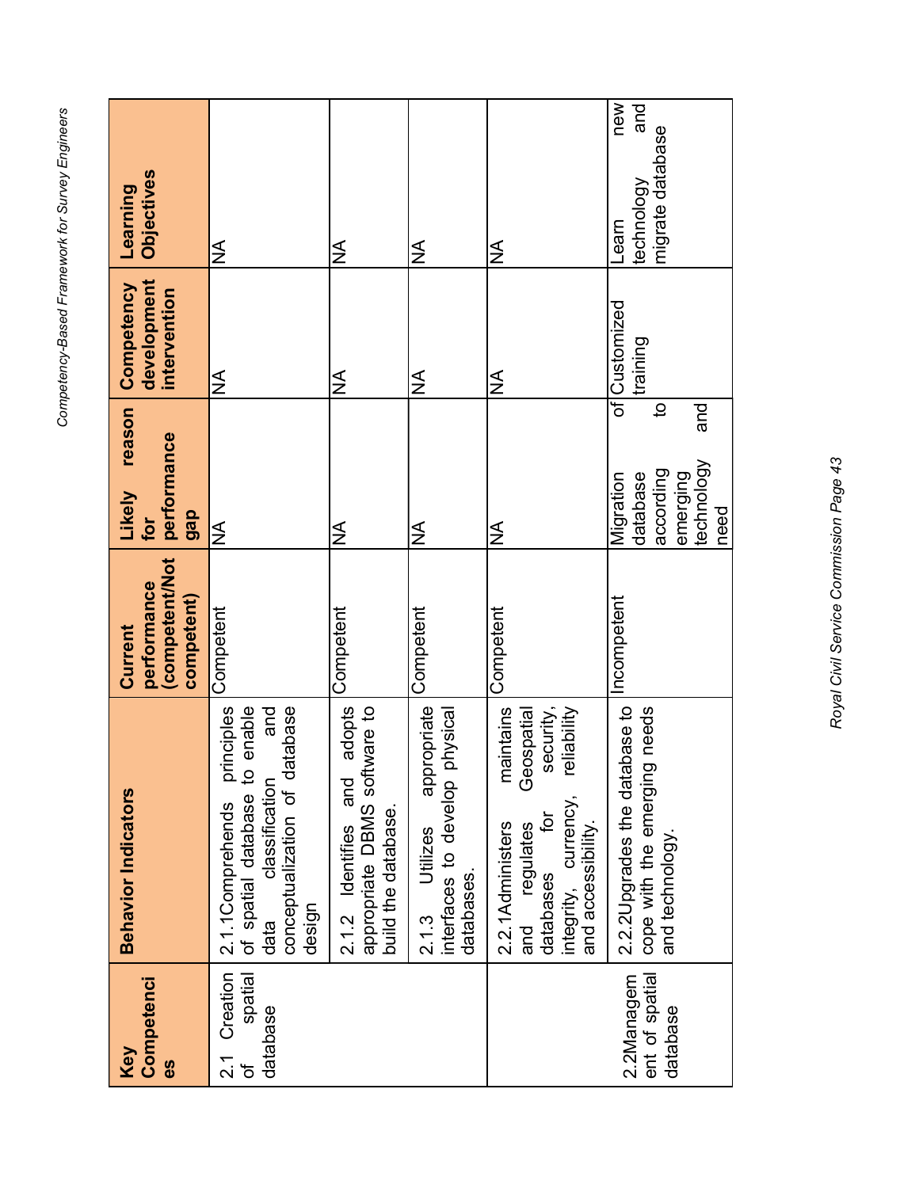| Key Competencies | Behavior Indicators | Current performance (competent/Not competent) | Likely reason for performance gap | Competency development intervention | Learning Objectives |
|---|---|---|---|---|---|
| 2.1 Creation of spatial database | 2.1.1Comprehends principles of spatial database to enable data classification and conceptualization of database design | Competent | NA | NA | NA |
| | 2.1.2 Identifies and adopts appropriate DBMS software to build the database. | Competent | NA | NA | NA |
| | 2.1.3 Utilizes appropriate interfaces to develop physical databases. | Competent | NA | NA | NA |
| | 2.2.1Administers maintains and regulates Geospatial databases for security, integrity, currency, reliability and accessibility. | Competent | NA | NA | NA |
| 2.2Management of spatial database | 2.2.2Upgrades the database to cope with the emerging needs and technology. | Incompetent | Migration of database according to emerging technology and need | Customized training | Learn new technology and migrate database |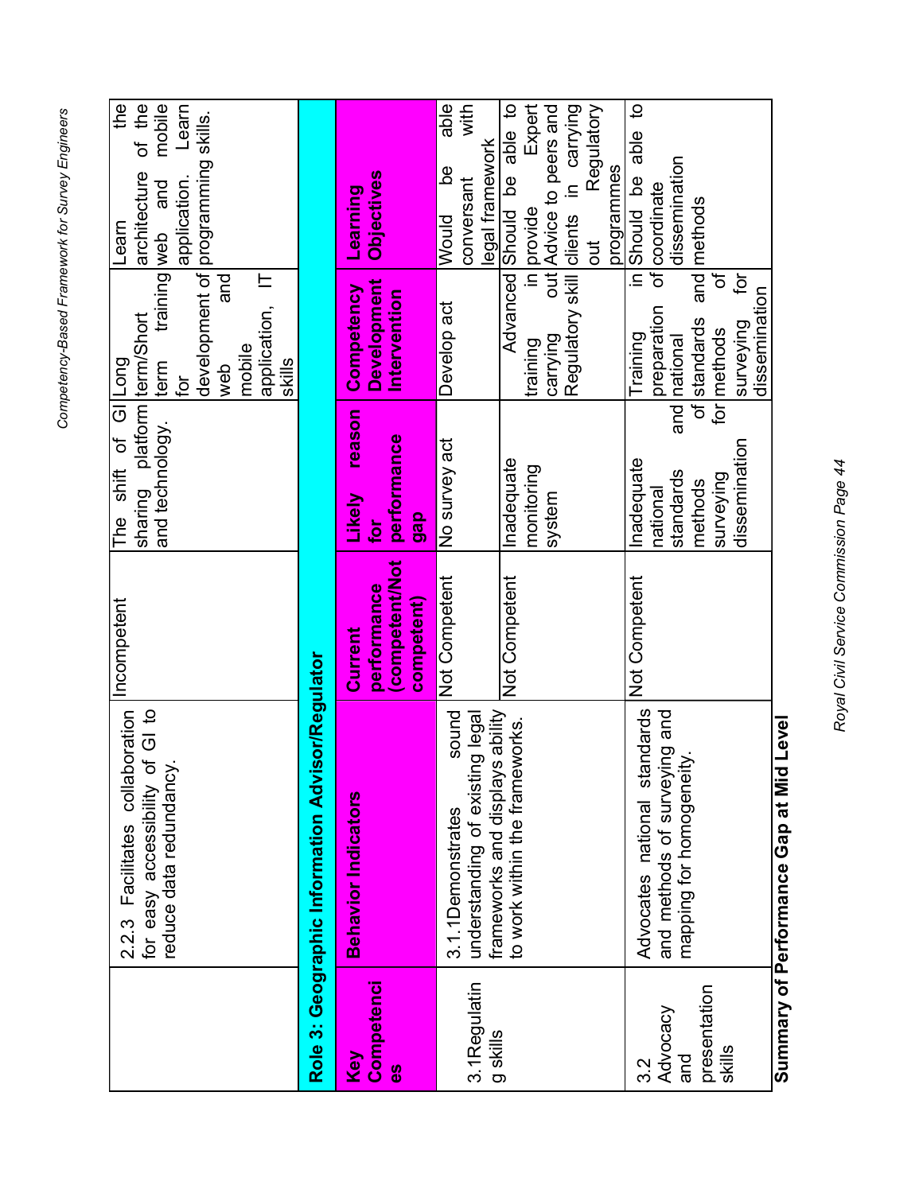| | | | | | |
|---|---|---|---|---|---|
| | 2.2.3 Facilitates collaboration for easy accessibility of GI to reduce data redundancy. | Incompetent | The shift of GI sharing platform and technology. | Long term/Short term training for development of web and mobile application, IT skills | Learn the architecture of the web and mobile application. Learn programming skills. |

**Role 3: Geographic Information Advisor/Regulator**

| Key Competencies | Behavior Indicators | Current performance (competent/Not competent) | Likely reason for performance gap | Competency Development Intervention | Learning Objectives |
|---|---|---|---|---|---|
| 3.1Regulating skills | 3.1.1Demonstrates sound understanding of existing legal frameworks and displays ability to work within the frameworks. | Not Competent | No survey act | Develop act | Would be able conversant with legal framework |
| | | Not Competent | Inadequate monitoring system | Advanced training in carrying out Regulatory skill | Should be able to provide Expert Advice to peers and clients in carrying out Regulatory programmes |
| 3.2 Advocacy and presentation skills | Advocates national standards and methods of surveying and mapping for homogeneity. | Not Competent | Inadequate national standards and methods for surveying dissemination | Training in preparation of national standards and methods of surveying for dissemination | Should be able to coordinate dissemination methods |

**Summary of Performance Gap at Mid Level**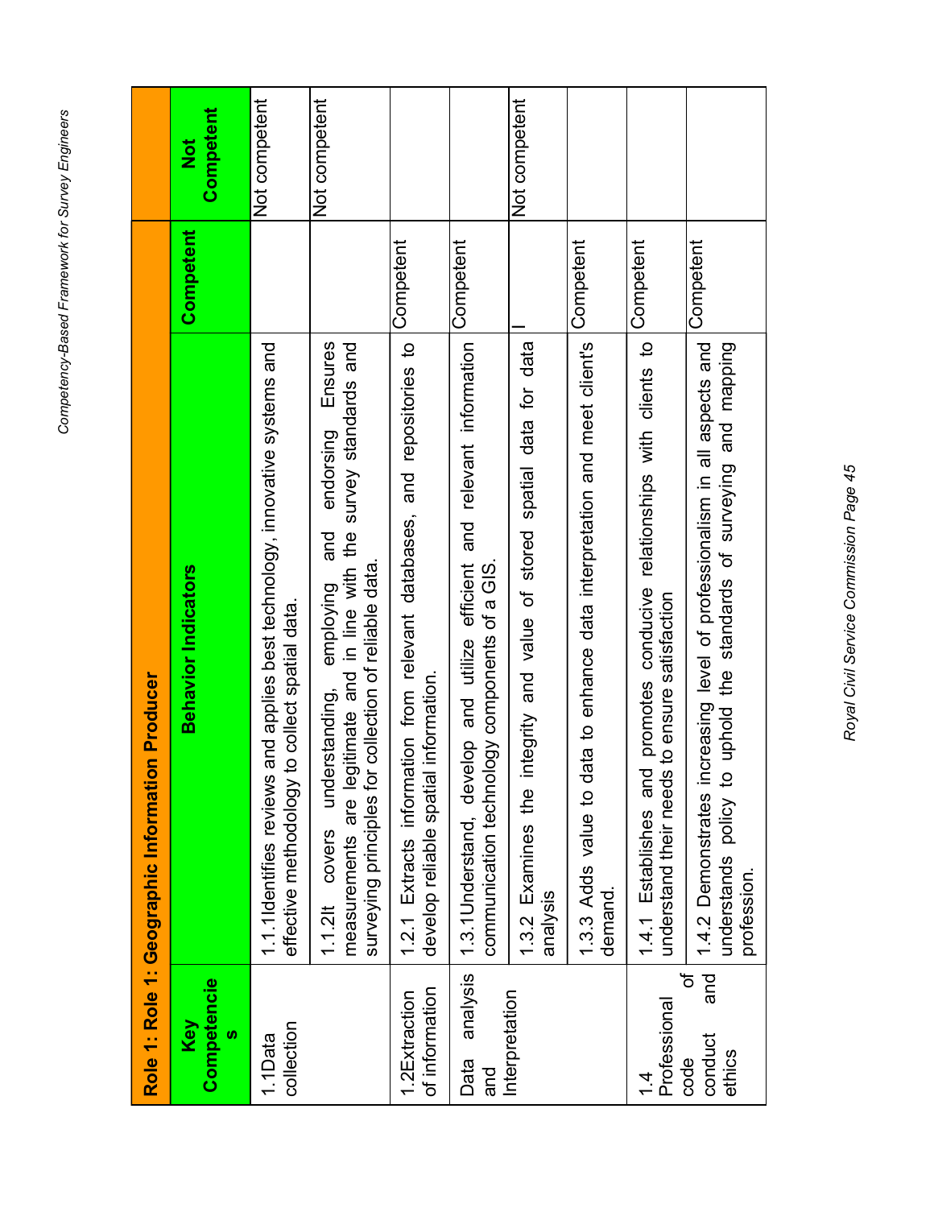| Role 1: Role 1: Geographic Information Producer | | | |
|---|---|---|---|
| **Key Competencies** | **Behavior Indicators** | **Competent** | **Not Competent** |
| 1.1Data collection | 1.1.1Identifies reviews and applies best technology, innovative systems and effective methodology to collect spatial data. | | Not competent |
| | 1.1.2It covers understanding, employing and endorsing Ensures measurements are legitimate and in line with the survey standards and surveying principles for collection of reliable data. | | Not competent |
| 1.2Extraction of information | 1.2.1 Extracts information from relevant databases, and repositories to develop reliable spatial information. | Competent | |
| Data analysis and Interpretation | 1.3.1Understand, develop and utilize efficient and relevant information communication technology components of a GIS. | Competent | |
| | 1.3.2 Examines the integrity and value of stored spatial data for data analysis | \| | Not competent |
| | 1.3.3 Adds value to data to enhance data interpretation and meet client's demand. | Competent | |
| 1.4 Professional code of conduct and ethics | 1.4.1 Establishes and promotes conducive relationships with clients to understand their needs to ensure satisfaction | Competent | |
| | 1.4.2 Demonstrates increasing level of professionalism in all aspects and understands policy to uphold the standards of surveying and mapping profession. | Competent | |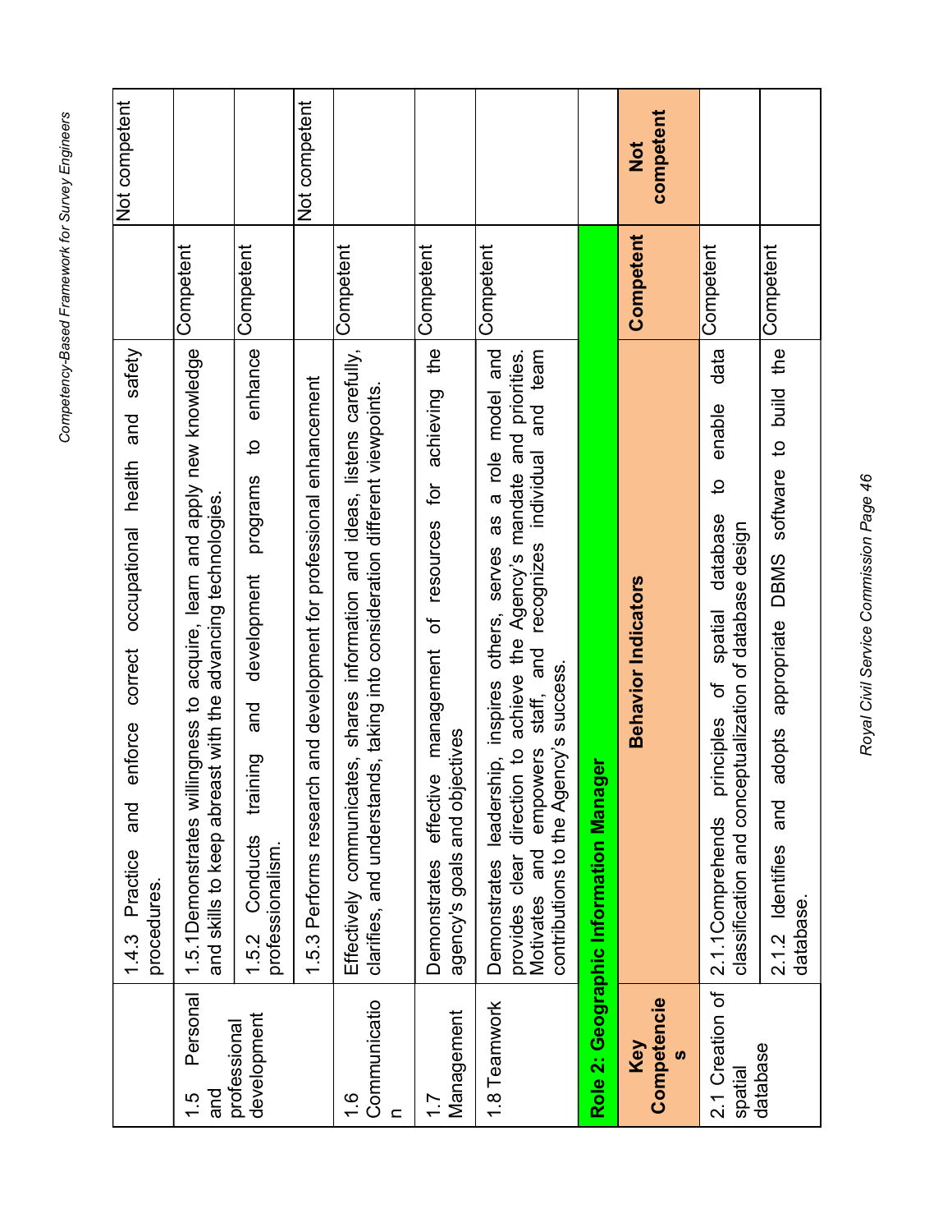| | | | |
|---|---|---|---|
| | 1.4.3 Practice and enforce correct occupational health and safety procedures. | | Not competent |
| 1.5 Personal and professional development | 1.5.1Demonstrates willingness to acquire, learn and apply new knowledge and skills to keep abreast with the advancing technologies. | Competent | |
| | 1.5.2 Conducts training and development programs to enhance professionalism. | Competent | |
| | 1.5.3 Performs research and development for professional enhancement | | Not competent |
| 1.6 Communication | Effectively communicates, shares information and ideas, listens carefully, clarifies, and understands, taking into consideration different viewpoints. | Competent | |
| 1.7 Management | Demonstrates effective management of resources for achieving the agency's goals and objectives | Competent | |
| 1.8 Teamwork | Demonstrates leadership, inspires others, serves as a role model and provides clear direction to achieve the Agency's mandate and priorities. Motivates and empowers staff, and recognizes individual and team contributions to the Agency's success. | Competent | |
| **Role 2: Geographic Information Manager** | | | |
| **Key Competencies** | **Behavior Indicators** | **Competent** | **Not competent** |
| 2.1 Creation of spatial database | 2.1.1Comprehends principles of spatial database to enable data classification and conceptualization of database design | Competent | |
| | 2.1.2 Identifies and adopts appropriate DBMS software to build the database. | Competent | |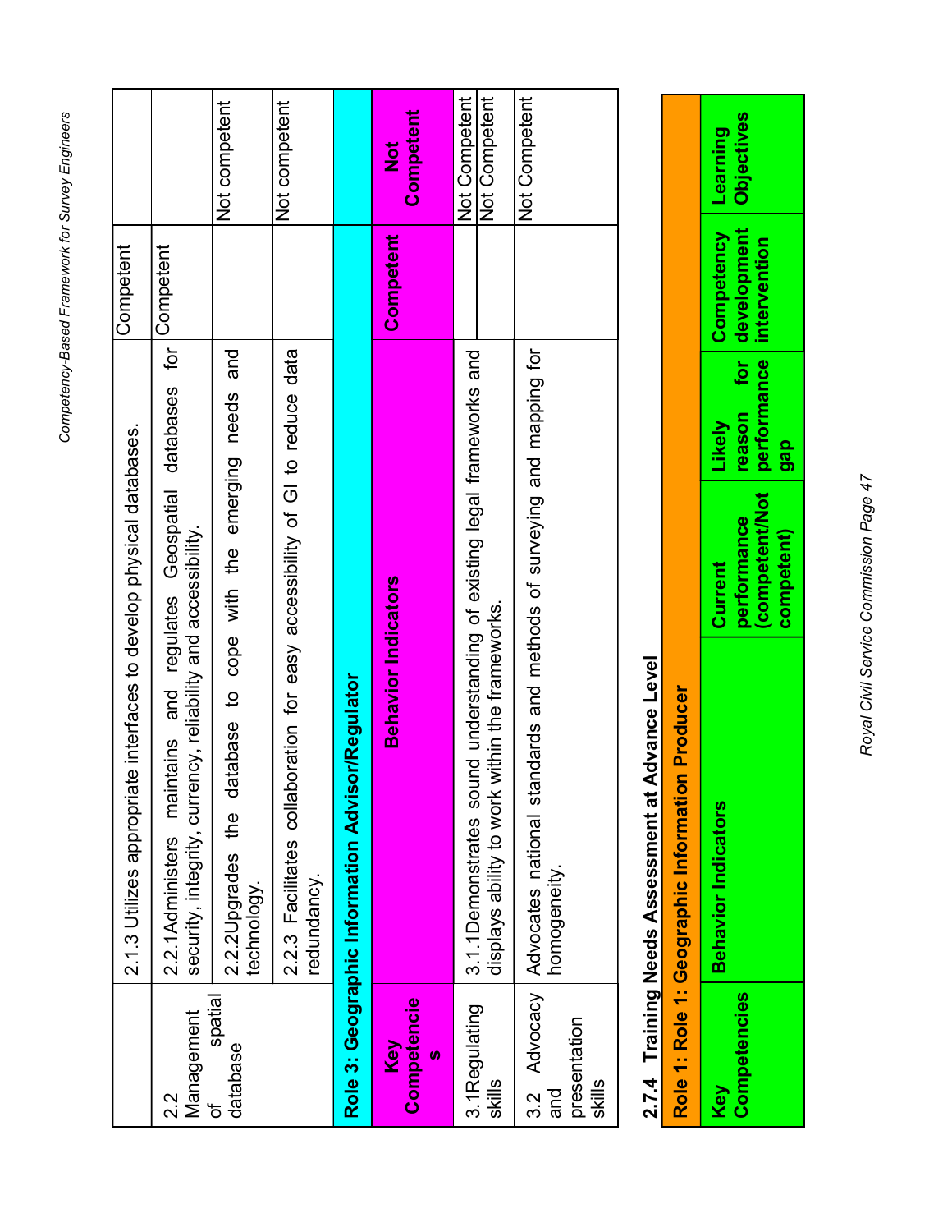| Key Competencies | Behavior Indicators | Competent | Not Competent |
|---|---|---|---|
| | 2.1.3 Utilizes appropriate interfaces to develop physical databases. | Competent | |
| 2.2 Management of spatial database | 2.2.1Administers maintains and regulates Geospatial databases for security, integrity, currency, reliability and accessibility. | Competent | |
| | 2.2.2Upgrades the database to cope with the emerging needs and technology. | | Not competent |
| | 2.2.3 Facilitates collaboration for easy accessibility of GI to reduce data redundancy. | | Not competent |

| Role 3: Geographic Information Advisor/Regulator | | | |
|---|---|---|---|
| **Key Competencies** | **Behavior Indicators** | **Competent** | **Not Competent** |
| 3.1Regulating skills | 3.1.1Demonstrates sound understanding of existing legal frameworks and displays ability to work within the frameworks. | | Not Competent<br>Not Competent |
| 3.2 Advocacy and presentation skills | Advocates national standards and methods of surveying and mapping for homogeneity. | | Not Competent |

### 2.7.4 Training Needs Assessment at Advance Level

| Role 1: Role 1: Geographic Information Producer | | | | | |
|---|---|---|---|---|---|
| **Key Competencies** | **Behavior Indicators** | **Current performance (competent/Not competent)** | **Likely reason for performance gap** | **Competency development intervention** | **Learning Objectives** |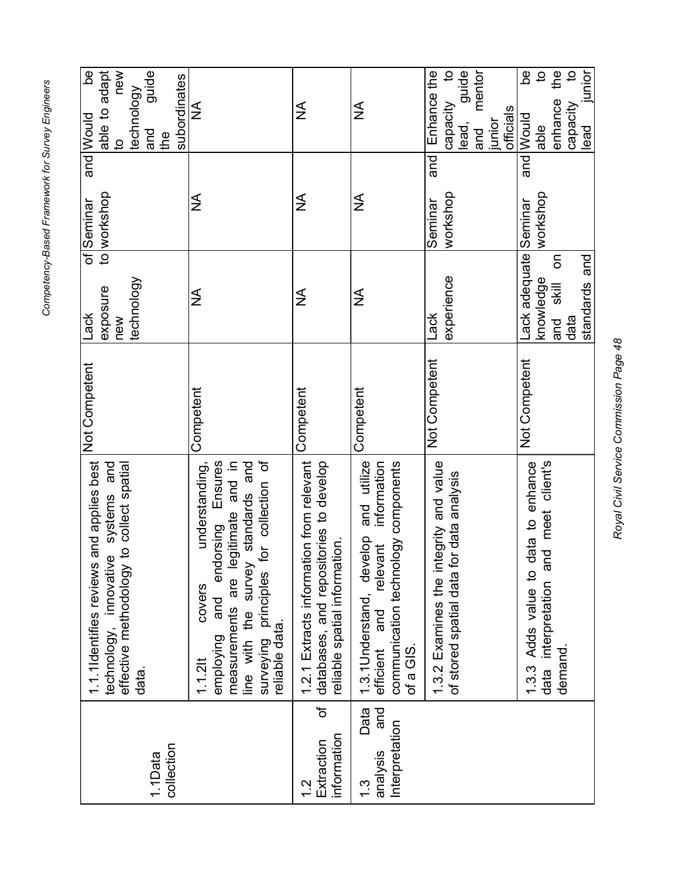| | | | | | |
|---|---|---|---|---|---|
| 1.1Data collection | 1.1.1Identifies reviews and applies best technology, innovative systems and effective methodology to collect spatial data. | Not Competent | Lack of exposure to new technology | Seminar and workshop | Would be able to adapt to new technology and guide the subordinates |
| | 1.1.2It covers understanding, employing and endorsing Ensures measurements are legitimate and in line with the survey standards and surveying principles for collection of reliable data. | Competent | NA | NA | NA |
| 1.2 Extraction of information | 1.2.1 Extracts information from relevant databases, and repositories to develop reliable spatial information. | Competent | NA | NA | NA |
| 1.3 Data analysis and Interpretation | 1.3.1Understand, develop and utilize efficient and relevant information communication technology components of a GIS. | Competent | NA | NA | NA |
| | 1.3.2 Examines the integrity and value of stored spatial data for data analysis | Not Competent | Lack experience | Seminar and workshop | Enhance the capacity to lead, guide and mentor junior officials |
| | 1.3.3 Adds value to data to enhance data interpretation and meet client's demand. | Not Competent | Lack adequate knowledge and skill on data standards and | Seminar and workshop | Would be able to enhance the capacity to lead junior |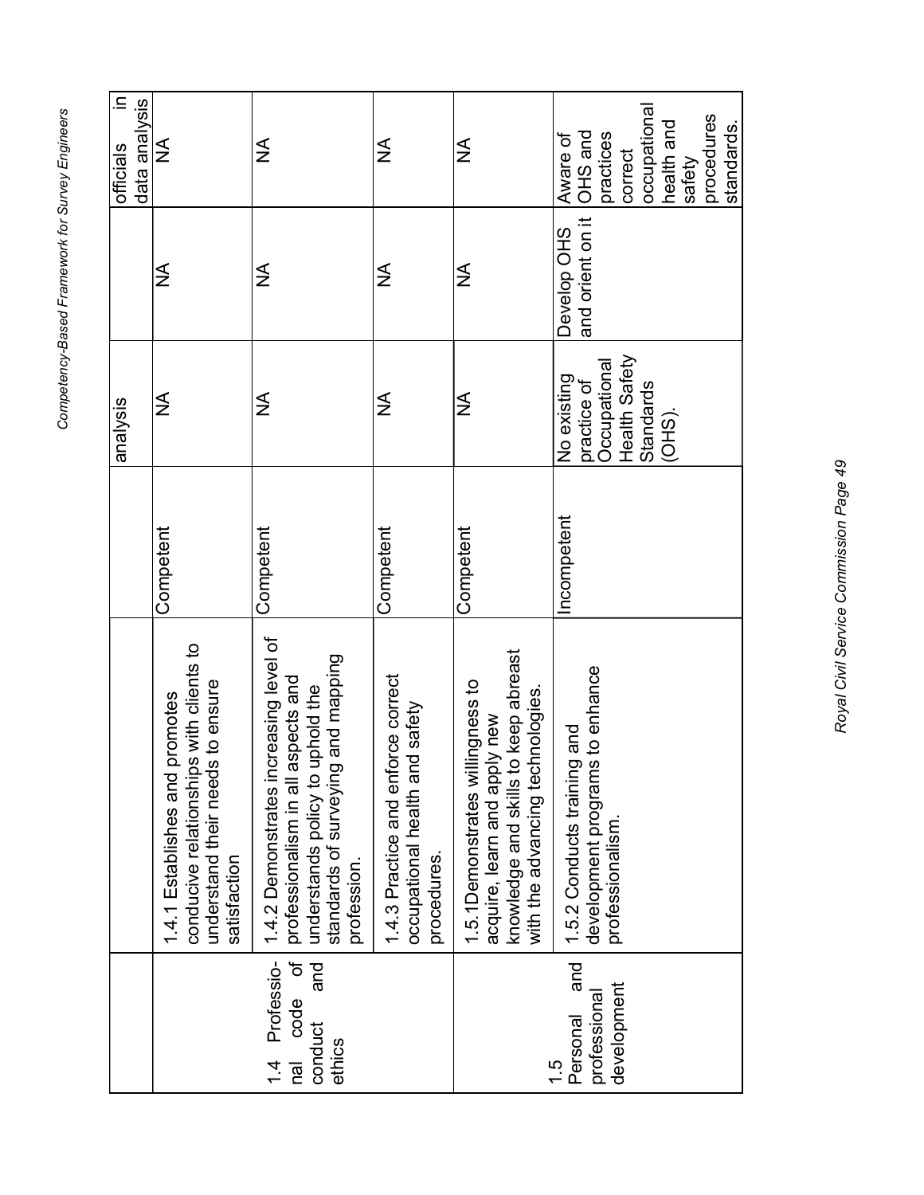| | | | analysis | | officials in data analysis |
|---|---|---|---|---|---|
| | 1.4.1 Establishes and promotes conducive relationships with clients to understand their needs to ensure satisfaction | Competent | NA | NA | NA |
| 1.4 Professional code of conduct and ethics | 1.4.2 Demonstrates increasing level of professionalism in all aspects and understands policy to uphold the standards of surveying and mapping profession. | Competent | NA | NA | NA |
| | 1.4.3 Practice and enforce correct occupational health and safety procedures. | Competent | NA | NA | NA |
| | 1.5.1Demonstrates willingness to acquire, learn and apply new knowledge and skills to keep abreast with the advancing technologies. | Competent | NA | NA | NA |
| 1.5 Personal and professional development | 1.5.2 Conducts training and development programs to enhance professionalism. | Incompetent | No existing practice of Occupational Health Safety Standards (OHS). | Develop OHS and orient on it | Aware of OHS and practices correct occupational health and safety procedures standards. |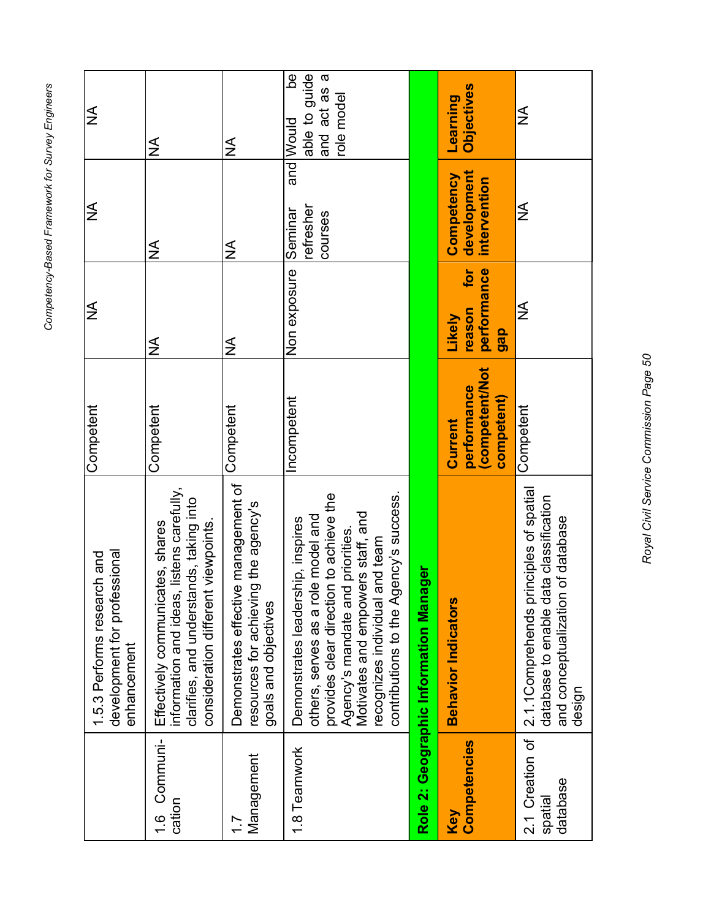| | | | | | |
|---|---|---|---|---|---|
| | 1.5.3 Performs research and development for professional enhancement | Competent | NA | NA | NA |
| 1.6 Communi-cation | Effectively communicates, shares information and ideas, listens carefully, clarifies, and understands, taking into consideration different viewpoints. | Competent | NA | NA | NA |
| 1.7 Management | Demonstrates effective management of resources for achieving the agency's goals and objectives | Competent | NA | NA | NA |
| 1.8 Teamwork | Demonstrates leadership, inspires others, serves as a role model and provides clear direction to achieve the Agency's mandate and priorities. Motivates and empowers staff, and recognizes individual and team contributions to the Agency's success. | Incompetent | Non exposure | Seminar and refresher courses | Would be able to guide and act as a role model |
| **Role 2: Geographic Information Manager** | | | | | |
| **Key Competencies** | **Behavior Indicators** | **Current performance (competent/Not competent)** | **Likely reason for performance gap** | **Competency development intervention** | **Learning Objectives** |
| 2.1 Creation of spatial database | 2.1.1Comprehends principles of spatial database to enable data classification and conceptualization of database design | Competent | NA | NA | NA |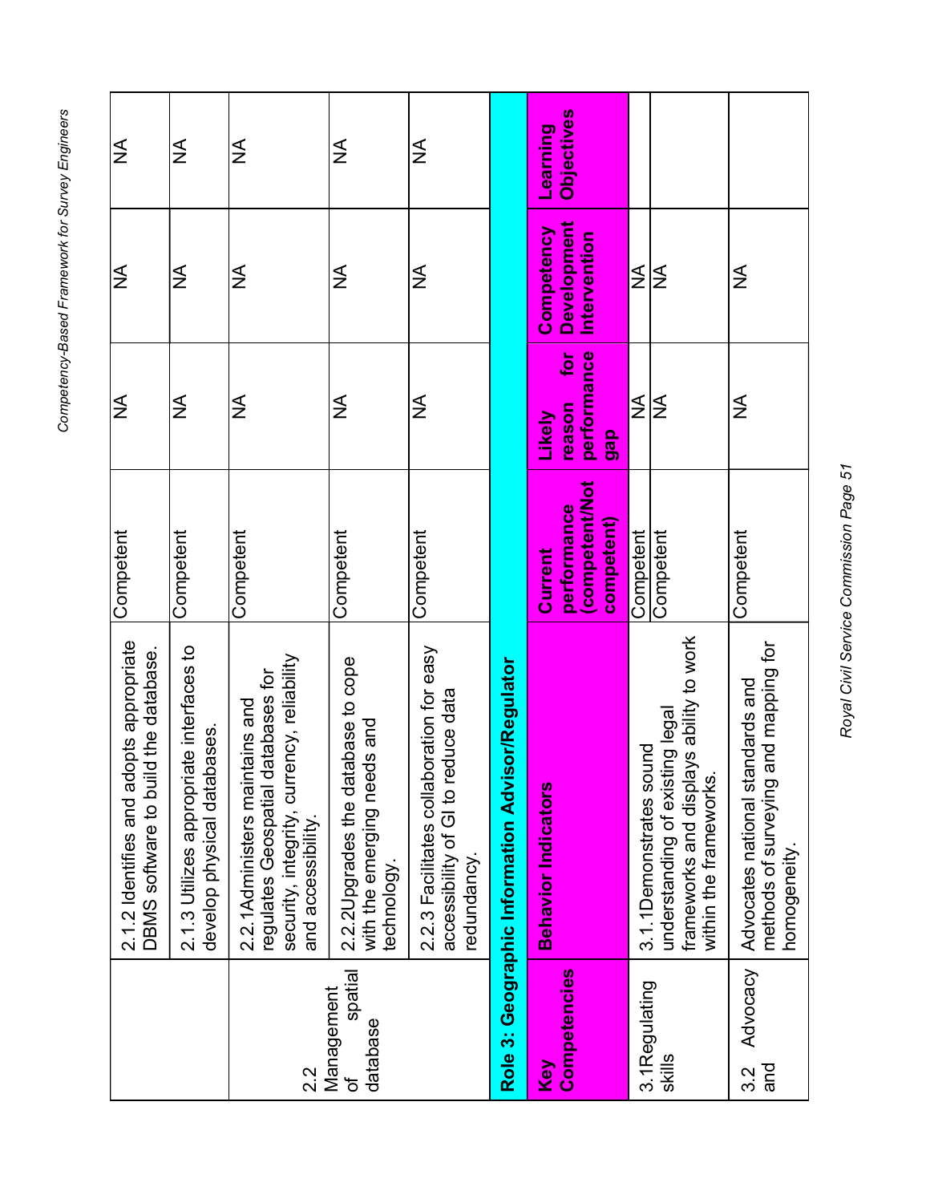| Key Competencies | Behavior Indicators | Current performance (competent/Not competent) | Likely reason for performance gap | Competency Development Intervention | Learning Objectives |
|---|---|---|---|---|---|
| | 2.1.2 Identifies and adopts appropriate DBMS software to build the database. | Competent | NA | NA | NA |
| | 2.1.3 Utilizes appropriate interfaces to develop physical databases. | Competent | NA | NA | NA |
| 2.2 Management of spatial database | 2.2.1Administers maintains and regulates Geospatial databases for security, integrity, currency, reliability and accessibility. | Competent | NA | NA | NA |
| | 2.2.2Upgrades the database to cope with the emerging needs and technology. | Competent | NA | NA | NA |
| | 2.2.3 Facilitates collaboration for easy accessibility of GI to reduce data redundancy. | Competent | NA | NA | NA |
| **Role 3: Geographic Information Advisor/Regulator** | | | | | |
| **Key Competencies** | **Behavior Indicators** | **Current performance (competent/Not competent)** | **Likely reason for performance gap** | **Competency Development Intervention** | **Learning Objectives** |
| 3.1Regulating skills | 3.1.1Demonstrates sound understanding of existing legal frameworks and displays ability to work within the frameworks. | Competent | NA | NA | |
| | | Competent | NA | NA | |
| 3.2 Advocacy and | Advocates national standards and methods of surveying and mapping for homogeneity. | Competent | NA | NA | |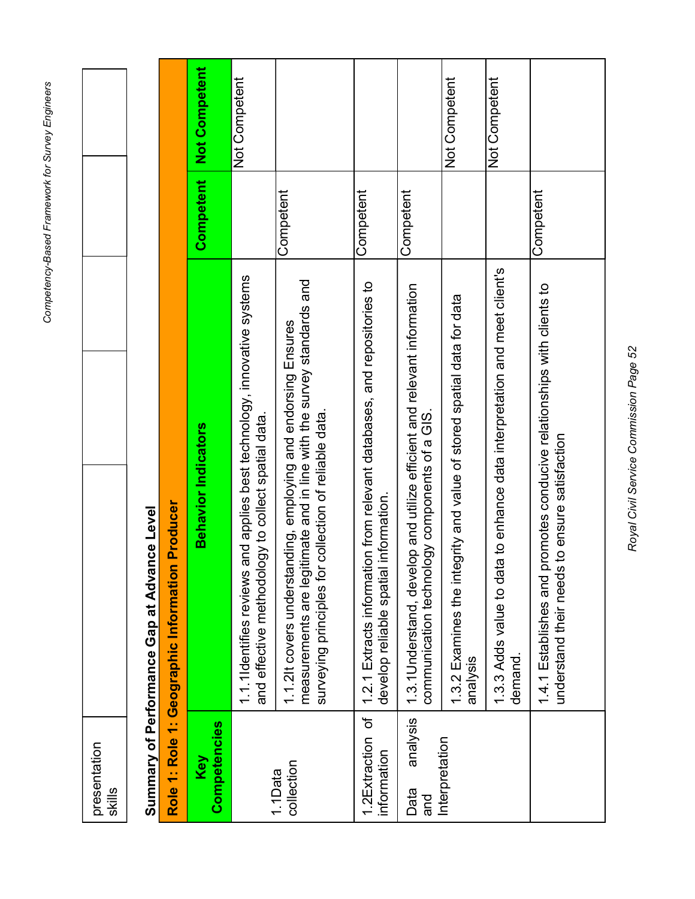| presentation skills | | | | |
|---|---|---|---|---|

## Summary of Performance Gap at Advance Level

| Role 1: Role 1: Geographic Information Producer | | | |
|---|---|---|---|
| **Key Competencies** | **Behavior Indicators** | **Competent** | **Not Competent** |
| 1.1Data collection | 1.1.1Identifies reviews and applies best technology, innovative systems and effective methodology to collect spatial data. | | Not Competent |
| | 1.1.2It covers understanding, employing and endorsing Ensures measurements are legitimate and in line with the survey standards and surveying principles for collection of reliable data. | Competent | |
| 1.2Extraction of information | 1.2.1 Extracts information from relevant databases, and repositories to develop reliable spatial information. | Competent | |
| Data analysis and Interpretation | 1.3.1Understand, develop and utilize efficient and relevant information communication technology components of a GIS. | Competent | |
| | 1.3.2 Examines the integrity and value of stored spatial data for data analysis | | Not Competent |
| | 1.3.3 Adds value to data to enhance data interpretation and meet client's demand. | | Not Competent |
| | 1.4.1 Establishes and promotes conducive relationships with clients to understand their needs to ensure satisfaction | Competent | |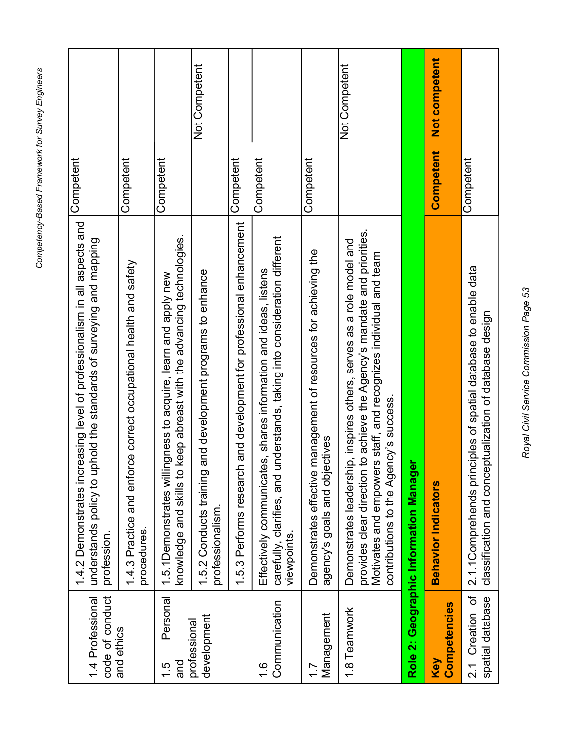| 1.4 Professional code of conduct and ethics | 1.4.2 Demonstrates increasing level of professionalism in all aspects and understands policy to uphold the standards of surveying and mapping profession. | Competent | |
|---|---|---|---|
| | 1.4.3 Practice and enforce correct occupational health and safety procedures. | Competent | |
| 1.5 Personal and professional development | 1.5.1Demonstrates willingness to acquire, learn and apply new knowledge and skills to keep abreast with the advancing technologies. | Competent | |
| | 1.5.2 Conducts training and development programs to enhance professionalism. | | Not Competent |
| | 1.5.3 Performs research and development for professional enhancement | Competent | |
| 1.6 Communication | Effectively communicates, shares information and ideas, listens carefully, clarifies, and understands, taking into consideration different viewpoints. | Competent | |
| 1.7 Management | Demonstrates effective management of resources for achieving the agency's goals and objectives | Competent | |
| 1.8 Teamwork | Demonstrates leadership, inspires others, serves as a role model and provides clear direction to achieve the Agency's mandate and priorities. Motivates and empowers staff, and recognizes individual and team contributions to the Agency's success. | | Not Competent |
| **Role 2: Geographic Information Manager** | | | |
| **Key Competencies** | **Behavior Indicators** | **Competent** | **Not competent** |
| 2.1 Creation of spatial database | 2.1.1Comprehends principles of spatial database to enable data classification and conceptualization of database design | Competent | |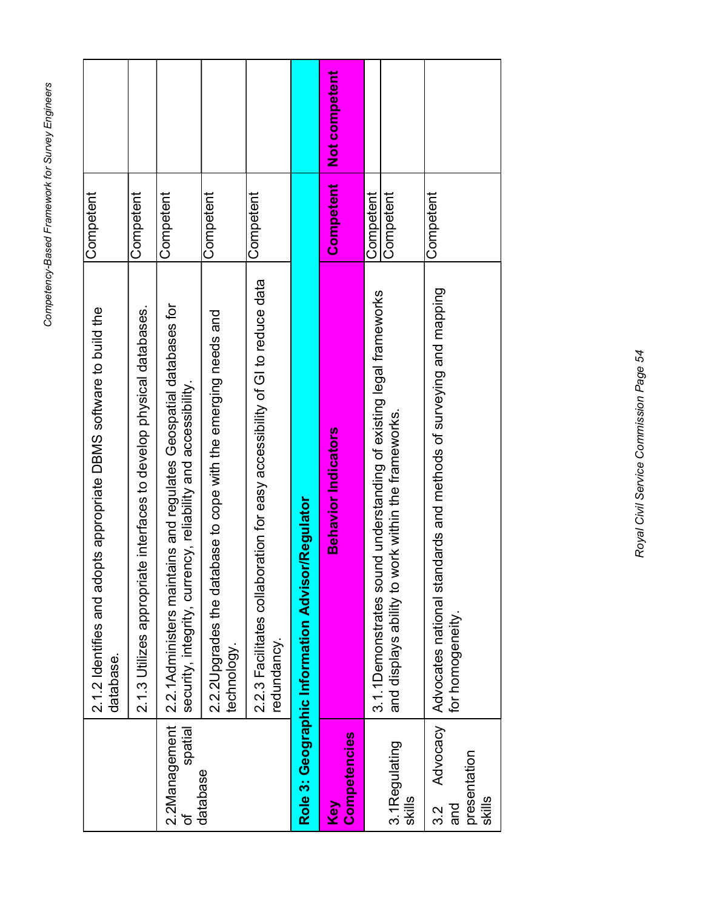| | | | |
|---|---|---|---|
| | 2.1.2 Identifies and adopts appropriate DBMS software to build the database. | Competent | |
| | 2.1.3 Utilizes appropriate interfaces to develop physical databases. | Competent | |
| 2.2Management of spatial database | 2.2.1Administers maintains and regulates Geospatial databases for security, integrity, currency, reliability and accessibility. | Competent | |
| | 2.2.2Upgrades the database to cope with the emerging needs and technology. | Competent | |
| | 2.2.3 Facilitates collaboration for easy accessibility of GI to reduce data redundancy. | Competent | |
| **Role 3: Geographic Information Advisor/Regulator** | | | |
| **Key Competencies** | **Behavior Indicators** | **Competent** | **Not competent** |
| 3.1Regulating skills | 3.1.1Demonstrates sound understanding of existing legal frameworks and displays ability to work within the frameworks. | Competent | |
| | | Competent | |
| 3.2 Advocacy and presentation skills | Advocates national standards and methods of surveying and mapping for homogeneity. | Competent | |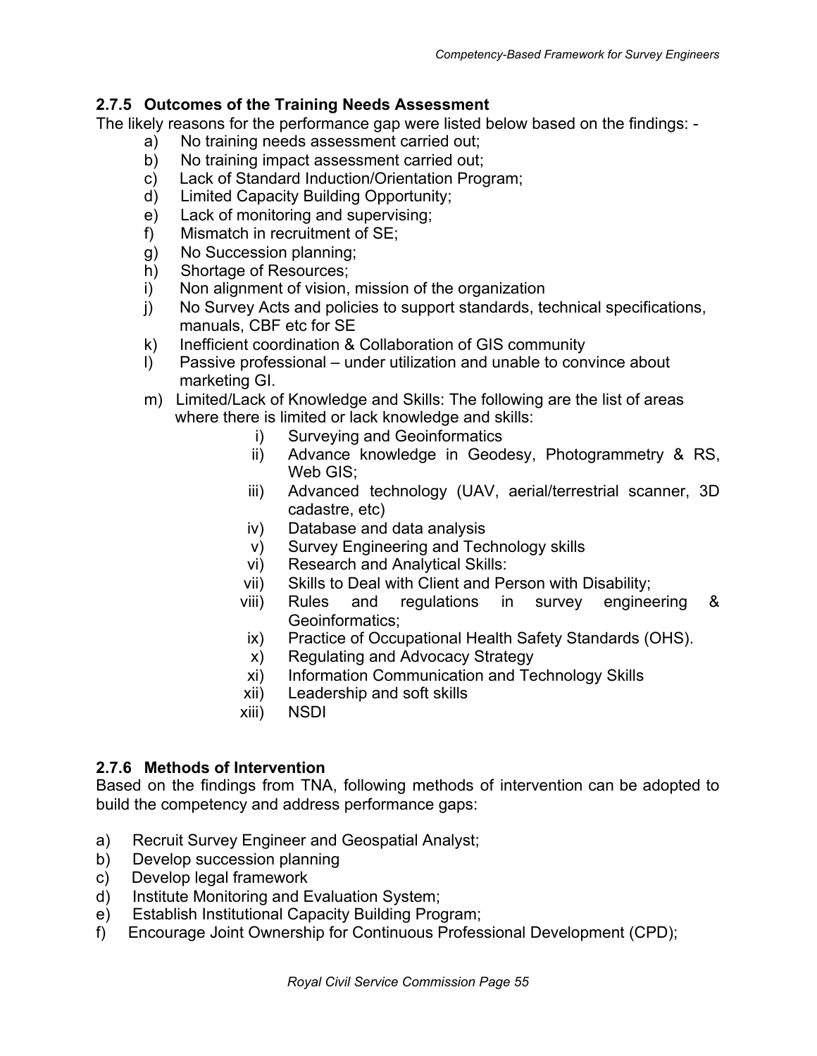### 2.7.5 Outcomes of the Training Needs Assessment

The likely reasons for the performance gap were listed below based on the findings: -

a) No training needs assessment carried out;
b) No training impact assessment carried out;
c) Lack of Standard Induction/Orientation Program;
d) Limited Capacity Building Opportunity;
e) Lack of monitoring and supervising;
f) Mismatch in recruitment of SE;
g) No Succession planning;
h) Shortage of Resources;
i) Non alignment of vision, mission of the organization
j) No Survey Acts and policies to support standards, technical specifications, manuals, CBF etc for SE
k) Inefficient coordination & Collaboration of GIS community
l) Passive professional – under utilization and unable to convince about marketing GI.
m) Limited/Lack of Knowledge and Skills: The following are the list of areas where there is limited or lack knowledge and skills:
    i) Surveying and Geoinformatics
    ii) Advance knowledge in Geodesy, Photogrammetry & RS, Web GIS;
    iii) Advanced technology (UAV, aerial/terrestrial scanner, 3D cadastre, etc)
    iv) Database and data analysis
    v) Survey Engineering and Technology skills
    vi) Research and Analytical Skills:
    vii) Skills to Deal with Client and Person with Disability;
    viii) Rules and regulations in survey engineering & Geoinformatics;
    ix) Practice of Occupational Health Safety Standards (OHS).
    x) Regulating and Advocacy Strategy
    xi) Information Communication and Technology Skills
    xii) Leadership and soft skills
    xiii) NSDI

### 2.7.6 Methods of Intervention

Based on the findings from TNA, following methods of intervention can be adopted to build the competency and address performance gaps:

a) Recruit Survey Engineer and Geospatial Analyst;
b) Develop succession planning
c) Develop legal framework
d) Institute Monitoring and Evaluation System;
e) Establish Institutional Capacity Building Program;
f) Encourage Joint Ownership for Continuous Professional Development (CPD);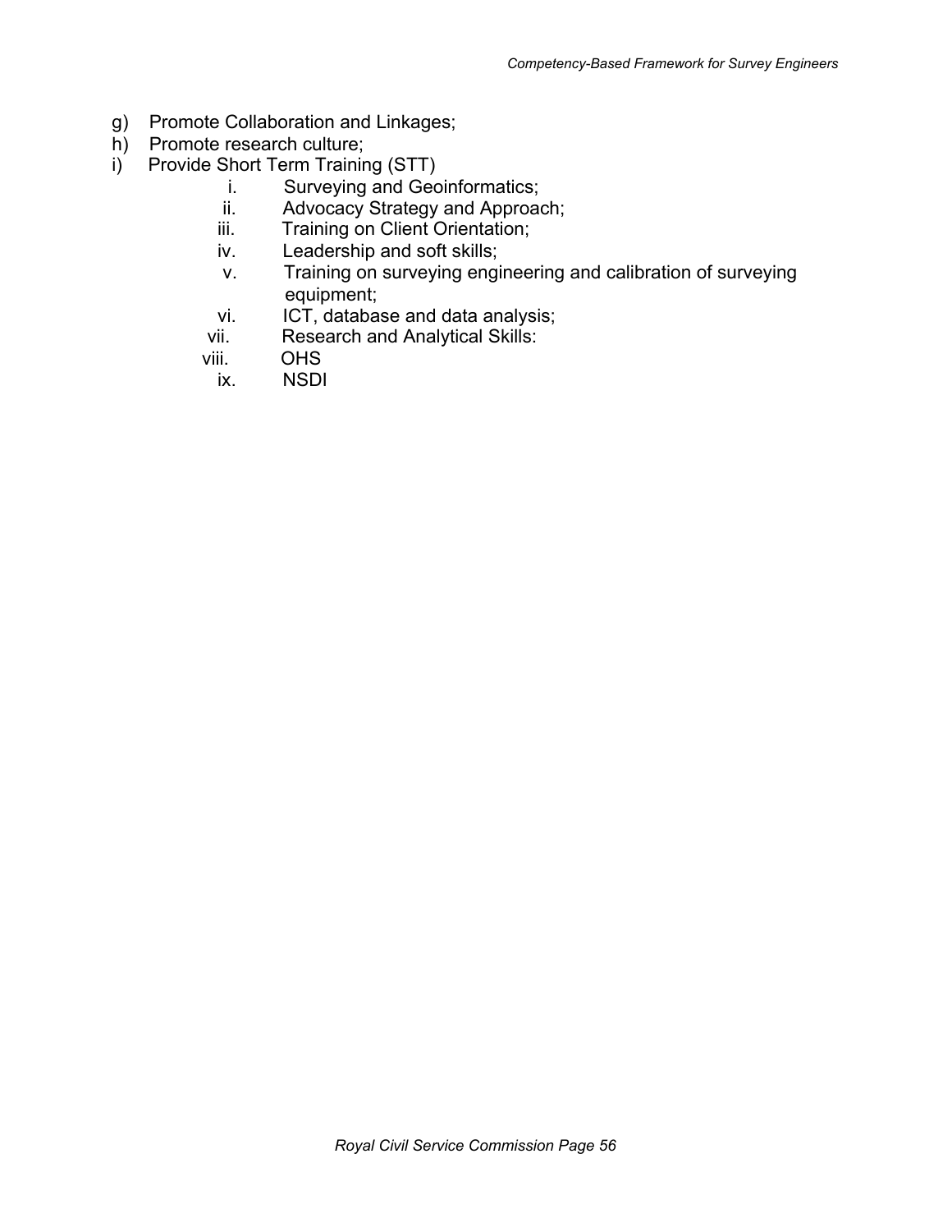g) Promote Collaboration and Linkages;
h) Promote research culture;
i) Provide Short Term Training (STT)
    i. Surveying and Geoinformatics;
    ii. Advocacy Strategy and Approach;
    iii. Training on Client Orientation;
    iv. Leadership and soft skills;
    v. Training on surveying engineering and calibration of surveying equipment;
    vi. ICT, database and data analysis;
    vii. Research and Analytical Skills:
    viii. OHS
    ix. NSDI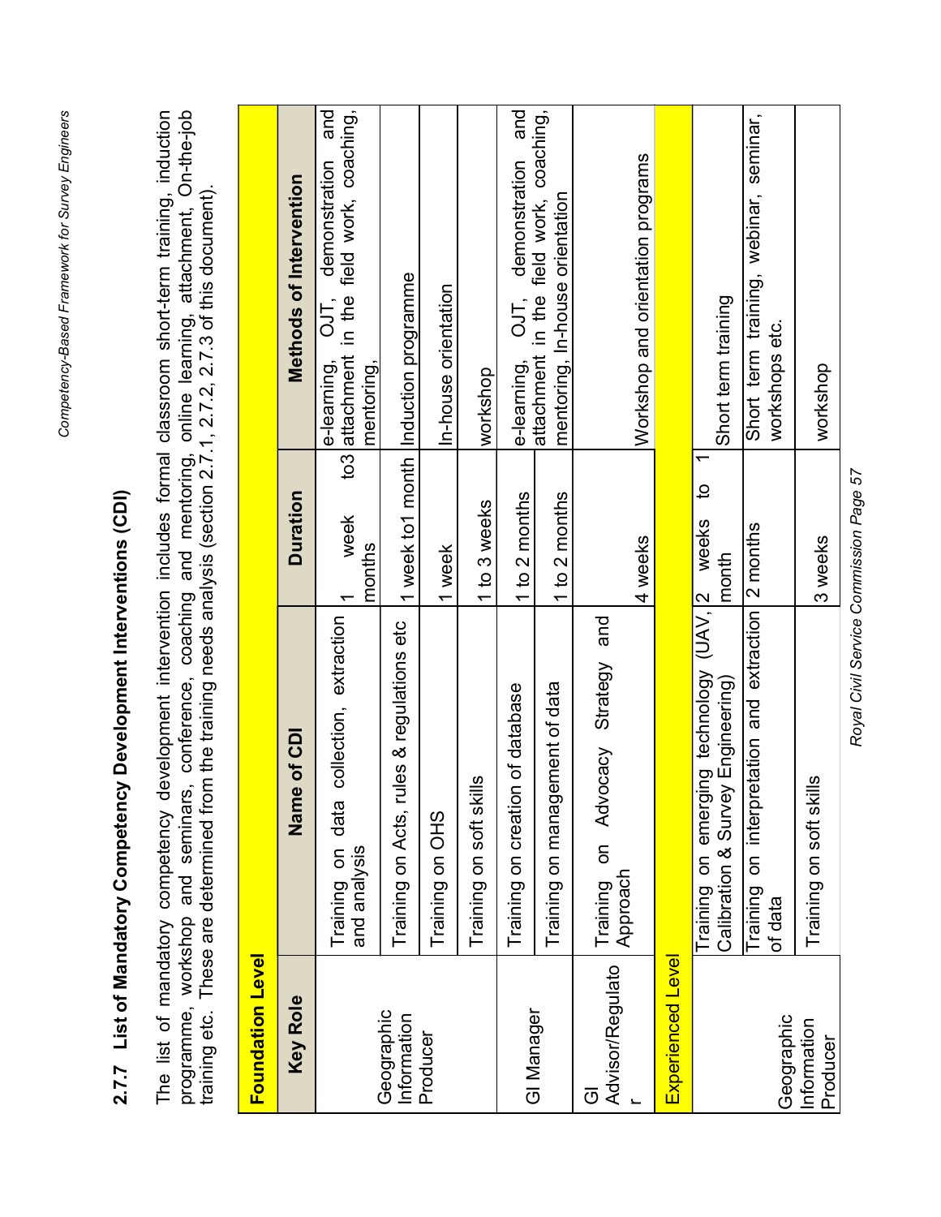### 2.7.7 List of Mandatory Competency Development Interventions (CDI)

The list of mandatory competency development intervention includes formal classroom short-term training, induction programme, workshop and seminars, conference, coaching and mentoring, online learning, attachment, On-the-job training etc. These are determined from the training needs analysis (section 2.7.1, 2.7.2, 2.7.3 of this document).

| Key Role | Name of CDI | Duration | Methods of Intervention |
|---|---|---|---|
| **Foundation Level** | | | |
| Geographic Information Producer | Training on data collection, extraction and analysis | 1 week to3 months | e-learning, OJT, demonstration and attachment in the field work, coaching, mentoring, |
| | Training on Acts, rules & regulations etc | 1 week to1 month | Induction programme |
| | Training on OHS | 1 week | In-house orientation |
| | Training on soft skills | 1 to 3 weeks | workshop |
| GI Manager | Training on creation of database | 1 to 2 months | e-learning, OJT, demonstration and attachment in the field work, coaching, mentoring, In-house orientation |
| | Training on management of data | 1 to 2 months | |
| GI Advisor/Regulator | Training on Advocacy Strategy and Approach | 4 weeks | Workshop and orientation programs |
| **Experienced Level** | | | |
| Geographic Information Producer | Training on emerging technology (UAV, Calibration & Survey Engineering) | 2 weeks to 1 month | Short term training |
| | Training on interpretation and extraction of data | 2 months | Short term training, webinar, seminar, workshops etc. |
| | Training on soft skills | 3 weeks | workshop |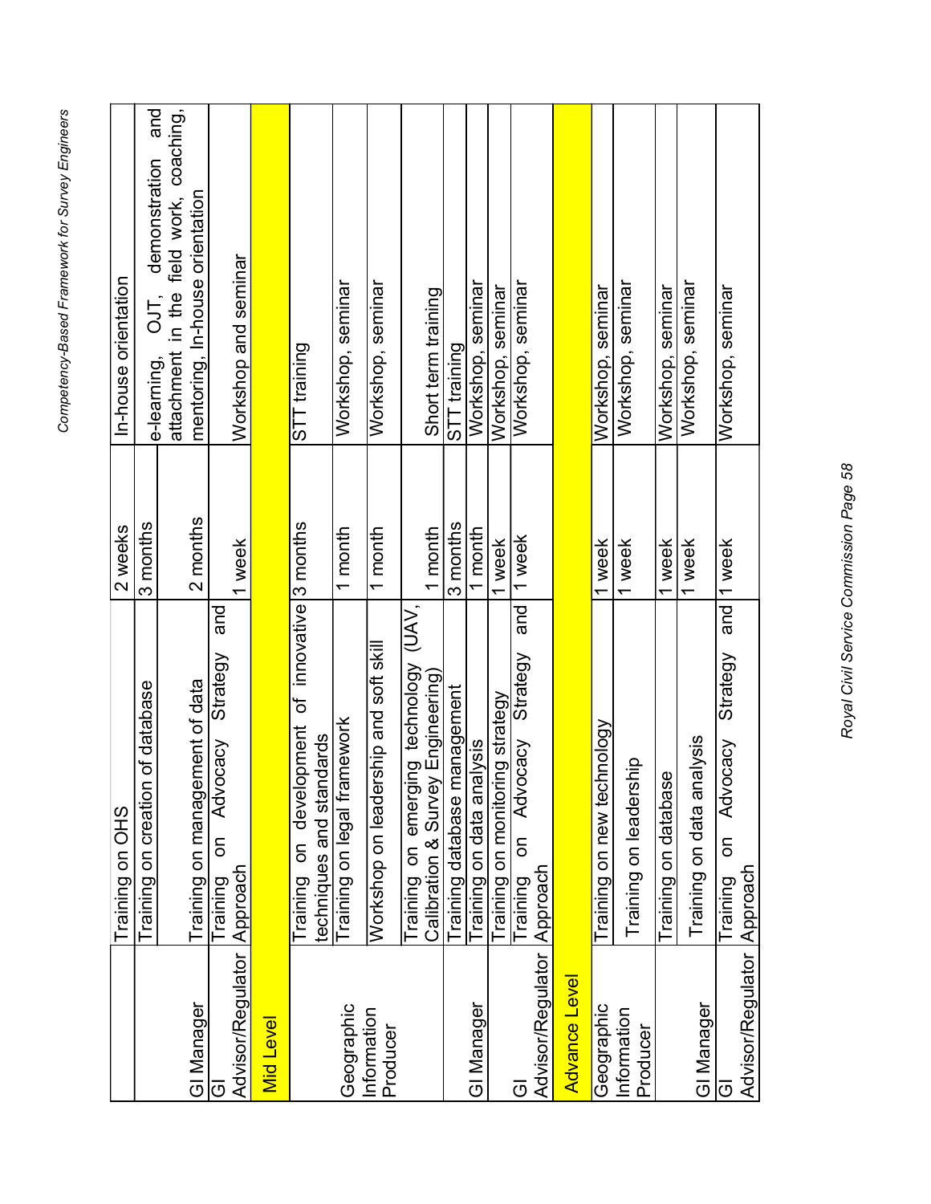|  | Training on OHS | 2 weeks | In-house orientation |
|---|---|---|---|
|  | Training on creation of database | 3 months | e-learning, OJT, demonstration and attachment in the field work, coaching, mentoring, In-house orientation |
| GI Manager | Training on management of data | 2 months |  |
| GI Advisor/Regulator | Training on Advocacy Strategy and Approach | 1 week | Workshop and seminar |
| **Mid Level** |  |  |  |
| Geographic Information Producer | Training on development of innovative techniques and standards | 3 months | STT training |
|  | Training on legal framework | 1 month | Workshop, seminar |
|  | Workshop on leadership and soft skill | 1 month | Workshop, seminar |
|  | Training on emerging technology (UAV, Calibration & Survey Engineering) | 1 month | Short term training |
| GI Manager | Training database management | 3 months | STT training |
|  | Training on data analysis | 1 month | Workshop, seminar |
|  | Training on monitoring strategy | 1 week | Workshop, seminar |
| GI Advisor/Regulator | Training on Advocacy Strategy and Approach | 1 week | Workshop, seminar |
| **Advance Level** |  |  |  |
| Geographic Information Producer | Training on new technology | 1 week | Workshop, seminar |
|  | Training on leadership | 1 week | Workshop, seminar |
| GI Manager | Training on database | 1 week | Workshop, seminar |
|  | Training on data analysis | 1 week | Workshop, seminar |
| GI Advisor/Regulator | Training on Advocacy Strategy and Approach | 1 week | Workshop, seminar |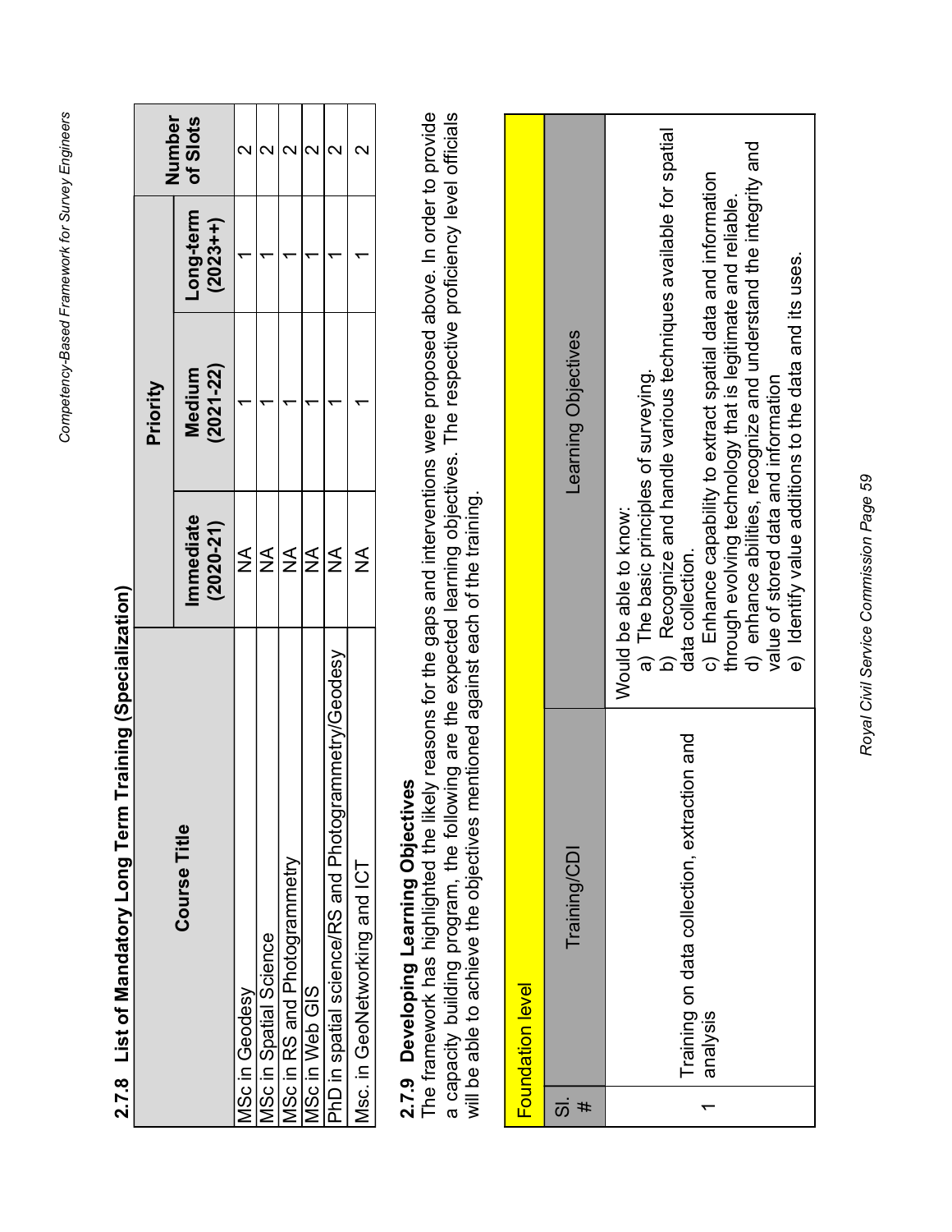### 2.7.8 List of Mandatory Long Term Training (Specialization)

| Course Title | Priority | | | Number of Slots |
|---|---|---|---|---|
| | Immediate (2020-21) | Medium (2021-22) | Long-term (2023++) | |
| MSc in Geodesy | NA | 1 | 1 | 2 |
| MSc in Spatial Science | NA | 1 | 1 | 2 |
| MSc in RS and Photogrammetry | NA | 1 | 1 | 2 |
| MSc in Web GIS | NA | 1 | 1 | 2 |
| PhD in spatial science/RS and Photogrammetry/Geodesy | NA | 1 | 1 | 2 |
| Msc. in GeoNetworking and ICT | NA | 1 | 1 | 2 |

### 2.7.9 Developing Learning Objectives

The framework has highlighted the likely reasons for the gaps and interventions were proposed above. In order to provide a capacity building program, the following are the expected learning objectives. The respective proficiency level officials will be able to achieve the objectives mentioned against each of the training.

| Foundation level | | |
|---|---|---|
| Sl. # | Training/CDI | Learning Objectives |
| 1 | Training on data collection, extraction and analysis | Would be able to know:<br>a) The basic principles of surveying.<br>b) Recognize and handle various techniques available for spatial data collection.<br>c) Enhance capability to extract spatial data and information through evolving technology that is legitimate and reliable.<br>d) enhance abilities, recognize and understand the integrity and value of stored data and information<br>e) Identify value additions to the data and its uses. |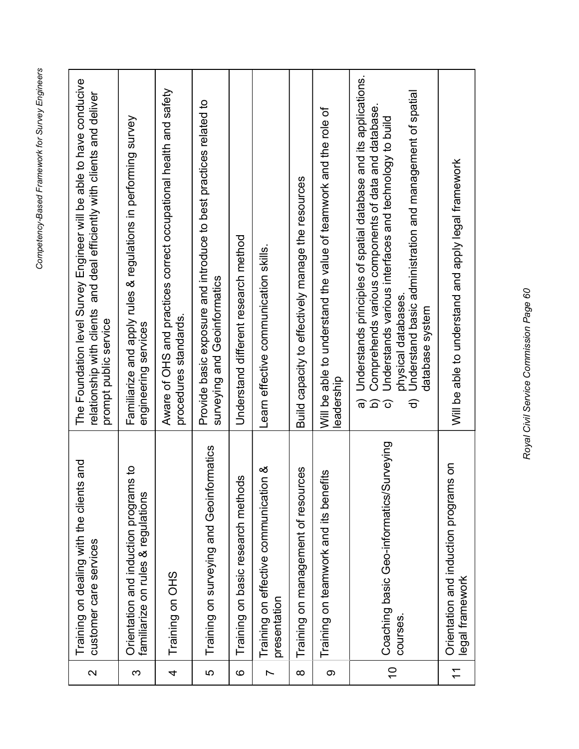| 2 | Training on dealing with the clients and customer care services | The Foundation level Survey Engineer will be able to have conducive relationship with clients and deal efficiently with clients and deliver prompt public service |
|---|---|---|
| 3 | Orientation and induction programs to familiarize on rules & regulations | Familiarize and apply rules & regulations in performing survey engineering services |
| 4 | Training on OHS | Aware of OHS and practices correct occupational health and safety procedures standards. |
| 5 | Training on surveying and Geoinformatics | Provide basic exposure and introduce to best practices related to surveying and Geoinformatics |
| 6 | Training on basic research methods | Understand different research method |
| 7 | Training on effective communication & presentation | Learn effective communication skills. |
| 8 | Training on management of resources | Build capacity to effectively manage the resources |
| 9 | Training on teamwork and its benefits | Will be able to understand the value of teamwork and the role of leadership |
| 10 | Coaching basic Geo-informatics/Surveying courses. | a) Understands principles of spatial database and its applications.<br>b) Comprehends various components of data and database.<br>c) Understands various interfaces and technology to build physical databases.<br>d) Understand basic administration and management of spatial database system |
| 11 | Orientation and induction programs on legal framework | Will be able to understand and apply legal framework |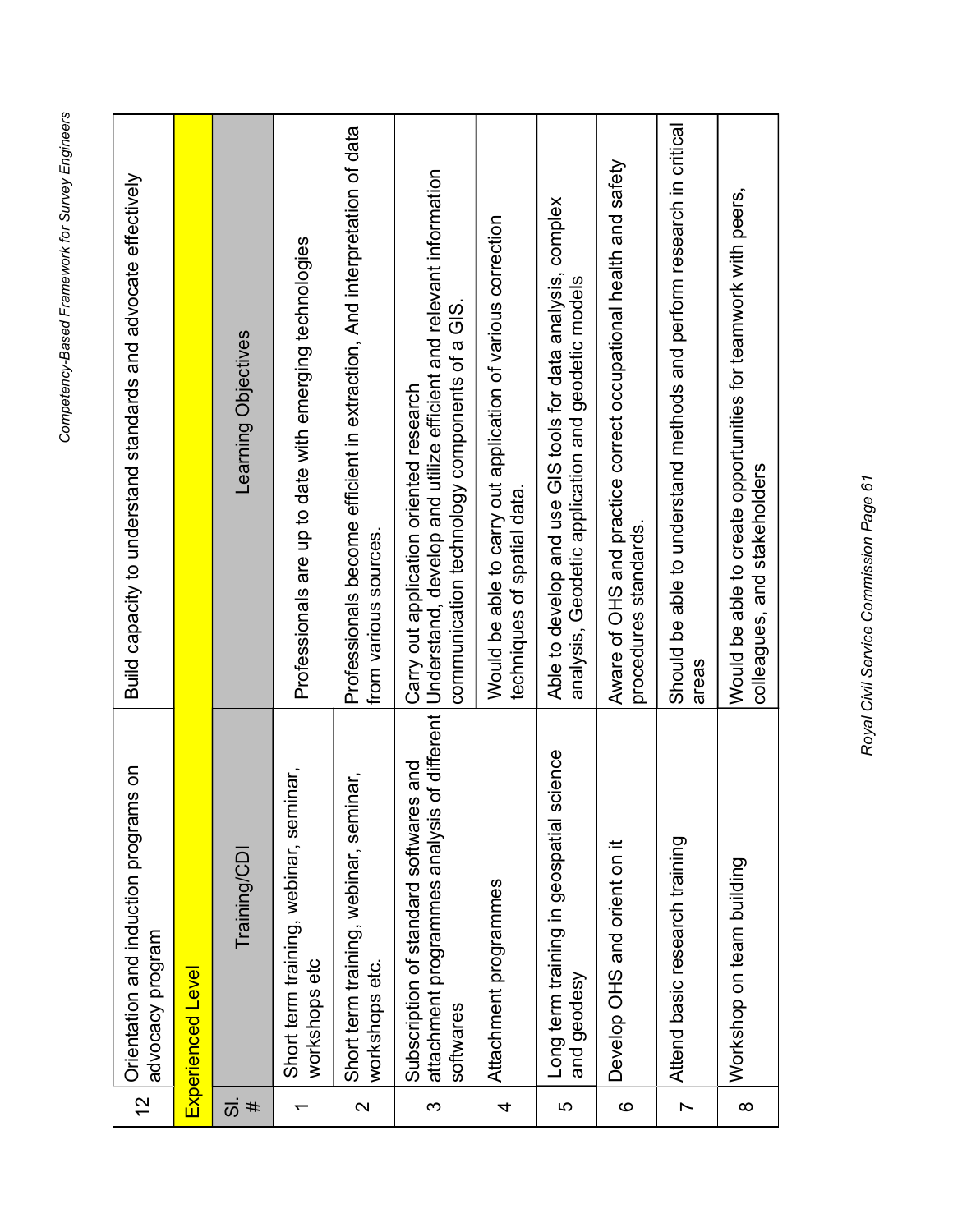| Sl. # | Training/CDI | Learning Objectives |
|---|---|---|
| 12 | Orientation and induction programs on advocacy program | Build capacity to understand standards and advocate effectively |
| **Experienced Level** | | |
| **Sl. #** | **Training/CDI** | **Learning Objectives** |
| 1 | Short term training, webinar, seminar, workshops etc | Professionals are up to date with emerging technologies |
| 2 | Short term training, webinar, seminar, workshops etc. | Professionals become efficient in extraction, And interpretation of data from various sources. |
| 3 | Subscription of standard softwares and attachment programmes analysis of different softwares | Carry out application oriented research Understand, develop and utilize efficient and relevant information communication technology components of a GIS. |
| 4 | Attachment programmes | Would be able to carry out application of various correction techniques of spatial data. |
| 5 | Long term training in geospatial science and geodesy | Able to develop and use GIS tools for data analysis, complex analysis, Geodetic application and geodetic models |
| 6 | Develop OHS and orient on it | Aware of OHS and practice correct occupational health and safety procedures standards. |
| 7 | Attend basic research training | Should be able to understand methods and perform research in critical areas |
| 8 | Workshop on team building | Would be able to create opportunities for teamwork with peers, colleagues, and stakeholders |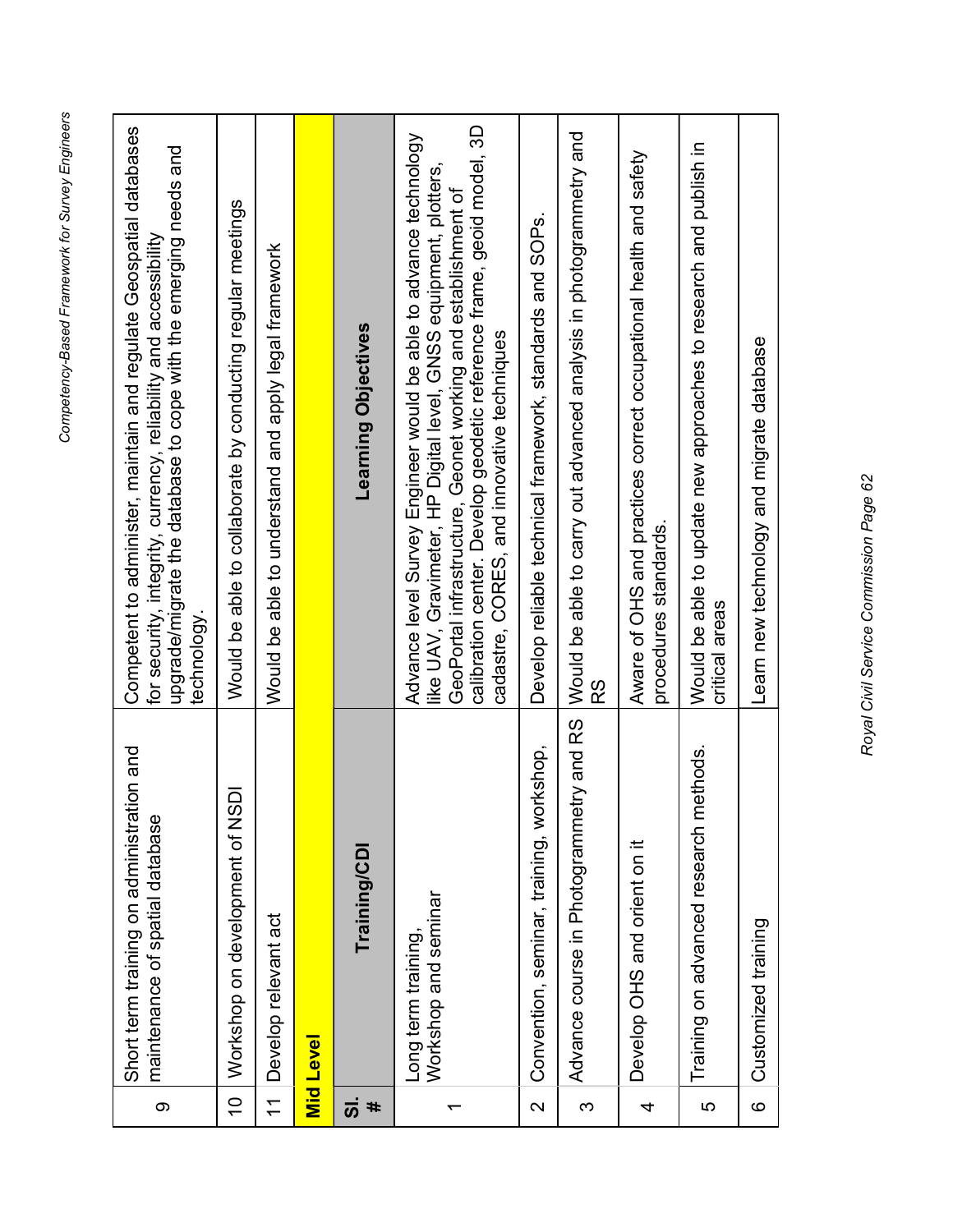| | | |
|---|---|---|
| 9 | Short term training on administration and maintenance of spatial database | Competent to administer, maintain and regulate Geospatial databases for security, integrity, currency, reliability and accessibility upgrade/migrate the database to cope with the emerging needs and technology. |
| 10 | Workshop on development of NSDI | Would be able to collaborate by conducting regular meetings |
| 11 | Develop relevant act | Would be able to understand and apply legal framework |

**Mid Level**

| Sl. # | Training/CDI | Learning Objectives |
|---|---|---|
| 1 | Long term training, Workshop and seminar | Advance level Survey Engineer would be able to advance technology like UAV, Gravimeter, HP Digital level, GNSS equipment, plotters, GeoPortal infrastructure, Geonet working and establishment of calibration center. Develop geodetic reference frame, geoid model, 3D cadastre, CORES, and innovative techniques |
| 2 | Convention, seminar, training, workshop, | Develop reliable technical framework, standards and SOPs. |
| 3 | Advance course in Photogrammetry and RS | Would be able to carry out advanced analysis in photogrammetry and RS |
| 4 | Develop OHS and orient on it | Aware of OHS and practices correct occupational health and safety procedures standards. |
| 5 | Training on advanced research methods. | Would be able to update new approaches to research and publish in critical areas |
| 6 | Customized training | Learn new technology and migrate database |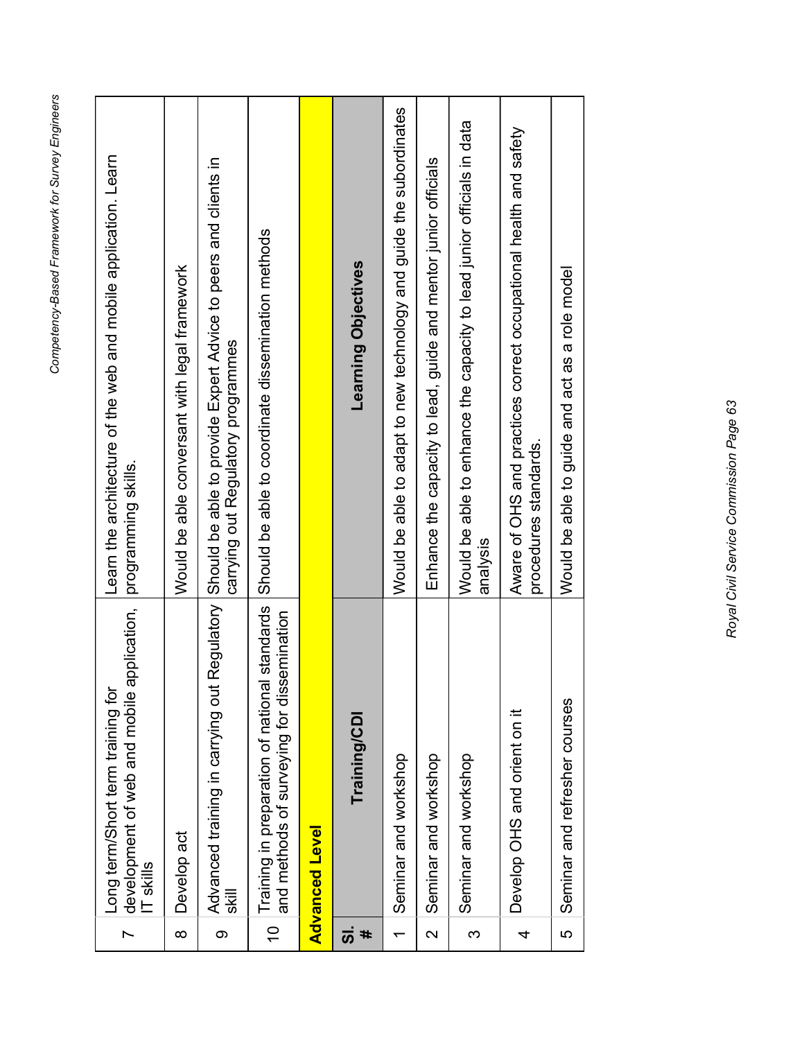| Sl. # | Training/CDI | Learning Objectives |
|---|---|---|
| 7 | Long term/Short term training for development of web and mobile application, IT skills | Learn the architecture of the web and mobile application. Learn programming skills. |
| 8 | Develop act | Would be able conversant with legal framework |
| 9 | Advanced training in carrying out Regulatory skill | Should be able to provide Expert Advice to peers and clients in carrying out Regulatory programmes |
| 10 | Training in preparation of national standards and methods of surveying for dissemination | Should be able to coordinate dissemination methods |

**Advanced Level**

| Sl. # | Training/CDI | Learning Objectives |
|---|---|---|
| 1 | Seminar and workshop | Would be able to adapt to new technology and guide the subordinates |
| 2 | Seminar and workshop | Enhance the capacity to lead, guide and mentor junior officials |
| 3 | Seminar and workshop | Would be able to enhance the capacity to lead junior officials in data analysis |
| 4 | Develop OHS and orient on it | Aware of OHS and practices correct occupational health and safety procedures standards. |
| 5 | Seminar and refresher courses | Would be able to guide and act as a role model |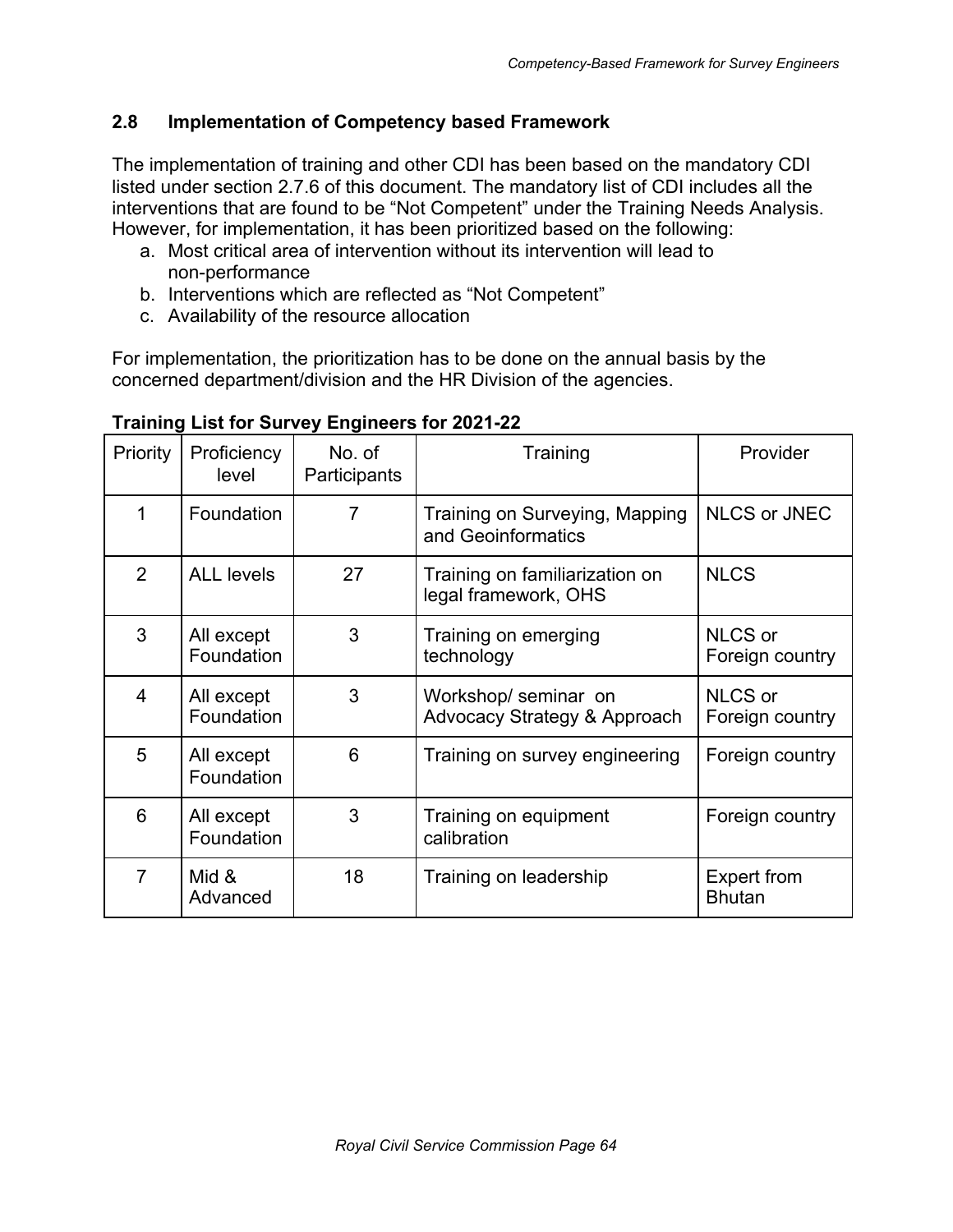## 2.8 Implementation of Competency based Framework

The implementation of training and other CDI has been based on the mandatory CDI listed under section 2.7.6 of this document. The mandatory list of CDI includes all the interventions that are found to be "Not Competent" under the Training Needs Analysis. However, for implementation, it has been prioritized based on the following:

a. Most critical area of intervention without its intervention will lead to non-performance
b. Interventions which are reflected as "Not Competent"
c. Availability of the resource allocation

For implementation, the prioritization has to be done on the annual basis by the concerned department/division and the HR Division of the agencies.

**Training List for Survey Engineers for 2021-22**

| Priority | Proficiency level | No. of Participants | Training | Provider |
|---|---|---|---|---|
| 1 | Foundation | 7 | Training on Surveying, Mapping and Geoinformatics | NLCS or JNEC |
| 2 | ALL levels | 27 | Training on familiarization on legal framework, OHS | NLCS |
| 3 | All except Foundation | 3 | Training on emerging technology | NLCS or Foreign country |
| 4 | All except Foundation | 3 | Workshop/ seminar on Advocacy Strategy & Approach | NLCS or Foreign country |
| 5 | All except Foundation | 6 | Training on survey engineering | Foreign country |
| 6 | All except Foundation | 3 | Training on equipment calibration | Foreign country |
| 7 | Mid & Advanced | 18 | Training on leadership | Expert from Bhutan |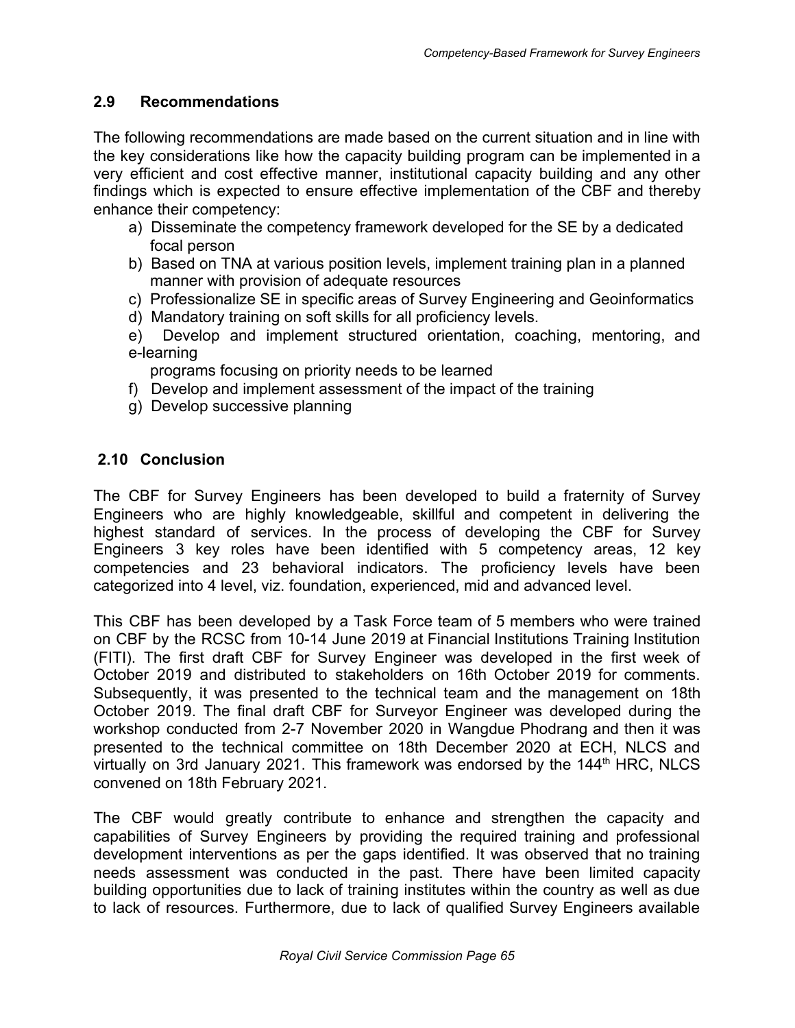## 2.9 Recommendations

The following recommendations are made based on the current situation and in line with the key considerations like how the capacity building program can be implemented in a very efficient and cost effective manner, institutional capacity building and any other findings which is expected to ensure effective implementation of the CBF and thereby enhance their competency:

a) Disseminate the competency framework developed for the SE by a dedicated focal person
b) Based on TNA at various position levels, implement training plan in a planned manner with provision of adequate resources
c) Professionalize SE in specific areas of Survey Engineering and Geoinformatics
d) Mandatory training on soft skills for all proficiency levels.
e) Develop and implement structured orientation, coaching, mentoring, and e-learning programs focusing on priority needs to be learned
f) Develop and implement assessment of the impact of the training
g) Develop successive planning

## 2.10 Conclusion

The CBF for Survey Engineers has been developed to build a fraternity of Survey Engineers who are highly knowledgeable, skillful and competent in delivering the highest standard of services. In the process of developing the CBF for Survey Engineers 3 key roles have been identified with 5 competency areas, 12 key competencies and 23 behavioral indicators. The proficiency levels have been categorized into 4 level, viz. foundation, experienced, mid and advanced level.

This CBF has been developed by a Task Force team of 5 members who were trained on CBF by the RCSC from 10-14 June 2019 at Financial Institutions Training Institution (FITI). The first draft CBF for Survey Engineer was developed in the first week of October 2019 and distributed to stakeholders on 16th October 2019 for comments. Subsequently, it was presented to the technical team and the management on 18th October 2019. The final draft CBF for Surveyor Engineer was developed during the workshop conducted from 2-7 November 2020 in Wangdue Phodrang and then it was presented to the technical committee on 18th December 2020 at ECH, NLCS and virtually on 3rd January 2021. This framework was endorsed by the 144th HRC, NLCS convened on 18th February 2021.

The CBF would greatly contribute to enhance and strengthen the capacity and capabilities of Survey Engineers by providing the required training and professional development interventions as per the gaps identified. It was observed that no training needs assessment was conducted in the past. There have been limited capacity building opportunities due to lack of training institutes within the country as well as due to lack of resources. Furthermore, due to lack of qualified Survey Engineers available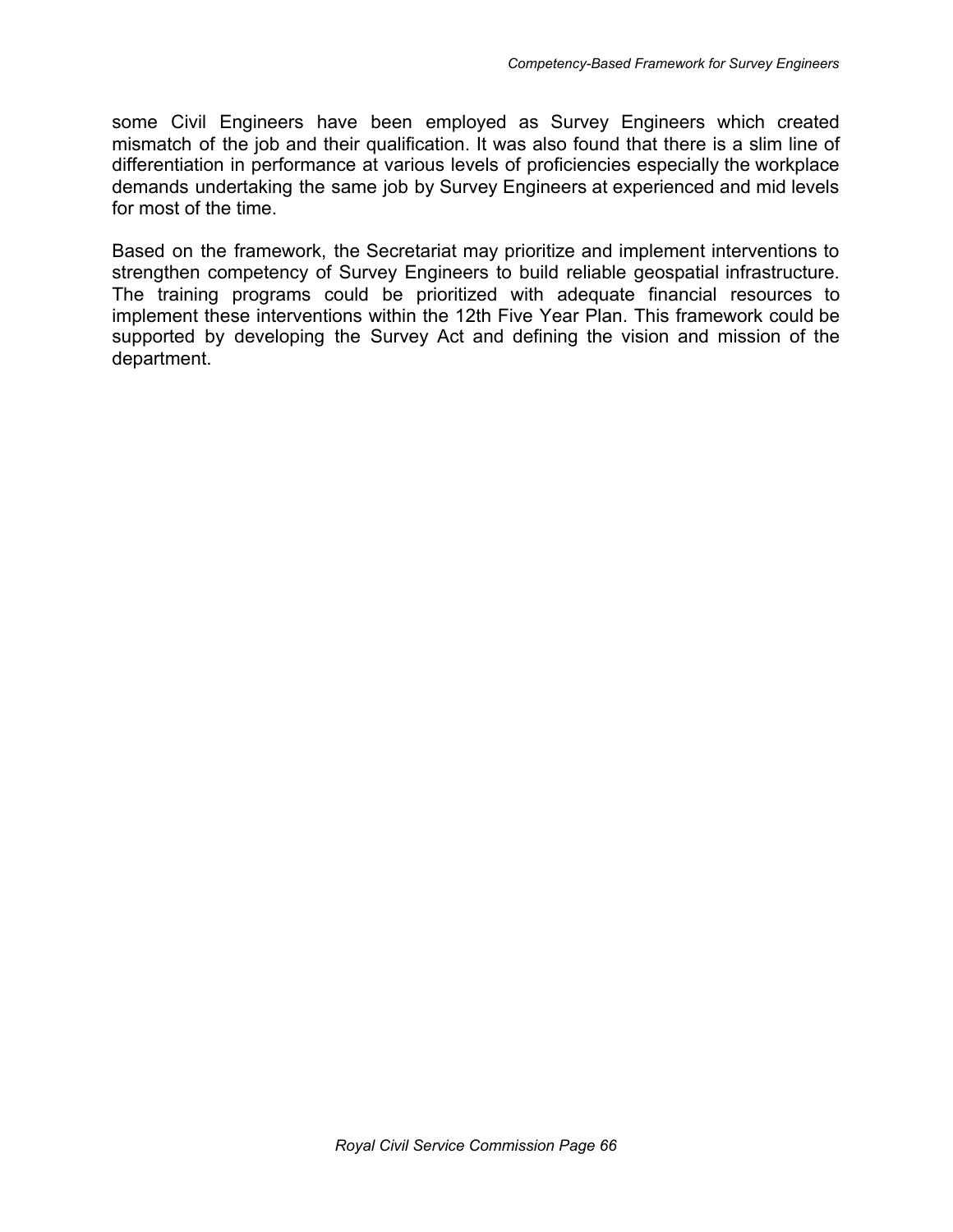some Civil Engineers have been employed as Survey Engineers which created mismatch of the job and their qualification. It was also found that there is a slim line of differentiation in performance at various levels of proficiencies especially the workplace demands undertaking the same job by Survey Engineers at experienced and mid levels for most of the time.

Based on the framework, the Secretariat may prioritize and implement interventions to strengthen competency of Survey Engineers to build reliable geospatial infrastructure. The training programs could be prioritized with adequate financial resources to implement these interventions within the 12th Five Year Plan. This framework could be supported by developing the Survey Act and defining the vision and mission of the department.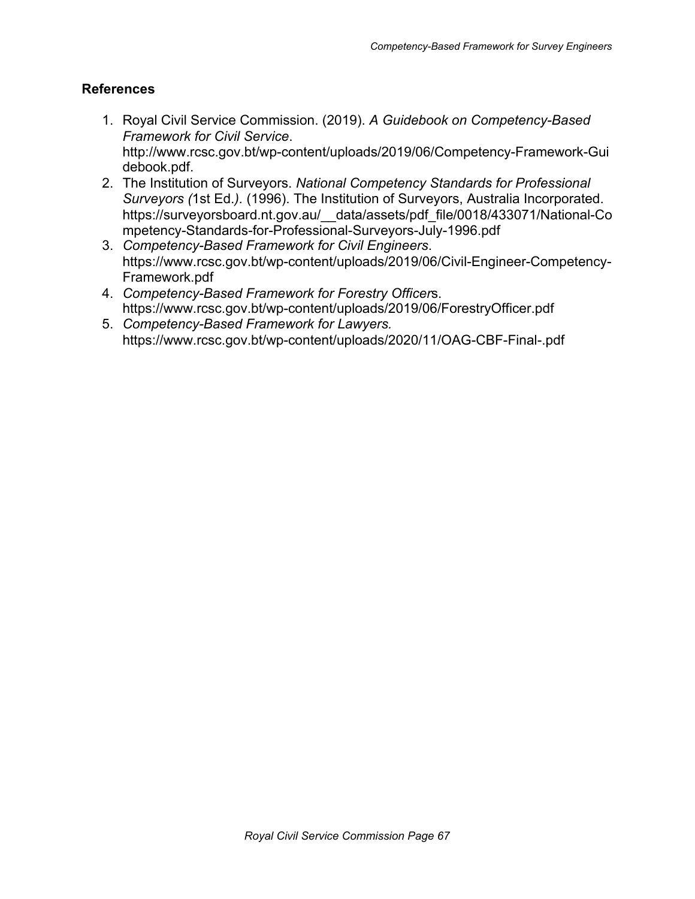## References

1. Royal Civil Service Commission. (2019). *A Guidebook on Competency-Based Framework for Civil Service*. http://www.rcsc.gov.bt/wp-content/uploads/2019/06/Competency-Framework-Guidebook.pdf.
2. The Institution of Surveyors. *National Competency Standards for Professional Surveyors (*1st Ed.*).* (1996). The Institution of Surveyors, Australia Incorporated. https://surveyorsboard.nt.gov.au/__data/assets/pdf_file/0018/433071/National-Competency-Standards-for-Professional-Surveyors-July-1996.pdf
3. *Competency-Based Framework for Civil Engineers*. https://www.rcsc.gov.bt/wp-content/uploads/2019/06/Civil-Engineer-Competency-Framework.pdf
4. *Competency-Based Framework for Forestry Officer*s. https://www.rcsc.gov.bt/wp-content/uploads/2019/06/ForestryOfficer.pdf
5. *Competency-Based Framework for Lawyers.* https://www.rcsc.gov.bt/wp-content/uploads/2020/11/OAG-CBF-Final-.pdf